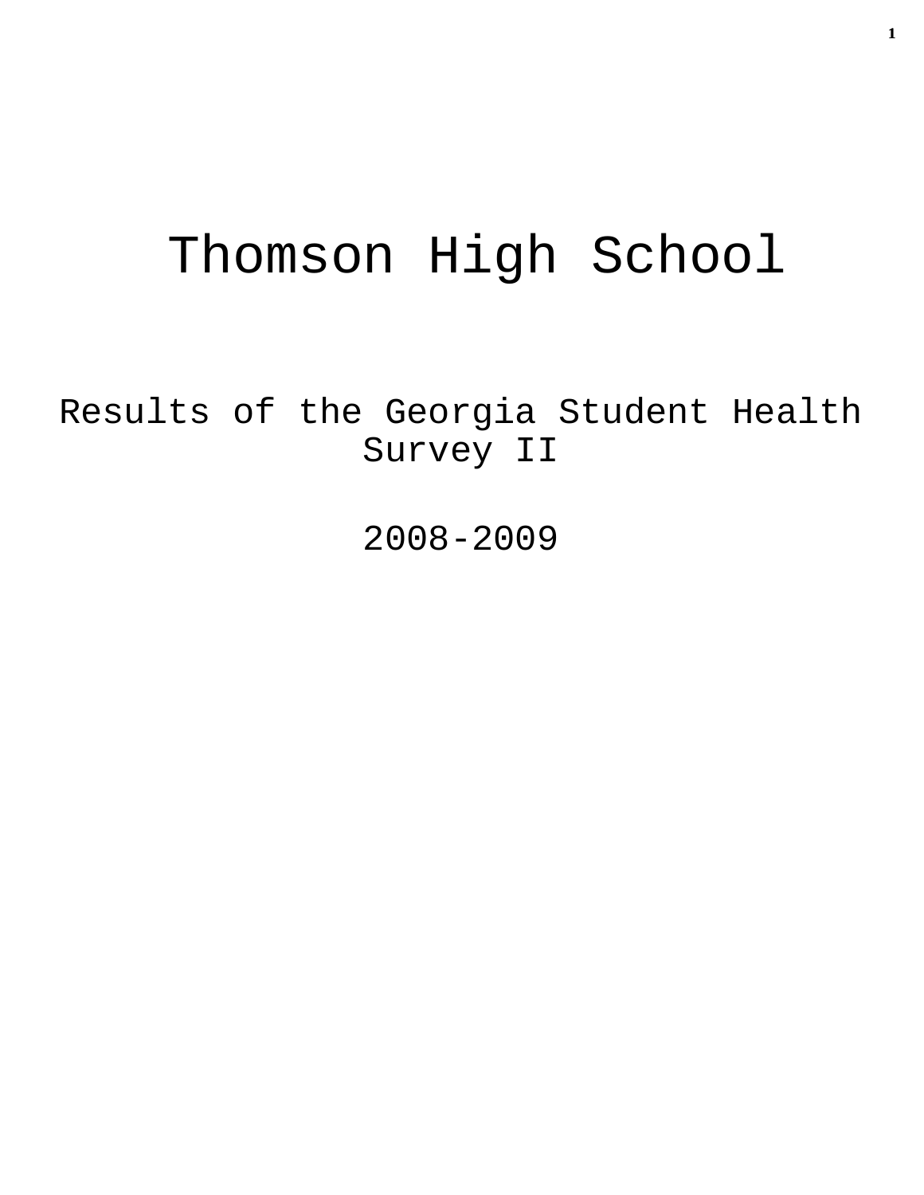# Thomson High School

Results of the Georgia Student Health Survey II

2008-2009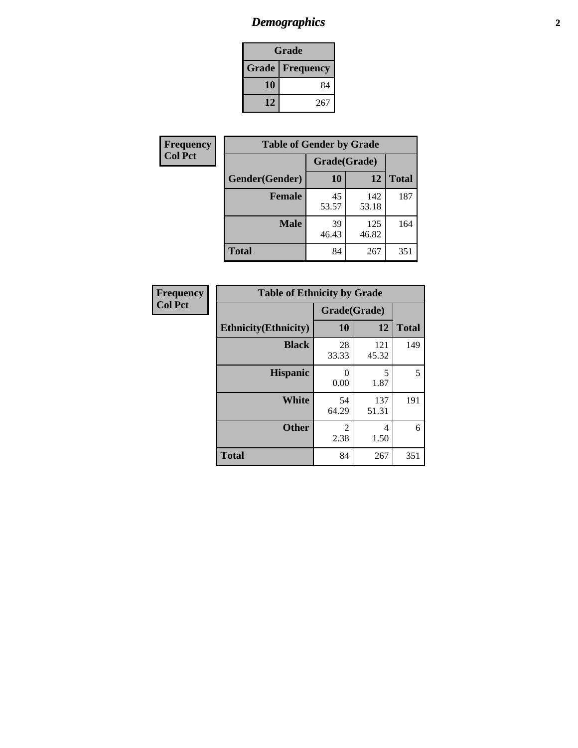## Demographics

| Grade | |
|---|---|
| **Grade** | **Frequency** |
| **10** | 84 |
| **12** | 267 |

**Frequency**
**Col Pct**

| Table of Gender by Grade | | | |
|---|---|---|---|
| | Grade(Grade) | | |
| **Gender(Gender)** | **10** | **12** | **Total** |
| **Female** | 45<br>53.57 | 142<br>53.18 | 187 |
| **Male** | 39<br>46.43 | 125<br>46.82 | 164 |
| **Total** | 84 | 267 | 351 |

**Frequency**
**Col Pct**

| Table of Ethnicity by Grade | | | |
|---|---|---|---|
| | Grade(Grade) | | |
| **Ethnicity(Ethnicity)** | **10** | **12** | **Total** |
| **Black** | 28<br>33.33 | 121<br>45.32 | 149 |
| **Hispanic** | 0<br>0.00 | 5<br>1.87 | 5 |
| **White** | 54<br>64.29 | 137<br>51.31 | 191 |
| **Other** | 2<br>2.38 | 4<br>1.50 | 6 |
| **Total** | 84 | 267 | 351 |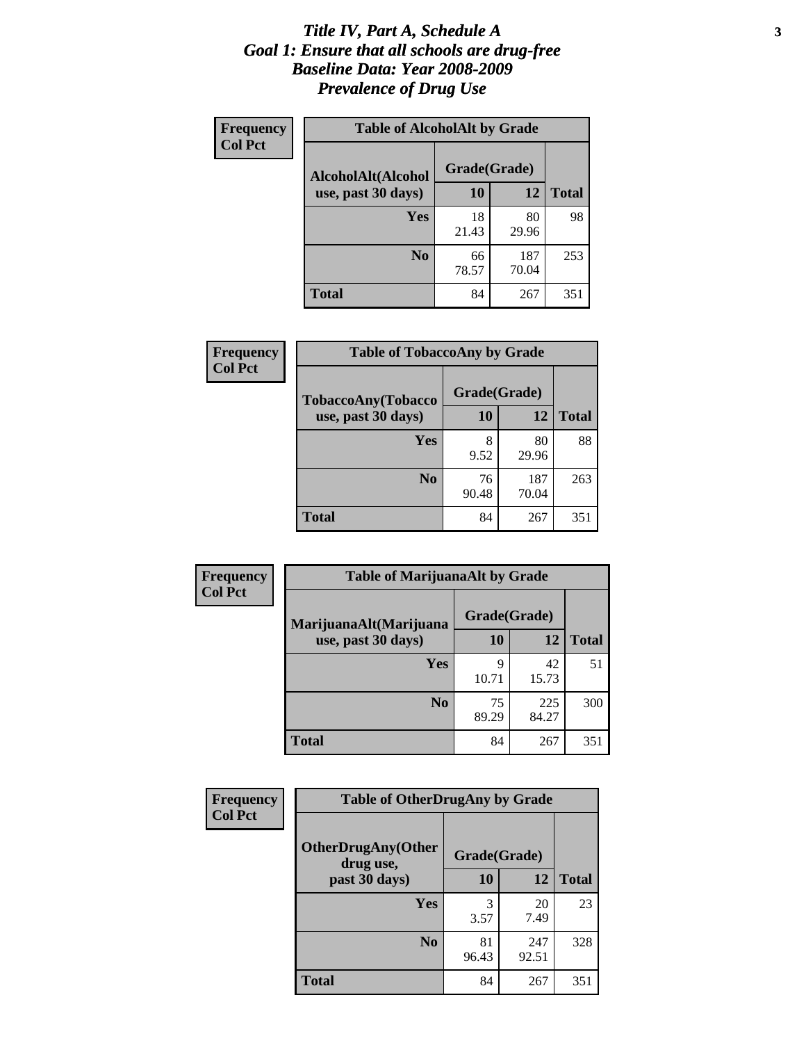# Title IV, Part A, Schedule A
# Goal 1: Ensure that all schools are drug-free
# Baseline Data: Year 2008-2009
# Prevalence of Drug Use

**Frequency**
**Col Pct**

| Table of AlcoholAlt by Grade | | | |
|---|---|---|---|
| **AlcoholAlt(Alcohol use, past 30 days)** | **Grade(Grade)** | | |
| | **10** | **12** | **Total** |
| **Yes** | 18<br>21.43 | 80<br>29.96 | 98 |
| **No** | 66<br>78.57 | 187<br>70.04 | 253 |
| **Total** | 84 | 267 | 351 |

**Frequency**
**Col Pct**

| Table of TobaccoAny by Grade | | | |
|---|---|---|---|
| **TobaccoAny(Tobacco use, past 30 days)** | **Grade(Grade)** | | |
| | **10** | **12** | **Total** |
| **Yes** | 8<br>9.52 | 80<br>29.96 | 88 |
| **No** | 76<br>90.48 | 187<br>70.04 | 263 |
| **Total** | 84 | 267 | 351 |

**Frequency**
**Col Pct**

| Table of MarijuanaAlt by Grade | | | |
|---|---|---|---|
| **MarijuanaAlt(Marijuana use, past 30 days)** | **Grade(Grade)** | | |
| | **10** | **12** | **Total** |
| **Yes** | 9<br>10.71 | 42<br>15.73 | 51 |
| **No** | 75<br>89.29 | 225<br>84.27 | 300 |
| **Total** | 84 | 267 | 351 |

**Frequency**
**Col Pct**

| Table of OtherDrugAny by Grade | | | |
|---|---|---|---|
| **OtherDrugAny(Other drug use, past 30 days)** | **Grade(Grade)** | | |
| | **10** | **12** | **Total** |
| **Yes** | 3<br>3.57 | 20<br>7.49 | 23 |
| **No** | 81<br>96.43 | 247<br>92.51 | 328 |
| **Total** | 84 | 267 | 351 |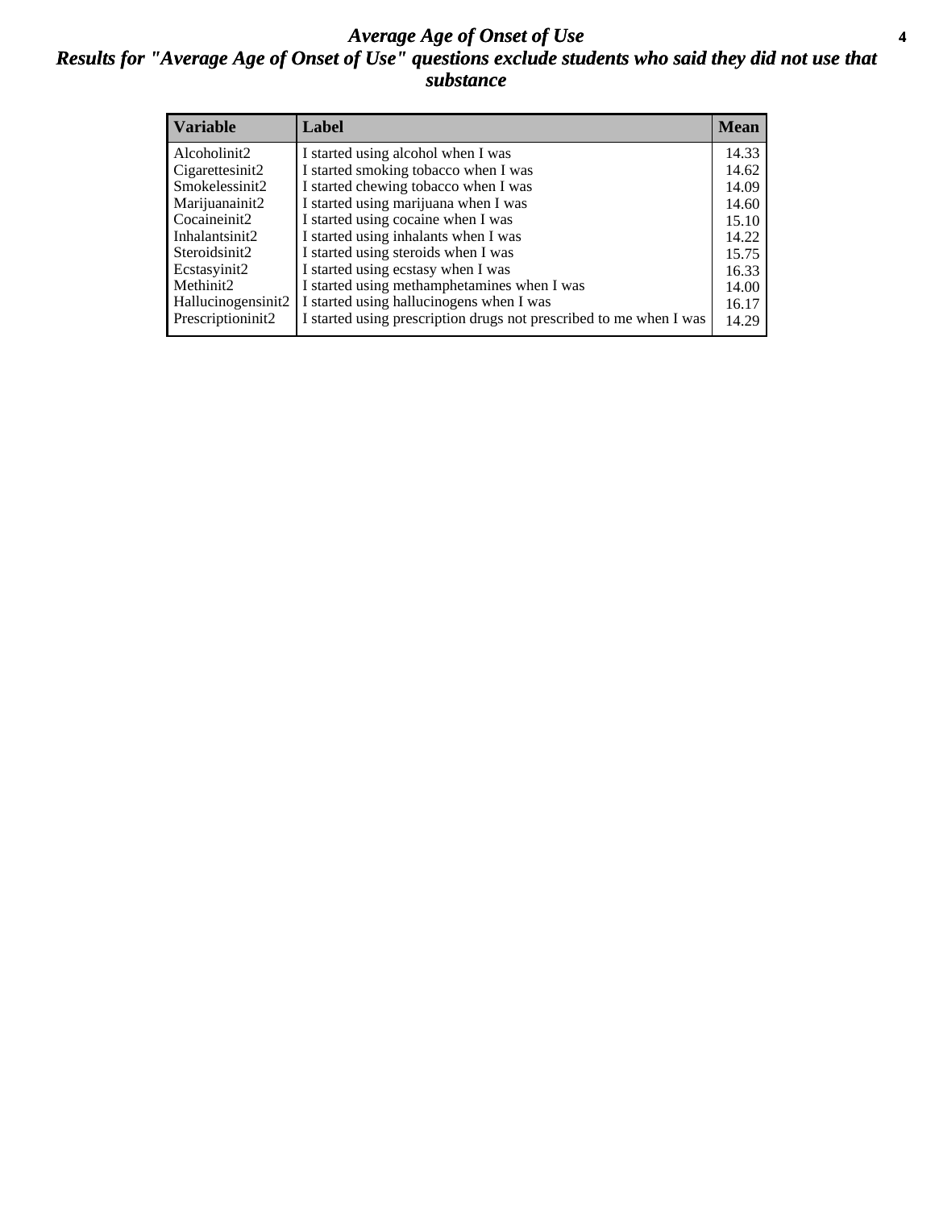# Average Age of Onset of Use

## Results for "Average Age of Onset of Use" questions exclude students who said they did not use that substance

| Variable | Label | Mean |
|---|---|---|
| Alcoholinit2 | I started using alcohol when I was | 14.33 |
| Cigarettesinit2 | I started smoking tobacco when I was | 14.62 |
| Smokelessinit2 | I started chewing tobacco when I was | 14.09 |
| Marijuanainit2 | I started using marijuana when I was | 14.60 |
| Cocaineinit2 | I started using cocaine when I was | 15.10 |
| Inhalantsinit2 | I started using inhalants when I was | 14.22 |
| Steroidsinit2 | I started using steroids when I was | 15.75 |
| Ecstasyinit2 | I started using ecstasy when I was | 16.33 |
| Methinit2 | I started using methamphetamines when I was | 14.00 |
| Hallucinogensinit2 | I started using hallucinogens when I was | 16.17 |
| Prescriptioninit2 | I started using prescription drugs not prescribed to me when I was | 14.29 |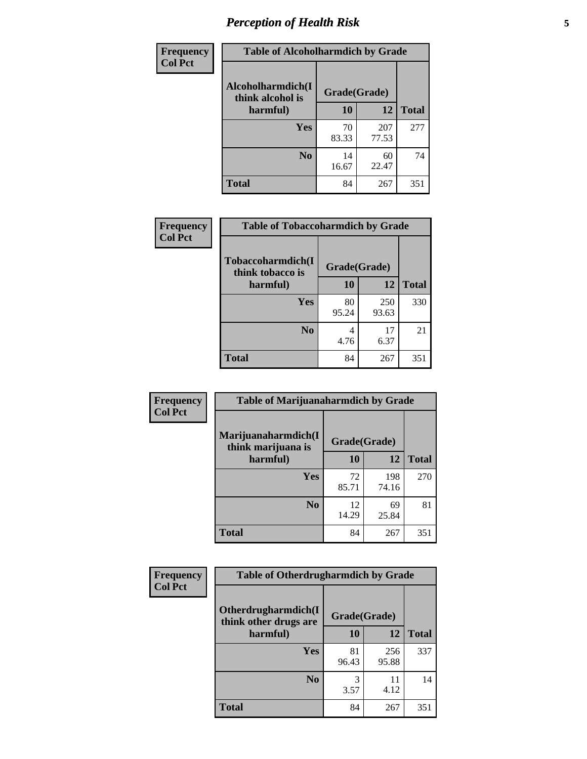# Perception of Health Risk

| Frequency Col Pct | Table of Alcoholharmdich by Grade | | |
|---|---|---|---|
| Alcoholharmdich(I think alcohol is harmful) | Grade(Grade) | | |
| | 10 | 12 | Total |
| Yes | 70<br>83.33 | 207<br>77.53 | 277 |
| No | 14<br>16.67 | 60<br>22.47 | 74 |
| Total | 84 | 267 | 351 |

| Frequency Col Pct | Table of Tobaccoharmdich by Grade | | |
|---|---|---|---|
| Tobaccoharmdich(I think tobacco is harmful) | Grade(Grade) | | |
| | 10 | 12 | Total |
| Yes | 80<br>95.24 | 250<br>93.63 | 330 |
| No | 4<br>4.76 | 17<br>6.37 | 21 |
| Total | 84 | 267 | 351 |

| Frequency Col Pct | Table of Marijuanaharmdich by Grade | | |
|---|---|---|---|
| Marijuanaharmdich(I think marijuana is harmful) | Grade(Grade) | | |
| | 10 | 12 | Total |
| Yes | 72<br>85.71 | 198<br>74.16 | 270 |
| No | 12<br>14.29 | 69<br>25.84 | 81 |
| Total | 84 | 267 | 351 |

| Frequency Col Pct | Table of Otherdrugharmdich by Grade | | |
|---|---|---|---|
| Otherdrugharmdich(I think other drugs are harmful) | Grade(Grade) | | |
| | 10 | 12 | Total |
| Yes | 81<br>96.43 | 256<br>95.88 | 337 |
| No | 3<br>3.57 | 11<br>4.12 | 14 |
| Total | 84 | 267 | 351 |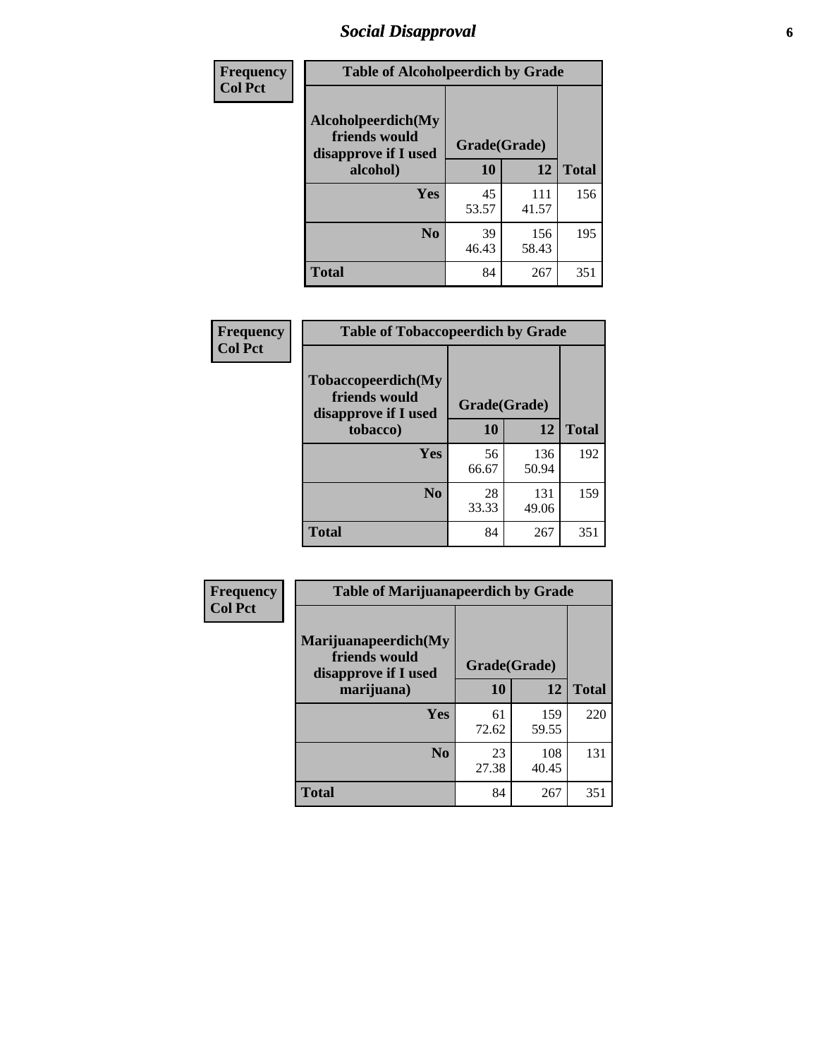# Social Disapproval

| Frequency<br>Col Pct |
|---|

**Table of Alcoholpeerdich by Grade**

| Alcoholpeerdich(My friends would disapprove if I used alcohol) | Grade(Grade) 10 | 12 | Total |
|---|---|---|---|
| Yes | 45<br>53.57 | 111<br>41.57 | 156 |
| No | 39<br>46.43 | 156<br>58.43 | 195 |
| Total | 84 | 267 | 351 |

| Frequency<br>Col Pct |
|---|

**Table of Tobaccopeerdich by Grade**

| Tobaccopeerdich(My friends would disapprove if I used tobacco) | Grade(Grade) 10 | 12 | Total |
|---|---|---|---|
| Yes | 56<br>66.67 | 136<br>50.94 | 192 |
| No | 28<br>33.33 | 131<br>49.06 | 159 |
| Total | 84 | 267 | 351 |

| Frequency<br>Col Pct |
|---|

**Table of Marijuanapeerdich by Grade**

| Marijuanapeerdich(My friends would disapprove if I used marijuana) | Grade(Grade) 10 | 12 | Total |
|---|---|---|---|
| Yes | 61<br>72.62 | 159<br>59.55 | 220 |
| No | 23<br>27.38 | 108<br>40.45 | 131 |
| Total | 84 | 267 | 351 |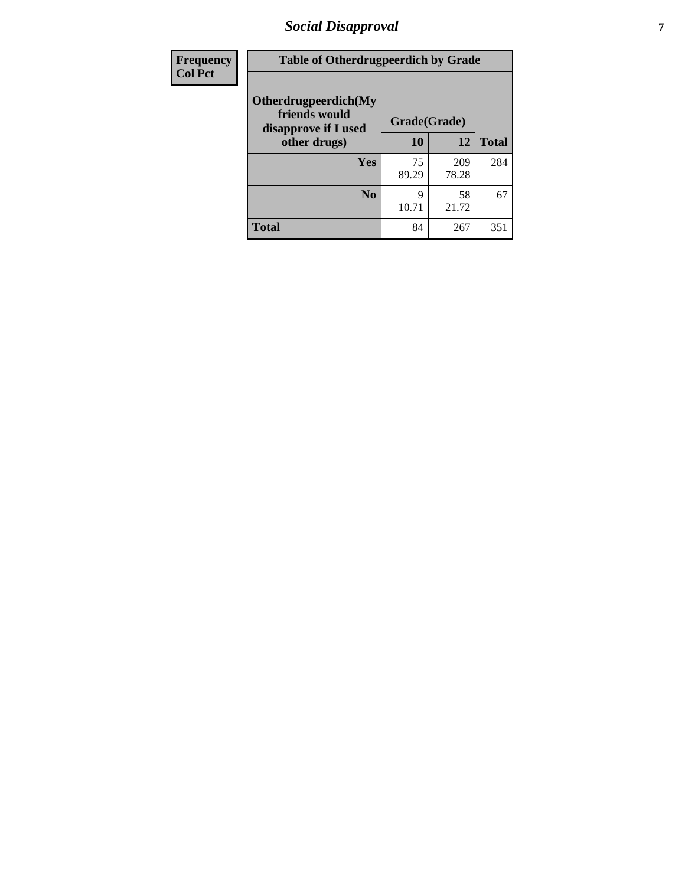| Frequency<br>Col Pct |
|---|

| Table of Otherdrugpeerdich by Grade | | | |
|---|---|---|---|
| Otherdrugpeerdich(My friends would disapprove if I used other drugs) | Grade(Grade) | | Total |
| | 10 | 12 | |
| Yes | 75<br>89.29 | 209<br>78.28 | 284 |
| No | 9<br>10.71 | 58<br>21.72 | 67 |
| Total | 84 | 267 | 351 |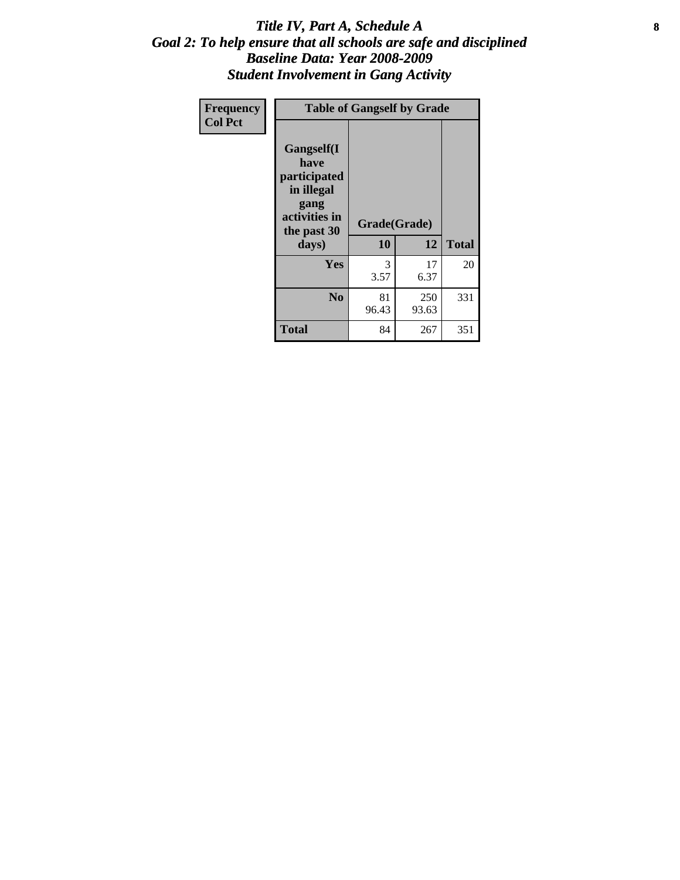# *Title IV, Part A, Schedule A*
## *Goal 2: To help ensure that all schools are safe and disciplined*
## *Baseline Data: Year 2008-2009*
## *Student Involvement in Gang Activity*

| Frequency<br>Col Pct | Table of Gangself by Grade | | |
|---|---|---|---|
| Gangself(I have participated in illegal gang activities in the past 30 days) | Grade(Grade) | | |
| | 10 | 12 | Total |
| Yes | 3<br>3.57 | 17<br>6.37 | 20 |
| No | 81<br>96.43 | 250<br>93.63 | 331 |
| Total | 84 | 267 | 351 |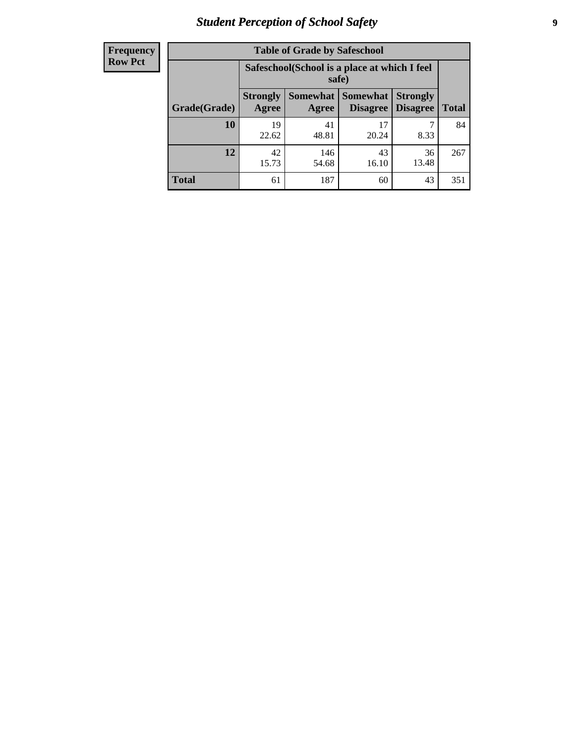| Frequency<br>Row Pct |
|---|

**Table of Grade by Safeschool**

| Grade(Grade) | Safeschool(School is a place at which I feel safe) | | | | Total |
|---|---|---|---|---|---|
| | Strongly Agree | Somewhat Agree | Somewhat Disagree | Strongly Disagree | |
| 10 | 19<br>22.62 | 41<br>48.81 | 17<br>20.24 | 7<br>8.33 | 84 |
| 12 | 42<br>15.73 | 146<br>54.68 | 43<br>16.10 | 36<br>13.48 | 267 |
| Total | 61 | 187 | 60 | 43 | 351 |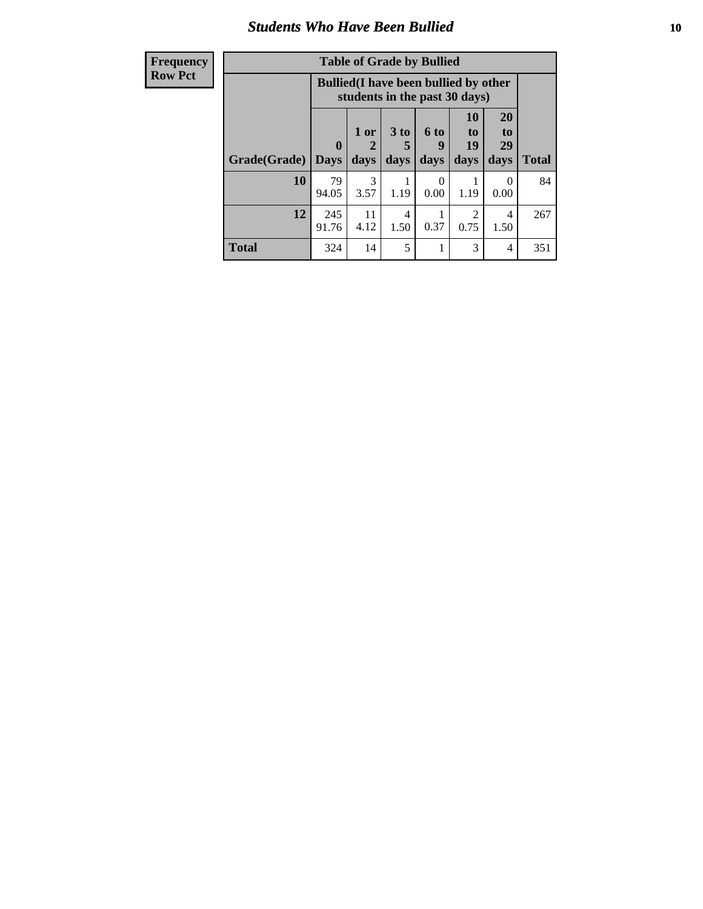## Students Who Have Been Bullied

| Frequency<br>Row Pct | Table of Grade by Bullied | | | | | | |
|---|---|---|---|---|---|---|---|
| | Bullied(I have been bullied by other students in the past 30 days) | | | | | | |
| Grade(Grade) | 0 Days | 1 or 2 days | 3 to 5 days | 6 to 9 days | 10 to 19 days | 20 to 29 days | Total |
| 10 | 79<br>94.05 | 3<br>3.57 | 1<br>1.19 | 0<br>0.00 | 1<br>1.19 | 0<br>0.00 | 84 |
| 12 | 245<br>91.76 | 11<br>4.12 | 4<br>1.50 | 1<br>0.37 | 2<br>0.75 | 4<br>1.50 | 267 |
| Total | 324 | 14 | 5 | 1 | 3 | 4 | 351 |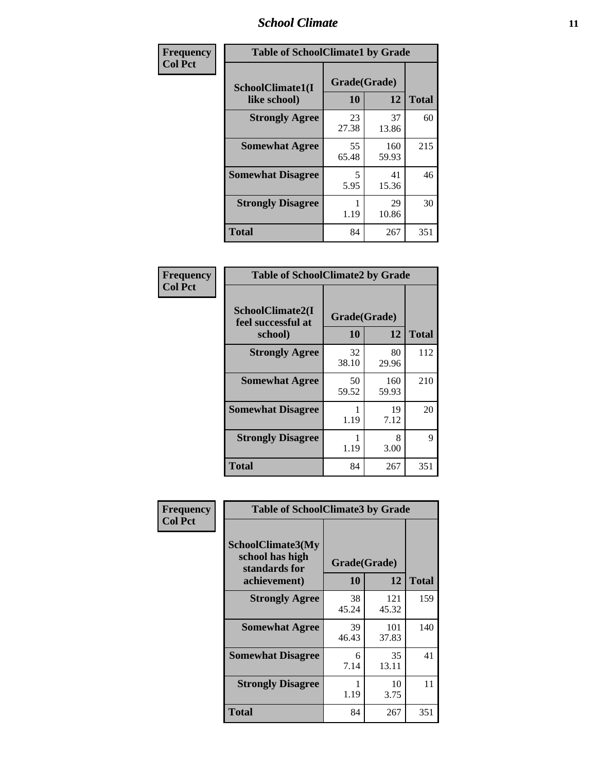| Frequency Col Pct | Table of SchoolClimate1 by Grade | | |
|---|---|---|---|
| SchoolClimate1(I like school) | Grade(Grade) | | |
| | 10 | 12 | Total |
| Strongly Agree | 23 27.38 | 37 13.86 | 60 |
| Somewhat Agree | 55 65.48 | 160 59.93 | 215 |
| Somewhat Disagree | 5 5.95 | 41 15.36 | 46 |
| Strongly Disagree | 1 1.19 | 29 10.86 | 30 |
| Total | 84 | 267 | 351 |

| Frequency Col Pct | Table of SchoolClimate2 by Grade | | |
|---|---|---|---|
| SchoolClimate2(I feel successful at school) | Grade(Grade) | | |
| | 10 | 12 | Total |
| Strongly Agree | 32 38.10 | 80 29.96 | 112 |
| Somewhat Agree | 50 59.52 | 160 59.93 | 210 |
| Somewhat Disagree | 1 1.19 | 19 7.12 | 20 |
| Strongly Disagree | 1 1.19 | 8 3.00 | 9 |
| Total | 84 | 267 | 351 |

| Frequency Col Pct | Table of SchoolClimate3 by Grade | | |
|---|---|---|---|
| SchoolClimate3(My school has high standards for achievement) | Grade(Grade) | | |
| | 10 | 12 | Total |
| Strongly Agree | 38 45.24 | 121 45.32 | 159 |
| Somewhat Agree | 39 46.43 | 101 37.83 | 140 |
| Somewhat Disagree | 6 7.14 | 35 13.11 | 41 |
| Strongly Disagree | 1 1.19 | 10 3.75 | 11 |
| Total | 84 | 267 | 351 |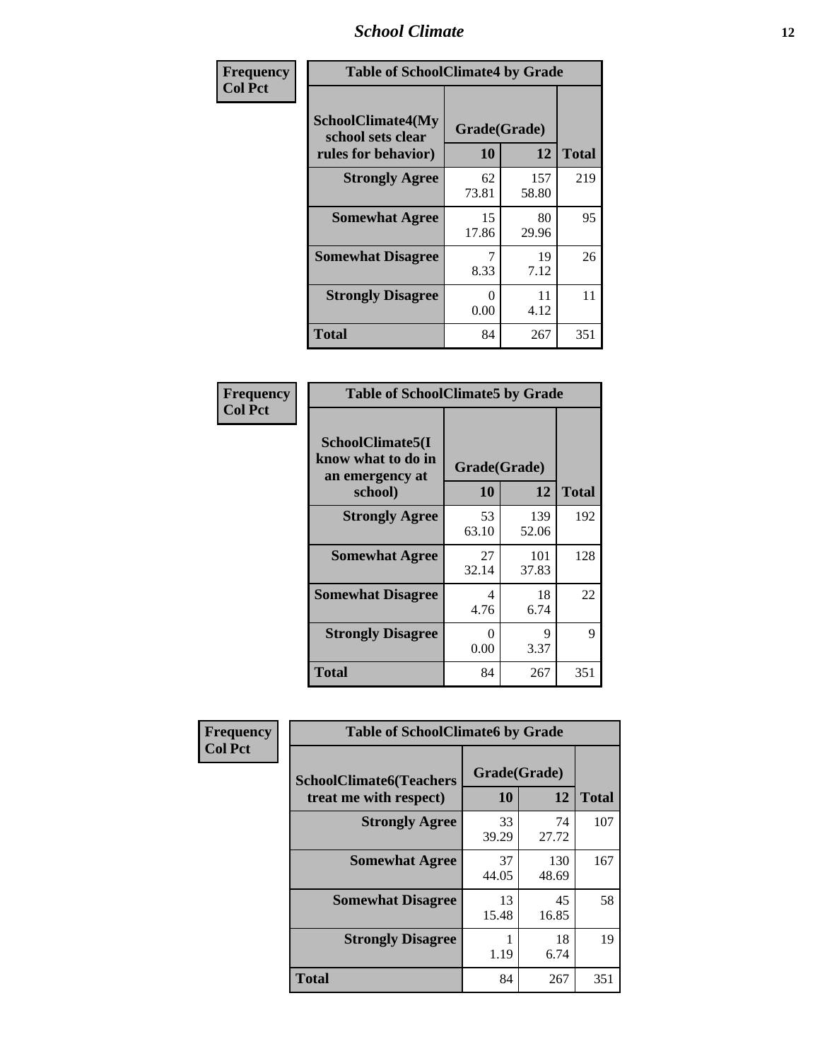## School Climate

**Frequency**
**Col Pct**

| SchoolClimate4(My school sets clear rules for behavior) | Grade(Grade) 10 | 12 | Total |
|---|---|---|---|
| **Strongly Agree** | 62<br>73.81 | 157<br>58.80 | 219 |
| **Somewhat Agree** | 15<br>17.86 | 80<br>29.96 | 95 |
| **Somewhat Disagree** | 7<br>8.33 | 19<br>7.12 | 26 |
| **Strongly Disagree** | 0<br>0.00 | 11<br>4.12 | 11 |
| **Total** | 84 | 267 | 351 |

Table of SchoolClimate4 by Grade

**Frequency**
**Col Pct**

| SchoolClimate5(I know what to do in an emergency at school) | Grade(Grade) 10 | 12 | Total |
|---|---|---|---|
| **Strongly Agree** | 53<br>63.10 | 139<br>52.06 | 192 |
| **Somewhat Agree** | 27<br>32.14 | 101<br>37.83 | 128 |
| **Somewhat Disagree** | 4<br>4.76 | 18<br>6.74 | 22 |
| **Strongly Disagree** | 0<br>0.00 | 9<br>3.37 | 9 |
| **Total** | 84 | 267 | 351 |

Table of SchoolClimate5 by Grade

**Frequency**
**Col Pct**

| SchoolClimate6(Teachers treat me with respect) | Grade(Grade) 10 | 12 | Total |
|---|---|---|---|
| **Strongly Agree** | 33<br>39.29 | 74<br>27.72 | 107 |
| **Somewhat Agree** | 37<br>44.05 | 130<br>48.69 | 167 |
| **Somewhat Disagree** | 13<br>15.48 | 45<br>16.85 | 58 |
| **Strongly Disagree** | 1<br>1.19 | 18<br>6.74 | 19 |
| **Total** | 84 | 267 | 351 |

Table of SchoolClimate6 by Grade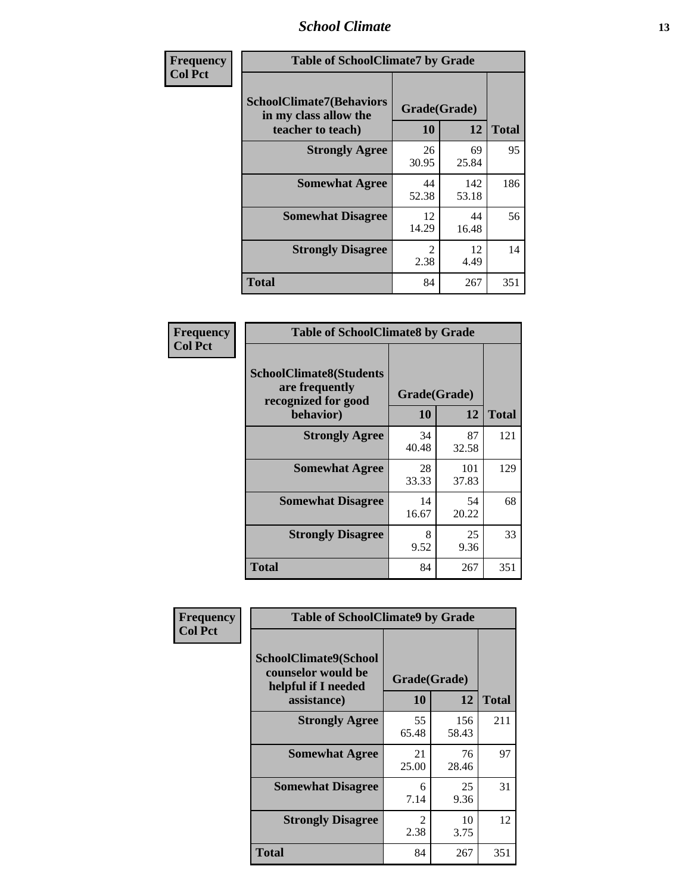| Frequency<br>Col Pct | Table of SchoolClimate7 by Grade | | |
|---|---|---|---|
| SchoolClimate7(Behaviors in my class allow the teacher to teach) | Grade(Grade) | | |
| | 10 | 12 | Total |
| Strongly Agree | 26<br>30.95 | 69<br>25.84 | 95 |
| Somewhat Agree | 44<br>52.38 | 142<br>53.18 | 186 |
| Somewhat Disagree | 12<br>14.29 | 44<br>16.48 | 56 |
| Strongly Disagree | 2<br>2.38 | 12<br>4.49 | 14 |
| Total | 84 | 267 | 351 |

| Frequency<br>Col Pct | Table of SchoolClimate8 by Grade | | |
|---|---|---|---|
| SchoolClimate8(Students are frequently recognized for good behavior) | Grade(Grade) | | |
| | 10 | 12 | Total |
| Strongly Agree | 34<br>40.48 | 87<br>32.58 | 121 |
| Somewhat Agree | 28<br>33.33 | 101<br>37.83 | 129 |
| Somewhat Disagree | 14<br>16.67 | 54<br>20.22 | 68 |
| Strongly Disagree | 8<br>9.52 | 25<br>9.36 | 33 |
| Total | 84 | 267 | 351 |

| Frequency<br>Col Pct | Table of SchoolClimate9 by Grade | | |
|---|---|---|---|
| SchoolClimate9(School counselor would be helpful if I needed assistance) | Grade(Grade) | | |
| | 10 | 12 | Total |
| Strongly Agree | 55<br>65.48 | 156<br>58.43 | 211 |
| Somewhat Agree | 21<br>25.00 | 76<br>28.46 | 97 |
| Somewhat Disagree | 6<br>7.14 | 25<br>9.36 | 31 |
| Strongly Disagree | 2<br>2.38 | 10<br>3.75 | 12 |
| Total | 84 | 267 | 351 |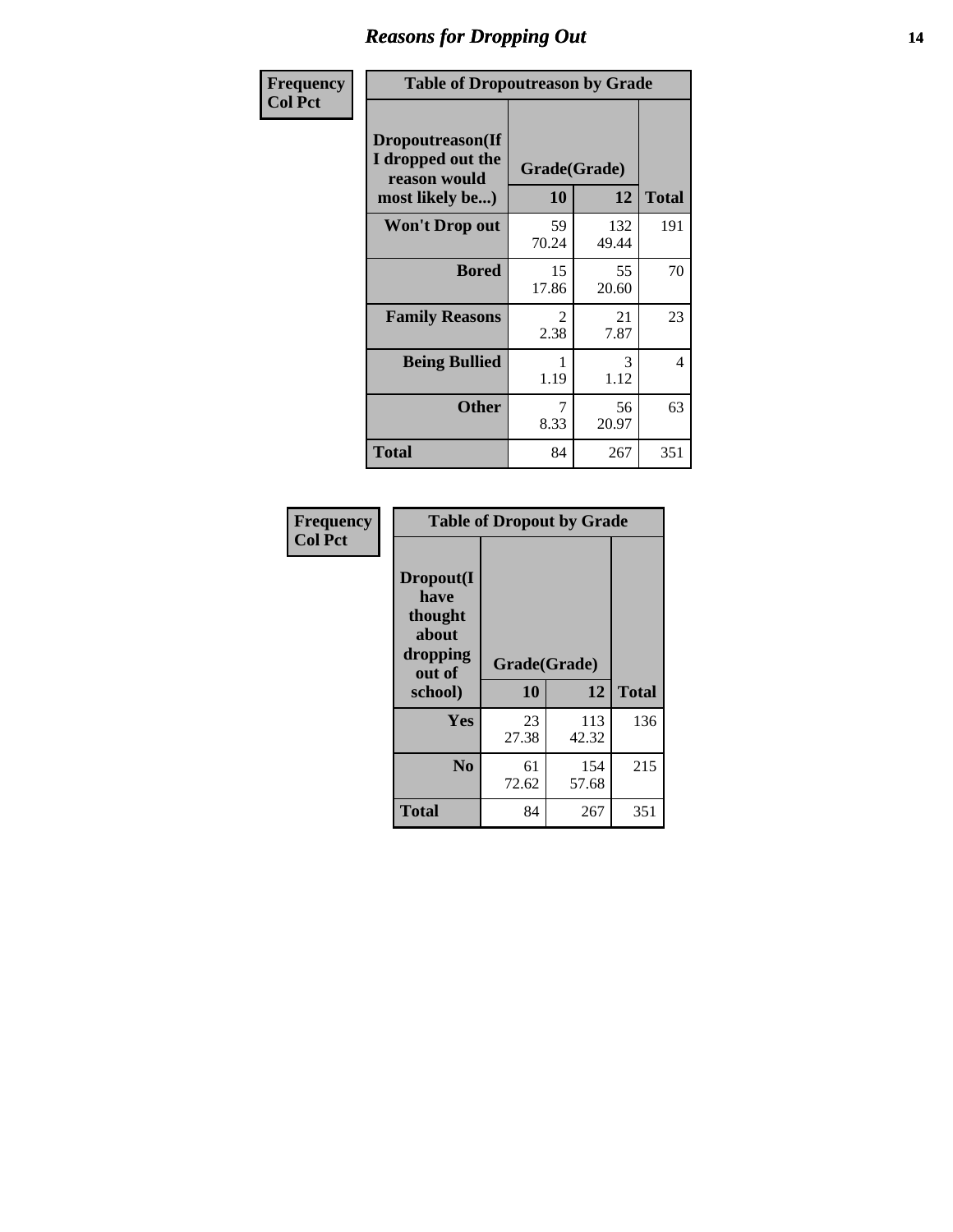## Reasons for Dropping Out

**Frequency**
**Col Pct**

**Table of Dropoutreason by Grade**

| Dropoutreason(If I dropped out the reason would most likely be...) | Grade(Grade) | | Total |
|---|---|---|---|
| | 10 | 12 | |
| Won't Drop out | 59<br>70.24 | 132<br>49.44 | 191 |
| Bored | 15<br>17.86 | 55<br>20.60 | 70 |
| Family Reasons | 2<br>2.38 | 21<br>7.87 | 23 |
| Being Bullied | 1<br>1.19 | 3<br>1.12 | 4 |
| Other | 7<br>8.33 | 56<br>20.97 | 63 |
| Total | 84 | 267 | 351 |

**Frequency**
**Col Pct**

**Table of Dropout by Grade**

| Dropout(I have thought about dropping out of school) | Grade(Grade) | | Total |
|---|---|---|---|
| | 10 | 12 | |
| Yes | 23<br>27.38 | 113<br>42.32 | 136 |
| No | 61<br>72.62 | 154<br>57.68 | 215 |
| Total | 84 | 267 | 351 |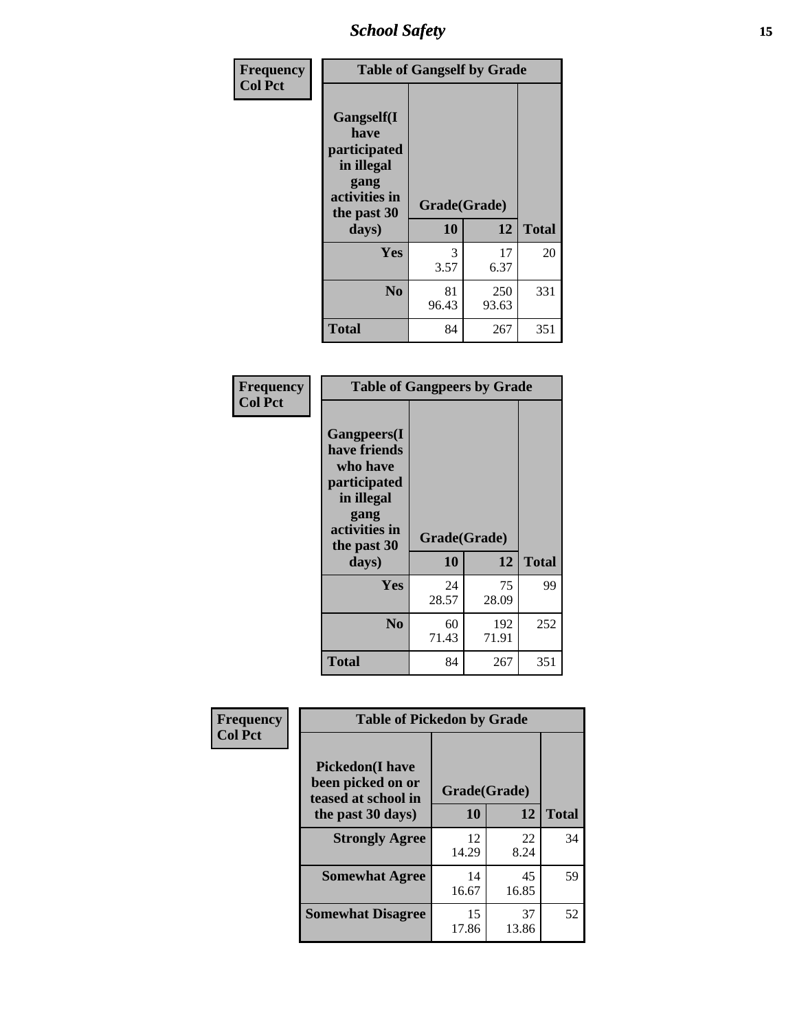| Frequency<br>Col Pct |
|---|

**Table of Gangself by Grade**

| Gangself(I have participated in illegal gang activities in the past 30 days) | Grade(Grade) 10 | 12 | Total |
|---|---|---|---|
| **Yes** | 3<br>3.57 | 17<br>6.37 | 20 |
| **No** | 81<br>96.43 | 250<br>93.63 | 331 |
| **Total** | 84 | 267 | 351 |

| Frequency<br>Col Pct |
|---|

**Table of Gangpeers by Grade**

| Gangpeers(I have friends who have participated in illegal gang activities in the past 30 days) | Grade(Grade) 10 | 12 | Total |
|---|---|---|---|
| **Yes** | 24<br>28.57 | 75<br>28.09 | 99 |
| **No** | 60<br>71.43 | 192<br>71.91 | 252 |
| **Total** | 84 | 267 | 351 |

| Frequency<br>Col Pct |
|---|

**Table of Pickedon by Grade**

| Pickedon(I have been picked on or teased at school in the past 30 days) | Grade(Grade) 10 | 12 | Total |
|---|---|---|---|
| **Strongly Agree** | 12<br>14.29 | 22<br>8.24 | 34 |
| **Somewhat Agree** | 14<br>16.67 | 45<br>16.85 | 59 |
| **Somewhat Disagree** | 15<br>17.86 | 37<br>13.86 | 52 |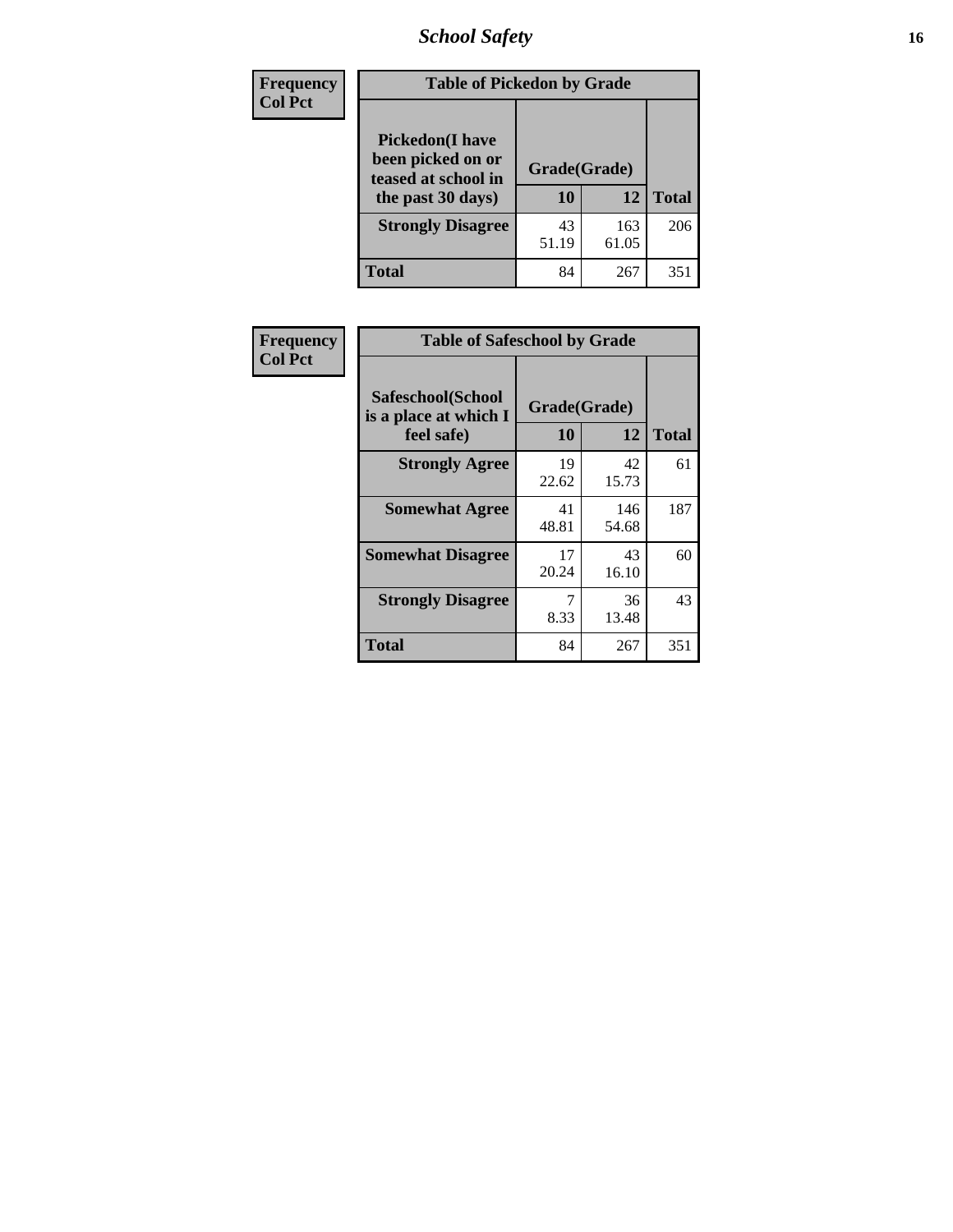| Frequency<br>Col Pct | Table of Pickedon by Grade | | |
|---|---|---|---|
| **Pickedon(I have been picked on or teased at school in the past 30 days)** | **Grade(Grade)** | | |
| | **10** | **12** | **Total** |
| **Strongly Disagree** | 43<br>51.19 | 163<br>61.05 | 206 |
| **Total** | 84 | 267 | 351 |

| Frequency<br>Col Pct | Table of Safeschool by Grade | | |
|---|---|---|---|
| **Safeschool(School is a place at which I feel safe)** | **Grade(Grade)** | | |
| | **10** | **12** | **Total** |
| **Strongly Agree** | 19<br>22.62 | 42<br>15.73 | 61 |
| **Somewhat Agree** | 41<br>48.81 | 146<br>54.68 | 187 |
| **Somewhat Disagree** | 17<br>20.24 | 43<br>16.10 | 60 |
| **Strongly Disagree** | 7<br>8.33 | 36<br>13.48 | 43 |
| **Total** | 84 | 267 | 351 |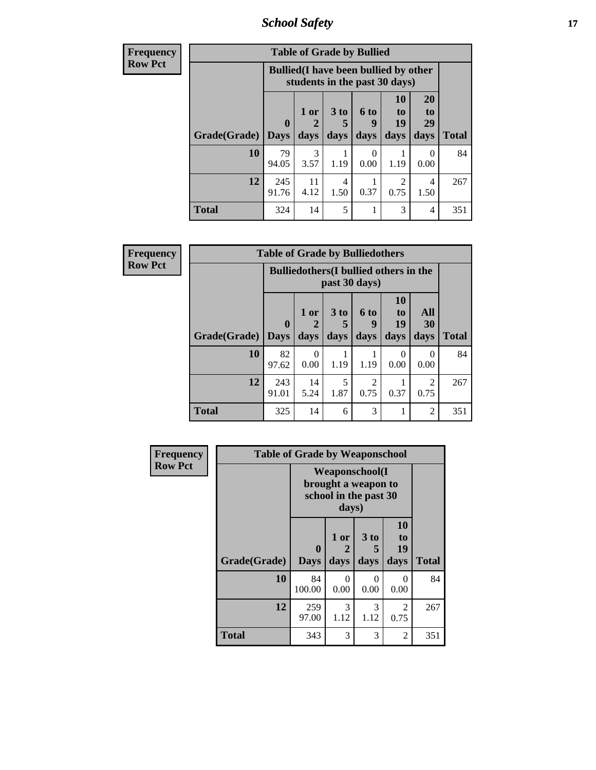| Frequency Row Pct |
|---|

| Table of Grade by Bullied | | | | | | | |
|---|---|---|---|---|---|---|---|
| | Bullied(I have been bullied by other students in the past 30 days) | | | | | | |
| Grade(Grade) | 0 Days | 1 or 2 days | 3 to 5 days | 6 to 9 days | 10 to 19 days | 20 to 29 days | Total |
| 10 | 79<br>94.05 | 3<br>3.57 | 1<br>1.19 | 0<br>0.00 | 1<br>1.19 | 0<br>0.00 | 84 |
| 12 | 245<br>91.76 | 11<br>4.12 | 4<br>1.50 | 1<br>0.37 | 2<br>0.75 | 4<br>1.50 | 267 |
| Total | 324 | 14 | 5 | 1 | 3 | 4 | 351 |

| Frequency Row Pct |
|---|

| Table of Grade by Bulliedothers | | | | | | | |
|---|---|---|---|---|---|---|---|
| | Bulliedothers(I bullied others in the past 30 days) | | | | | | |
| Grade(Grade) | 0 Days | 1 or 2 days | 3 to 5 days | 6 to 9 days | 10 to 19 days | All 30 days | Total |
| 10 | 82<br>97.62 | 0<br>0.00 | 1<br>1.19 | 1<br>1.19 | 0<br>0.00 | 0<br>0.00 | 84 |
| 12 | 243<br>91.01 | 14<br>5.24 | 5<br>1.87 | 2<br>0.75 | 1<br>0.37 | 2<br>0.75 | 267 |
| Total | 325 | 14 | 6 | 3 | 1 | 2 | 351 |

| Frequency Row Pct |
|---|

| Table of Grade by Weaponschool | | | | | |
|---|---|---|---|---|---|
| | Weaponschool(I brought a weapon to school in the past 30 days) | | | | |
| Grade(Grade) | 0 Days | 1 or 2 days | 3 to 5 days | 10 to 19 days | Total |
| 10 | 84<br>100.00 | 0<br>0.00 | 0<br>0.00 | 0<br>0.00 | 84 |
| 12 | 259<br>97.00 | 3<br>1.12 | 3<br>1.12 | 2<br>0.75 | 267 |
| Total | 343 | 3 | 3 | 2 | 351 |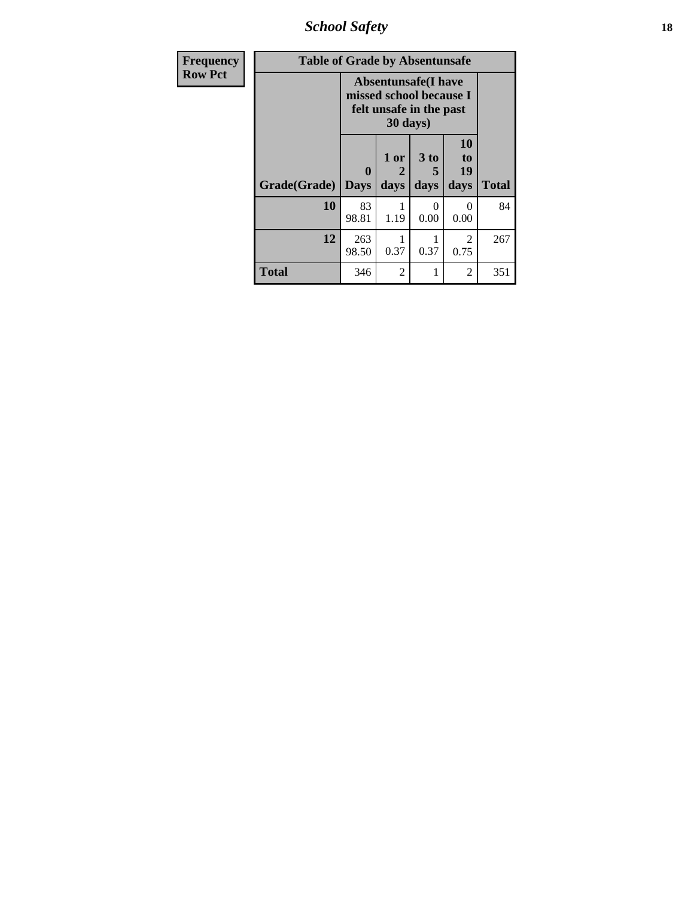| Frequency Row Pct |
|---|

| Table of Grade by Absentunsafe | | | | | |
|---|---|---|---|---|---|
| | Absentunsafe(I have missed school because I felt unsafe in the past 30 days) | | | | |
| Grade(Grade) | 0 Days | 1 or 2 days | 3 to 5 days | 10 to 19 days | Total |
| 10 | 83<br>98.81 | 1<br>1.19 | 0<br>0.00 | 0<br>0.00 | 84 |
| 12 | 263<br>98.50 | 1<br>0.37 | 1<br>0.37 | 2<br>0.75 | 267 |
| Total | 346 | 2 | 1 | 2 | 351 |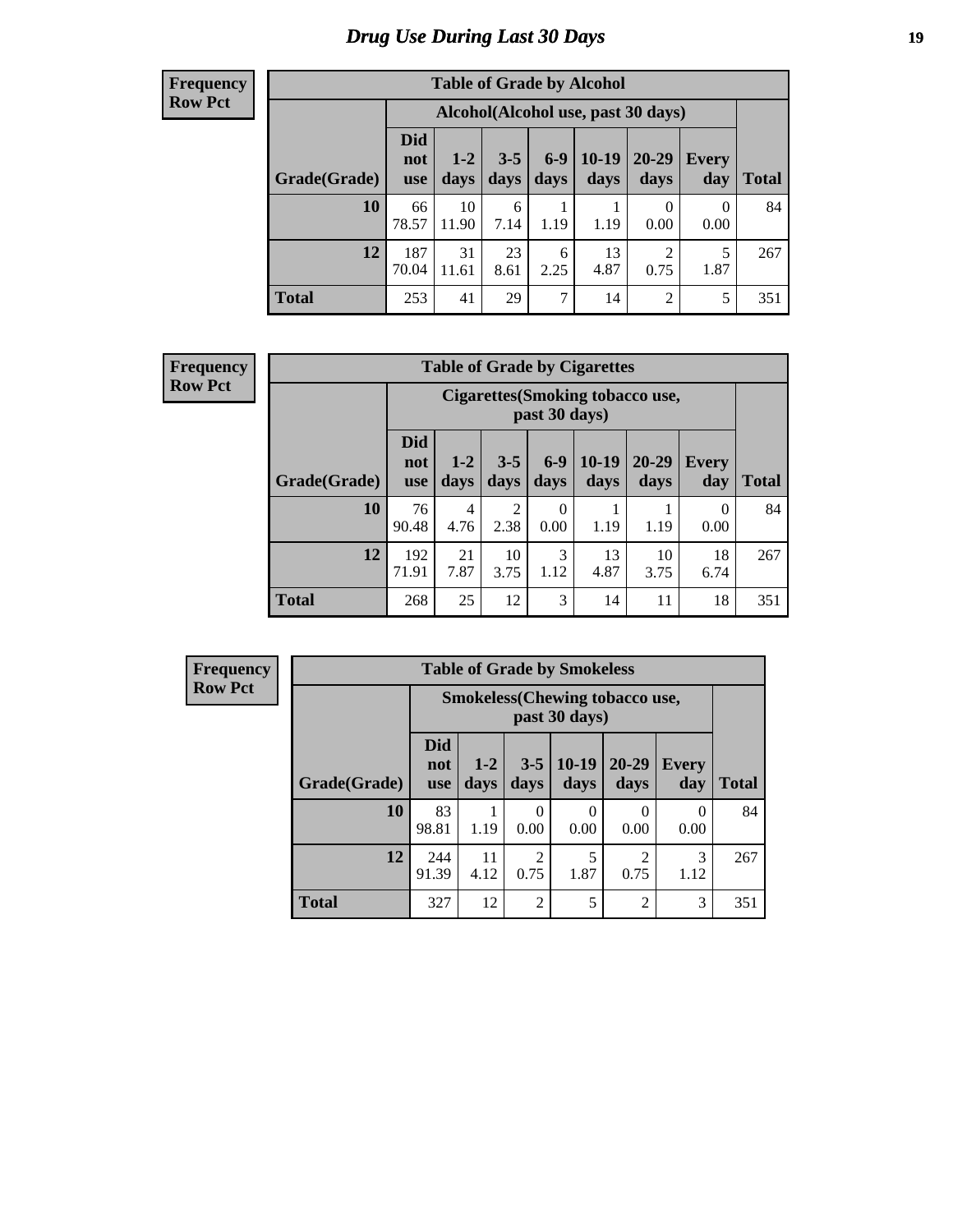# Drug Use During Last 30 Days

**Frequency**
**Row Pct**

| Table of Grade by Alcohol | | | | | | | | |
|---|---|---|---|---|---|---|---|---|
| | Alcohol(Alcohol use, past 30 days) | | | | | | | |
| Grade(Grade) | Did not use | 1-2 days | 3-5 days | 6-9 days | 10-19 days | 20-29 days | Every day | Total |
| **10** | 66<br>78.57 | 10<br>11.90 | 6<br>7.14 | 1<br>1.19 | 1<br>1.19 | 0<br>0.00 | 0<br>0.00 | 84 |
| **12** | 187<br>70.04 | 31<br>11.61 | 23<br>8.61 | 6<br>2.25 | 13<br>4.87 | 2<br>0.75 | 5<br>1.87 | 267 |
| **Total** | 253 | 41 | 29 | 7 | 14 | 2 | 5 | 351 |

**Frequency**
**Row Pct**

| Table of Grade by Cigarettes | | | | | | | | |
|---|---|---|---|---|---|---|---|---|
| | Cigarettes(Smoking tobacco use, past 30 days) | | | | | | | |
| Grade(Grade) | Did not use | 1-2 days | 3-5 days | 6-9 days | 10-19 days | 20-29 days | Every day | Total |
| **10** | 76<br>90.48 | 4<br>4.76 | 2<br>2.38 | 0<br>0.00 | 1<br>1.19 | 1<br>1.19 | 0<br>0.00 | 84 |
| **12** | 192<br>71.91 | 21<br>7.87 | 10<br>3.75 | 3<br>1.12 | 13<br>4.87 | 10<br>3.75 | 18<br>6.74 | 267 |
| **Total** | 268 | 25 | 12 | 3 | 14 | 11 | 18 | 351 |

**Frequency**
**Row Pct**

| Table of Grade by Smokeless | | | | | | | |
|---|---|---|---|---|---|---|---|
| | Smokeless(Chewing tobacco use, past 30 days) | | | | | | |
| Grade(Grade) | Did not use | 1-2 days | 3-5 days | 10-19 days | 20-29 days | Every day | Total |
| **10** | 83<br>98.81 | 1<br>1.19 | 0<br>0.00 | 0<br>0.00 | 0<br>0.00 | 0<br>0.00 | 84 |
| **12** | 244<br>91.39 | 11<br>4.12 | 2<br>0.75 | 5<br>1.87 | 2<br>0.75 | 3<br>1.12 | 267 |
| **Total** | 327 | 12 | 2 | 5 | 2 | 3 | 351 |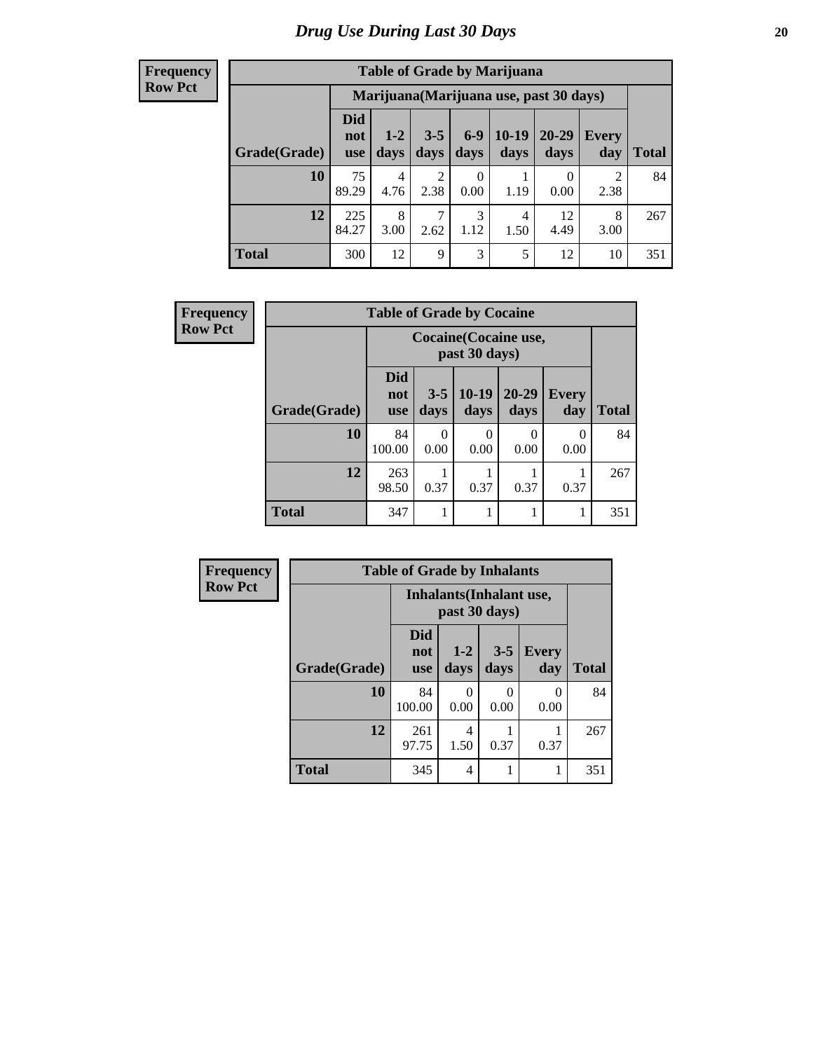# Drug Use During Last 30 Days

**Frequency**
**Row Pct**

| Table of Grade by Marijuana | | | | | | | | |
|---|---|---|---|---|---|---|---|---|
| | Marijuana(Marijuana use, past 30 days) | | | | | | | |
| Grade(Grade) | Did not use | 1-2 days | 3-5 days | 6-9 days | 10-19 days | 20-29 days | Every day | Total |
| 10 | 75<br>89.29 | 4<br>4.76 | 2<br>2.38 | 0<br>0.00 | 1<br>1.19 | 0<br>0.00 | 2<br>2.38 | 84 |
| 12 | 225<br>84.27 | 8<br>3.00 | 7<br>2.62 | 3<br>1.12 | 4<br>1.50 | 12<br>4.49 | 8<br>3.00 | 267 |
| Total | 300 | 12 | 9 | 3 | 5 | 12 | 10 | 351 |

**Frequency**
**Row Pct**

| Table of Grade by Cocaine | | | | | | |
|---|---|---|---|---|---|---|
| | Cocaine(Cocaine use, past 30 days) | | | | | |
| Grade(Grade) | Did not use | 3-5 days | 10-19 days | 20-29 days | Every day | Total |
| 10 | 84<br>100.00 | 0<br>0.00 | 0<br>0.00 | 0<br>0.00 | 0<br>0.00 | 84 |
| 12 | 263<br>98.50 | 1<br>0.37 | 1<br>0.37 | 1<br>0.37 | 1<br>0.37 | 267 |
| Total | 347 | 1 | 1 | 1 | 1 | 351 |

**Frequency**
**Row Pct**

| Table of Grade by Inhalants | | | | | |
|---|---|---|---|---|---|
| | Inhalants(Inhalant use, past 30 days) | | | | |
| Grade(Grade) | Did not use | 1-2 days | 3-5 days | Every day | Total |
| 10 | 84<br>100.00 | 0<br>0.00 | 0<br>0.00 | 0<br>0.00 | 84 |
| 12 | 261<br>97.75 | 4<br>1.50 | 1<br>0.37 | 1<br>0.37 | 267 |
| Total | 345 | 4 | 1 | 1 | 351 |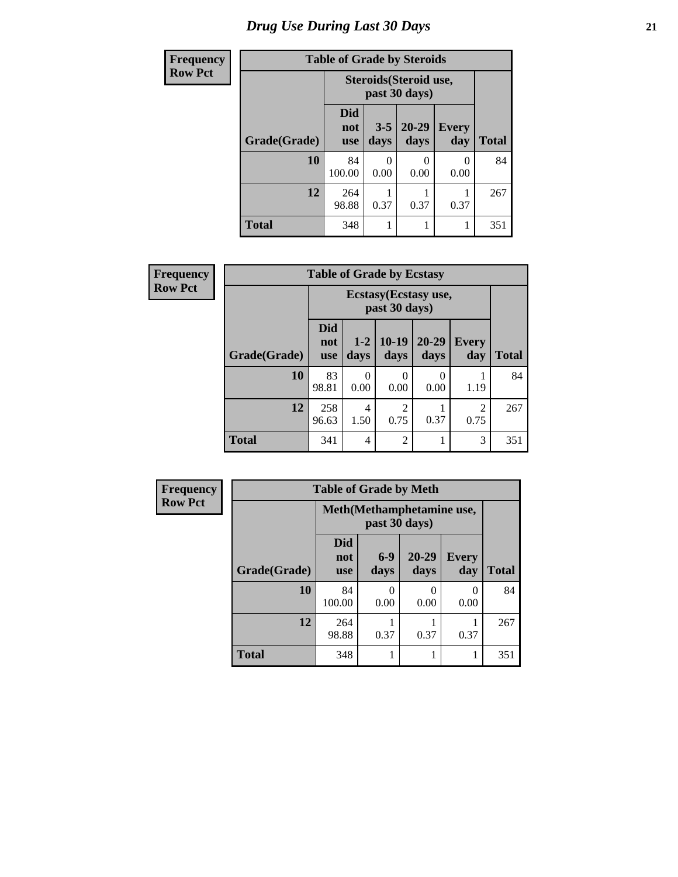# *Drug Use During Last 30 Days*

**Frequency**
**Row Pct**

| Table of Grade by Steroids | | | | | |
|---|---|---|---|---|---|
| | Steroids(Steroid use, past 30 days) | | | | |
| Grade(Grade) | Did not use | 3-5 days | 20-29 days | Every day | Total |
| 10 | 84<br>100.00 | 0<br>0.00 | 0<br>0.00 | 0<br>0.00 | 84 |
| 12 | 264<br>98.88 | 1<br>0.37 | 1<br>0.37 | 1<br>0.37 | 267 |
| Total | 348 | 1 | 1 | 1 | 351 |

**Frequency**
**Row Pct**

| Table of Grade by Ecstasy | | | | | | |
|---|---|---|---|---|---|---|
| | Ecstasy(Ecstasy use, past 30 days) | | | | | |
| Grade(Grade) | Did not use | 1-2 days | 10-19 days | 20-29 days | Every day | Total |
| 10 | 83<br>98.81 | 0<br>0.00 | 0<br>0.00 | 0<br>0.00 | 1<br>1.19 | 84 |
| 12 | 258<br>96.63 | 4<br>1.50 | 2<br>0.75 | 1<br>0.37 | 2<br>0.75 | 267 |
| Total | 341 | 4 | 2 | 1 | 3 | 351 |

**Frequency**
**Row Pct**

| Table of Grade by Meth | | | | | |
|---|---|---|---|---|---|
| | Meth(Methamphetamine use, past 30 days) | | | | |
| Grade(Grade) | Did not use | 6-9 days | 20-29 days | Every day | Total |
| 10 | 84<br>100.00 | 0<br>0.00 | 0<br>0.00 | 0<br>0.00 | 84 |
| 12 | 264<br>98.88 | 1<br>0.37 | 1<br>0.37 | 1<br>0.37 | 267 |
| Total | 348 | 1 | 1 | 1 | 351 |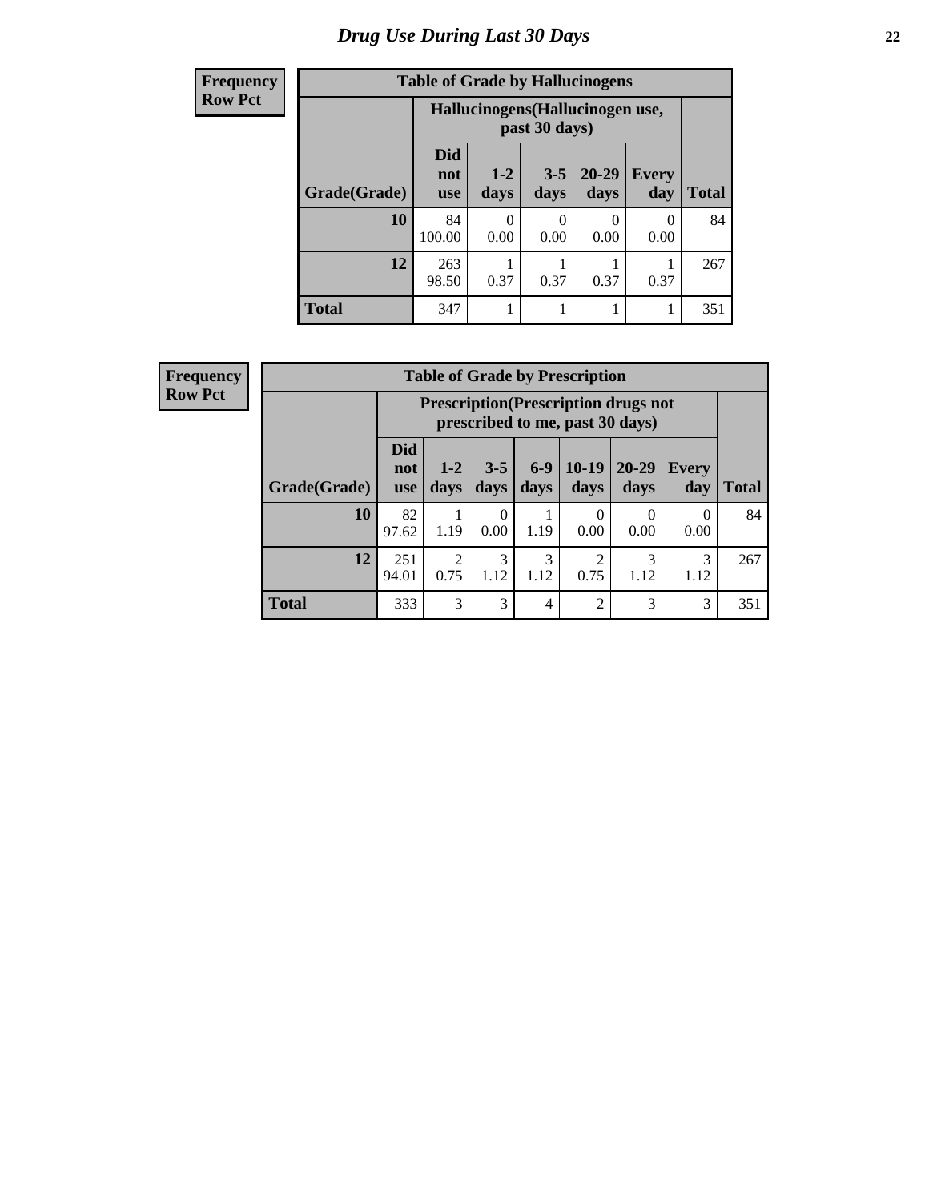# Drug Use During Last 30 Days

**Frequency**
**Row Pct**

| Table of Grade by Hallucinogens | | | | | | |
|---|---|---|---|---|---|---|
| | Hallucinogens(Hallucinogen use, past 30 days) | | | | | |
| Grade(Grade) | Did not use | 1-2 days | 3-5 days | 20-29 days | Every day | Total |
| 10 | 84<br>100.00 | 0<br>0.00 | 0<br>0.00 | 0<br>0.00 | 0<br>0.00 | 84 |
| 12 | 263<br>98.50 | 1<br>0.37 | 1<br>0.37 | 1<br>0.37 | 1<br>0.37 | 267 |
| Total | 347 | 1 | 1 | 1 | 1 | 351 |

**Frequency**
**Row Pct**

| Table of Grade by Prescription | | | | | | | | |
|---|---|---|---|---|---|---|---|---|
| | Prescription(Prescription drugs not prescribed to me, past 30 days) | | | | | | | |
| Grade(Grade) | Did not use | 1-2 days | 3-5 days | 6-9 days | 10-19 days | 20-29 days | Every day | Total |
| 10 | 82<br>97.62 | 1<br>1.19 | 0<br>0.00 | 1<br>1.19 | 0<br>0.00 | 0<br>0.00 | 0<br>0.00 | 84 |
| 12 | 251<br>94.01 | 2<br>0.75 | 3<br>1.12 | 3<br>1.12 | 2<br>0.75 | 3<br>1.12 | 3<br>1.12 | 267 |
| Total | 333 | 3 | 3 | 4 | 2 | 3 | 3 | 351 |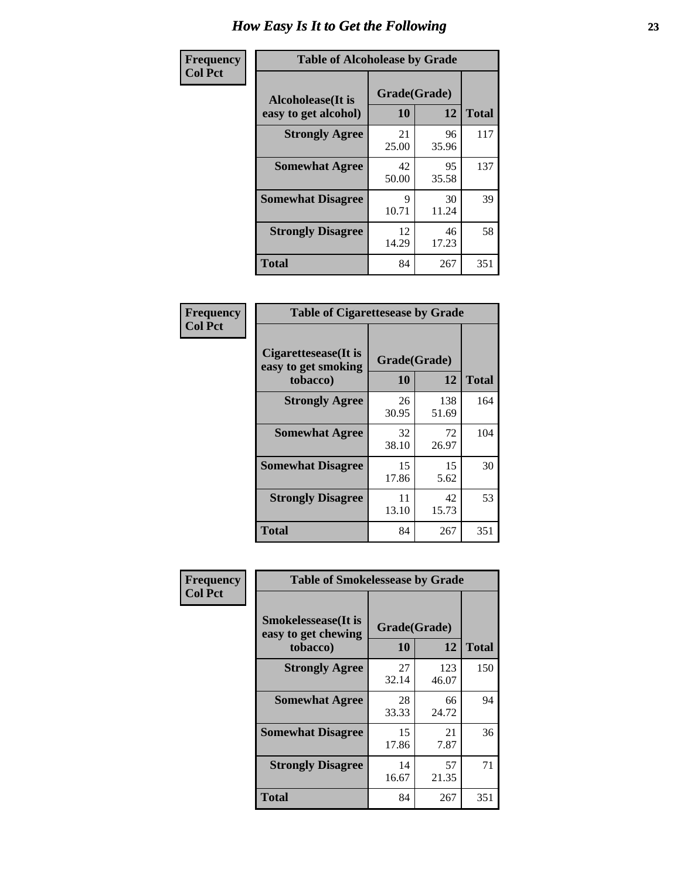# How Easy Is It to Get the Following

**Frequency Col Pct**

**Table of Alcoholease by Grade**

| Alcoholease(It is easy to get alcohol) | Grade(Grade) 10 | 12 | Total |
|---|---|---|---|
| **Strongly Agree** | 21<br>25.00 | 96<br>35.96 | 117 |
| **Somewhat Agree** | 42<br>50.00 | 95<br>35.58 | 137 |
| **Somewhat Disagree** | 9<br>10.71 | 30<br>11.24 | 39 |
| **Strongly Disagree** | 12<br>14.29 | 46<br>17.23 | 58 |
| **Total** | 84 | 267 | 351 |

**Frequency Col Pct**

**Table of Cigarettesease by Grade**

| Cigarettesease(It is easy to get smoking tobacco) | Grade(Grade) 10 | 12 | Total |
|---|---|---|---|
| **Strongly Agree** | 26<br>30.95 | 138<br>51.69 | 164 |
| **Somewhat Agree** | 32<br>38.10 | 72<br>26.97 | 104 |
| **Somewhat Disagree** | 15<br>17.86 | 15<br>5.62 | 30 |
| **Strongly Disagree** | 11<br>13.10 | 42<br>15.73 | 53 |
| **Total** | 84 | 267 | 351 |

**Frequency Col Pct**

**Table of Smokelessease by Grade**

| Smokelessease(It is easy to get chewing tobacco) | Grade(Grade) 10 | 12 | Total |
|---|---|---|---|
| **Strongly Agree** | 27<br>32.14 | 123<br>46.07 | 150 |
| **Somewhat Agree** | 28<br>33.33 | 66<br>24.72 | 94 |
| **Somewhat Disagree** | 15<br>17.86 | 21<br>7.87 | 36 |
| **Strongly Disagree** | 14<br>16.67 | 57<br>21.35 | 71 |
| **Total** | 84 | 267 | 351 |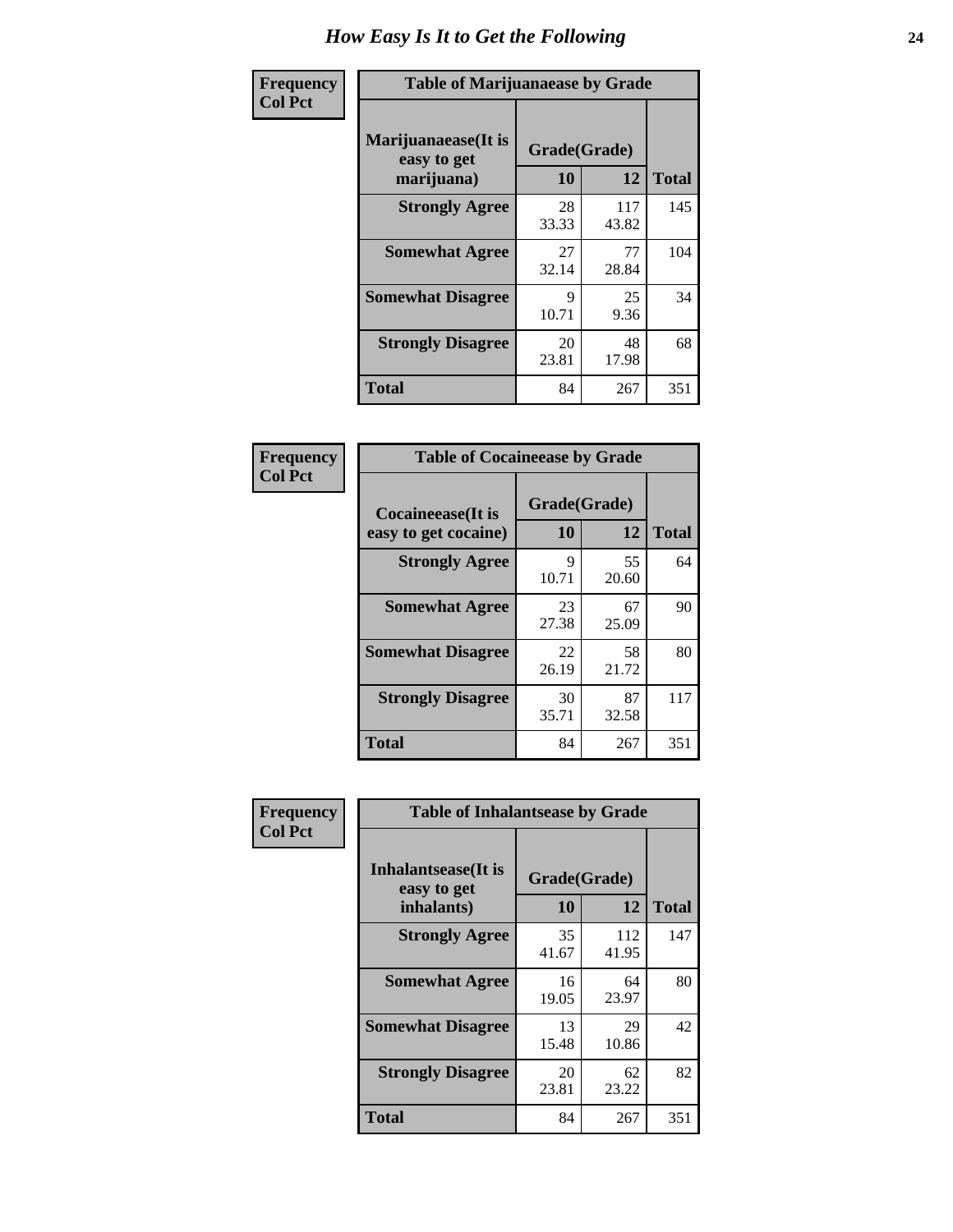# How Easy Is It to Get the Following

**Frequency**
**Col Pct**

**Table of Marijuanaease by Grade**

| Marijuanaease(It is easy to get marijuana) | Grade(Grade) 10 | 12 | Total |
|---|---|---|---|
| **Strongly Agree** | 28<br>33.33 | 117<br>43.82 | 145 |
| **Somewhat Agree** | 27<br>32.14 | 77<br>28.84 | 104 |
| **Somewhat Disagree** | 9<br>10.71 | 25<br>9.36 | 34 |
| **Strongly Disagree** | 20<br>23.81 | 48<br>17.98 | 68 |
| **Total** | 84 | 267 | 351 |

**Frequency**
**Col Pct**

**Table of Cocaineease by Grade**

| Cocaineease(It is easy to get cocaine) | Grade(Grade) 10 | 12 | Total |
|---|---|---|---|
| **Strongly Agree** | 9<br>10.71 | 55<br>20.60 | 64 |
| **Somewhat Agree** | 23<br>27.38 | 67<br>25.09 | 90 |
| **Somewhat Disagree** | 22<br>26.19 | 58<br>21.72 | 80 |
| **Strongly Disagree** | 30<br>35.71 | 87<br>32.58 | 117 |
| **Total** | 84 | 267 | 351 |

**Frequency**
**Col Pct**

**Table of Inhalantsease by Grade**

| Inhalantsease(It is easy to get inhalants) | Grade(Grade) 10 | 12 | Total |
|---|---|---|---|
| **Strongly Agree** | 35<br>41.67 | 112<br>41.95 | 147 |
| **Somewhat Agree** | 16<br>19.05 | 64<br>23.97 | 80 |
| **Somewhat Disagree** | 13<br>15.48 | 29<br>10.86 | 42 |
| **Strongly Disagree** | 20<br>23.81 | 62<br>23.22 | 82 |
| **Total** | 84 | 267 | 351 |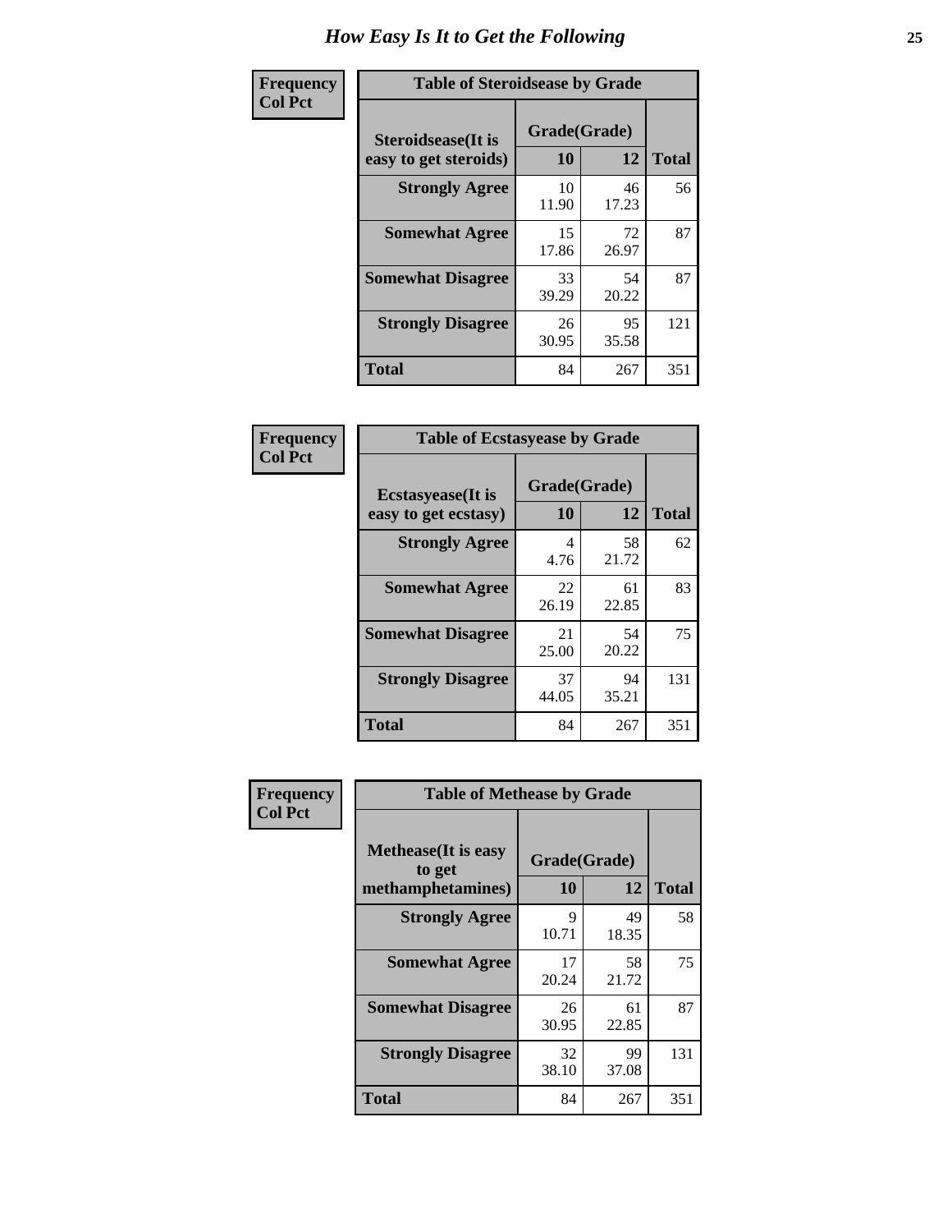# How Easy Is It to Get the Following

**Frequency**
**Col Pct**

| Table of Steroidsease by Grade | | | |
|---|---|---|---|
| **Steroidsease(It is easy to get steroids)** | **Grade(Grade)** | | **Total** |
| | **10** | **12** | |
| **Strongly Agree** | 10<br>11.90 | 46<br>17.23 | 56 |
| **Somewhat Agree** | 15<br>17.86 | 72<br>26.97 | 87 |
| **Somewhat Disagree** | 33<br>39.29 | 54<br>20.22 | 87 |
| **Strongly Disagree** | 26<br>30.95 | 95<br>35.58 | 121 |
| **Total** | 84 | 267 | 351 |

**Frequency**
**Col Pct**

| Table of Ecstasyease by Grade | | | |
|---|---|---|---|
| **Ecstasyease(It is easy to get ecstasy)** | **Grade(Grade)** | | **Total** |
| | **10** | **12** | |
| **Strongly Agree** | 4<br>4.76 | 58<br>21.72 | 62 |
| **Somewhat Agree** | 22<br>26.19 | 61<br>22.85 | 83 |
| **Somewhat Disagree** | 21<br>25.00 | 54<br>20.22 | 75 |
| **Strongly Disagree** | 37<br>44.05 | 94<br>35.21 | 131 |
| **Total** | 84 | 267 | 351 |

**Frequency**
**Col Pct**

| Table of Methease by Grade | | | |
|---|---|---|---|
| **Methease(It is easy to get methamphetamines)** | **Grade(Grade)** | | **Total** |
| | **10** | **12** | |
| **Strongly Agree** | 9<br>10.71 | 49<br>18.35 | 58 |
| **Somewhat Agree** | 17<br>20.24 | 58<br>21.72 | 75 |
| **Somewhat Disagree** | 26<br>30.95 | 61<br>22.85 | 87 |
| **Strongly Disagree** | 32<br>38.10 | 99<br>37.08 | 131 |
| **Total** | 84 | 267 | 351 |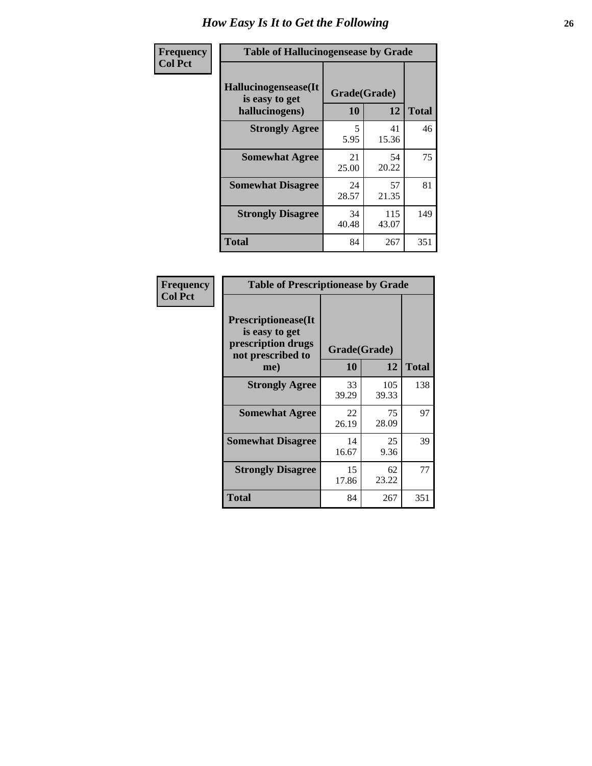# How Easy Is It to Get the Following

| Frequency Col Pct | Table of Hallucinogensease by Grade | | |
|---|---|---|---|
| **Hallucinogensease(It is easy to get hallucinogens)** | **Grade(Grade)** | | |
| | **10** | **12** | **Total** |
| **Strongly Agree** | 5<br>5.95 | 41<br>15.36 | 46 |
| **Somewhat Agree** | 21<br>25.00 | 54<br>20.22 | 75 |
| **Somewhat Disagree** | 24<br>28.57 | 57<br>21.35 | 81 |
| **Strongly Disagree** | 34<br>40.48 | 115<br>43.07 | 149 |
| **Total** | 84 | 267 | 351 |

| Frequency Col Pct | Table of Prescriptionease by Grade | | |
|---|---|---|---|
| **Prescriptionease(It is easy to get prescription drugs not prescribed to me)** | **Grade(Grade)** | | |
| | **10** | **12** | **Total** |
| **Strongly Agree** | 33<br>39.29 | 105<br>39.33 | 138 |
| **Somewhat Agree** | 22<br>26.19 | 75<br>28.09 | 97 |
| **Somewhat Disagree** | 14<br>16.67 | 25<br>9.36 | 39 |
| **Strongly Disagree** | 15<br>17.86 | 62<br>23.22 | 77 |
| **Total** | 84 | 267 | 351 |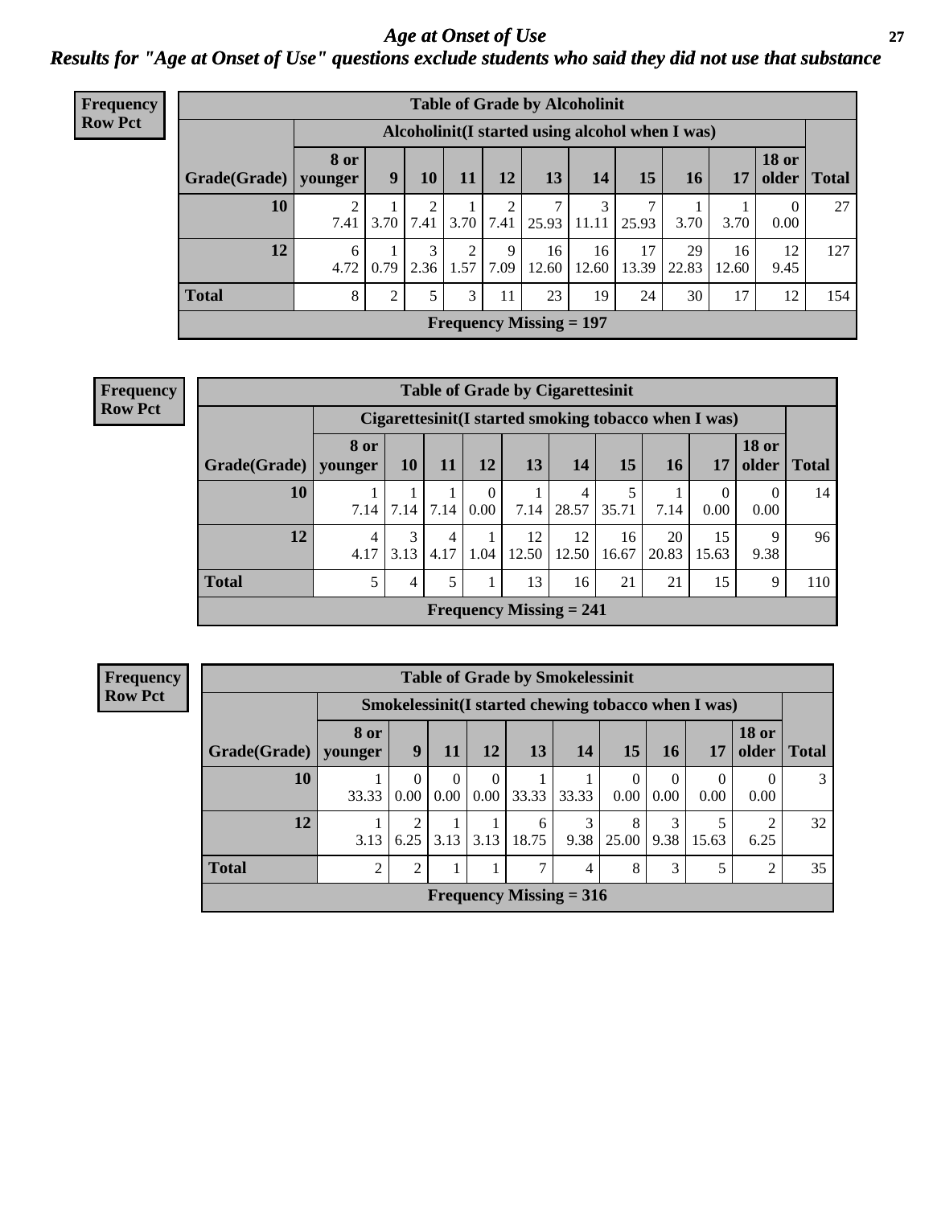# Age at Onset of Use

## Results for "Age at Onset of Use" questions exclude students who said they did not use that substance

**Frequency**
**Row Pct**

**Table of Grade by Alcoholinit**

| | Alcoholinit(I started using alcohol when I was) | | | | | | | | | | | |
|---|---|---|---|---|---|---|---|---|---|---|---|---|
| Grade(Grade) | 8 or younger | 9 | 10 | 11 | 12 | 13 | 14 | 15 | 16 | 17 | 18 or older | Total |
| 10 | 2<br>7.41 | 1<br>3.70 | 2<br>7.41 | 1<br>3.70 | 2<br>7.41 | 7<br>25.93 | 3<br>11.11 | 7<br>25.93 | 1<br>3.70 | 1<br>3.70 | 0<br>0.00 | 27 |
| 12 | 6<br>4.72 | 1<br>0.79 | 3<br>2.36 | 2<br>1.57 | 9<br>7.09 | 16<br>12.60 | 16<br>12.60 | 17<br>13.39 | 29<br>22.83 | 16<br>12.60 | 12<br>9.45 | 127 |
| Total | 8 | 2 | 5 | 3 | 11 | 23 | 19 | 24 | 30 | 17 | 12 | 154 |

Frequency Missing = 197

**Frequency**
**Row Pct**

**Table of Grade by Cigarettesinit**

| | Cigarettesinit(I started smoking tobacco when I was) | | | | | | | | | | |
|---|---|---|---|---|---|---|---|---|---|---|---|
| Grade(Grade) | 8 or younger | 10 | 11 | 12 | 13 | 14 | 15 | 16 | 17 | 18 or older | Total |
| 10 | 1<br>7.14 | 1<br>7.14 | 1<br>7.14 | 0<br>0.00 | 1<br>7.14 | 4<br>28.57 | 5<br>35.71 | 1<br>7.14 | 0<br>0.00 | 0<br>0.00 | 14 |
| 12 | 4<br>4.17 | 3<br>3.13 | 4<br>4.17 | 1<br>1.04 | 12<br>12.50 | 12<br>12.50 | 16<br>16.67 | 20<br>20.83 | 15<br>15.63 | 9<br>9.38 | 96 |
| Total | 5 | 4 | 5 | 1 | 13 | 16 | 21 | 21 | 15 | 9 | 110 |

Frequency Missing = 241

**Frequency**
**Row Pct**

**Table of Grade by Smokelessinit**

| | Smokelessinit(I started chewing tobacco when I was) | | | | | | | | | | |
|---|---|---|---|---|---|---|---|---|---|---|---|
| Grade(Grade) | 8 or younger | 9 | 11 | 12 | 13 | 14 | 15 | 16 | 17 | 18 or older | Total |
| 10 | 1<br>33.33 | 0<br>0.00 | 0<br>0.00 | 0<br>0.00 | 1<br>33.33 | 1<br>33.33 | 0<br>0.00 | 0<br>0.00 | 0<br>0.00 | 0<br>0.00 | 3 |
| 12 | 1<br>3.13 | 2<br>6.25 | 1<br>3.13 | 1<br>3.13 | 6<br>18.75 | 3<br>9.38 | 8<br>25.00 | 3<br>9.38 | 5<br>15.63 | 2<br>6.25 | 32 |
| Total | 2 | 2 | 1 | 1 | 7 | 4 | 8 | 3 | 5 | 2 | 35 |

Frequency Missing = 316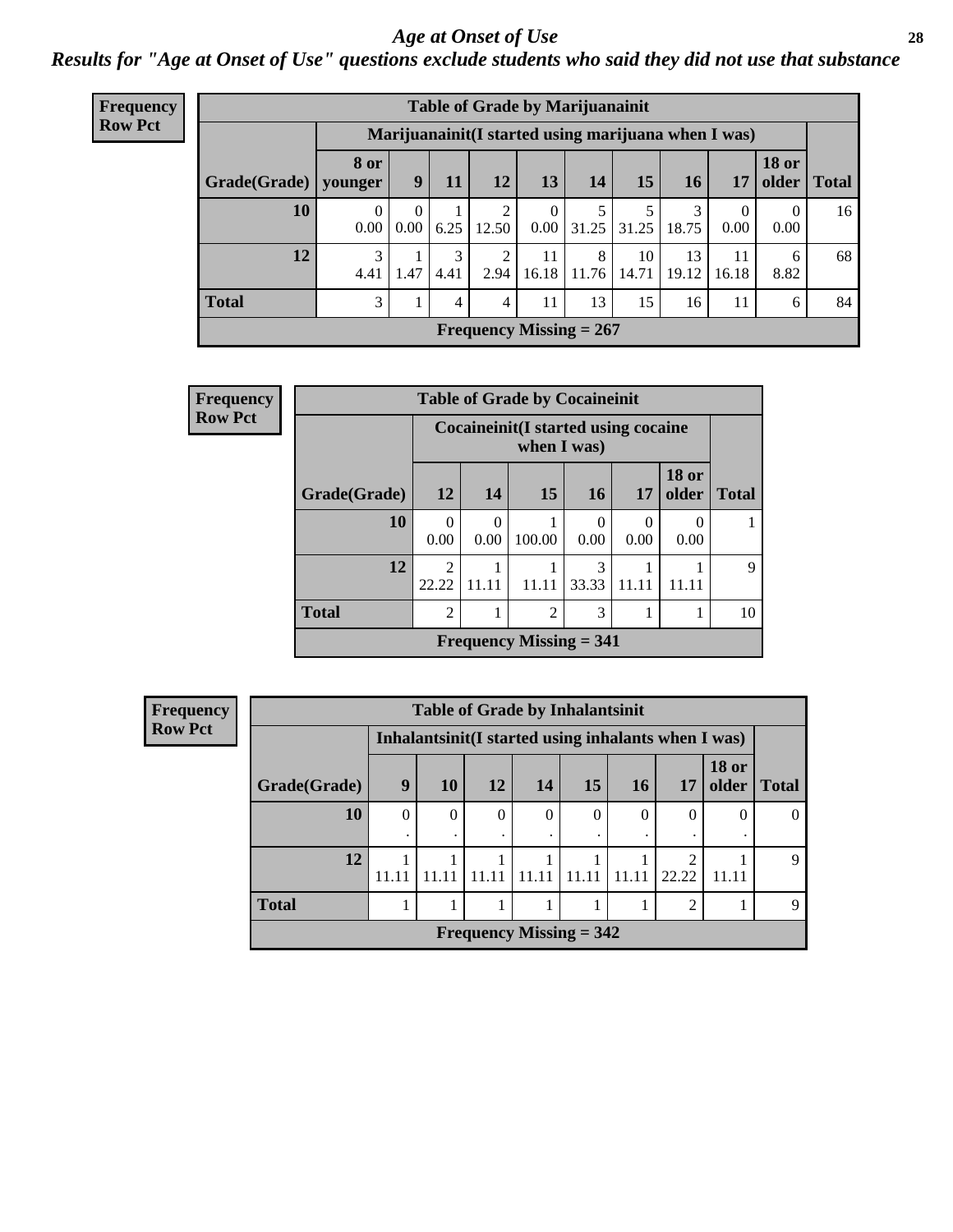# *Age at Onset of Use*

## *Results for "Age at Onset of Use" questions exclude students who said they did not use that substance*

**Frequency**
**Row Pct**

**Table of Grade by Marijuanainit**

| | Marijuanainit(I started using marijuana when I was) | | | | | | | | | | |
|---|---|---|---|---|---|---|---|---|---|---|---|
| Grade(Grade) | 8 or younger | 9 | 11 | 12 | 13 | 14 | 15 | 16 | 17 | 18 or older | Total |
| 10 | 0<br>0.00 | 0<br>0.00 | 1<br>6.25 | 2<br>12.50 | 0<br>0.00 | 5<br>31.25 | 5<br>31.25 | 3<br>18.75 | 0<br>0.00 | 0<br>0.00 | 16 |
| 12 | 3<br>4.41 | 1<br>1.47 | 3<br>4.41 | 2<br>2.94 | 11<br>16.18 | 8<br>11.76 | 10<br>14.71 | 13<br>19.12 | 11<br>16.18 | 6<br>8.82 | 68 |
| Total | 3 | 1 | 4 | 4 | 11 | 13 | 15 | 16 | 11 | 6 | 84 |

**Frequency Missing = 267**

**Frequency**
**Row Pct**

**Table of Grade by Cocaineinit**

| | Cocaineinit(I started using cocaine when I was) | | | | | | |
|---|---|---|---|---|---|---|---|
| Grade(Grade) | 12 | 14 | 15 | 16 | 17 | 18 or older | Total |
| 10 | 0<br>0.00 | 0<br>0.00 | 1<br>100.00 | 0<br>0.00 | 0<br>0.00 | 0<br>0.00 | 1 |
| 12 | 2<br>22.22 | 1<br>11.11 | 1<br>11.11 | 3<br>33.33 | 1<br>11.11 | 1<br>11.11 | 9 |
| Total | 2 | 1 | 2 | 3 | 1 | 1 | 10 |

**Frequency Missing = 341**

**Frequency**
**Row Pct**

**Table of Grade by Inhalantsinit**

| | Inhalantsinit(I started using inhalants when I was) | | | | | | | | |
|---|---|---|---|---|---|---|---|---|---|
| Grade(Grade) | 9 | 10 | 12 | 14 | 15 | 16 | 17 | 18 or older | Total |
| 10 | 0<br>. | 0<br>. | 0<br>. | 0<br>. | 0<br>. | 0<br>. | 0<br>. | 0<br>. | 0 |
| 12 | 1<br>11.11 | 1<br>11.11 | 1<br>11.11 | 1<br>11.11 | 1<br>11.11 | 1<br>11.11 | 2<br>22.22 | 1<br>11.11 | 9 |
| Total | 1 | 1 | 1 | 1 | 1 | 1 | 2 | 1 | 9 |

**Frequency Missing = 342**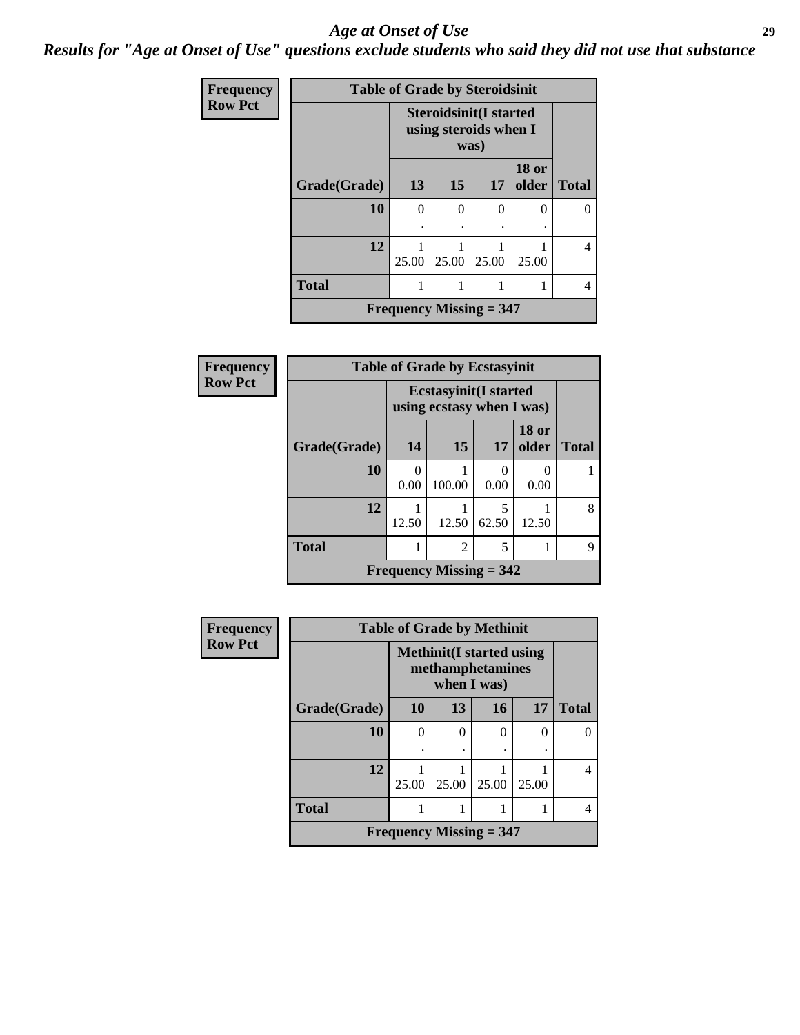# Age at Onset of Use

## Results for "Age at Onset of Use" questions exclude students who said they did not use that substance

Frequency
Row Pct

**Table of Grade by Steroidsinit**

| Grade(Grade) | Steroidsinit(I started using steroids when I was) | | | | Total |
|---|---|---|---|---|---|
| | 13 | 15 | 17 | 18 or older | |
| 10 | 0<br>. | 0<br>. | 0<br>. | 0<br>. | 0 |
| 12 | 1<br>25.00 | 1<br>25.00 | 1<br>25.00 | 1<br>25.00 | 4 |
| Total | 1 | 1 | 1 | 1 | 4 |

Frequency Missing = 347

Frequency
Row Pct

**Table of Grade by Ecstasyinit**

| Grade(Grade) | Ecstasyinit(I started using ecstasy when I was) | | | | Total |
|---|---|---|---|---|---|
| | 14 | 15 | 17 | 18 or older | |
| 10 | 0<br>0.00 | 1<br>100.00 | 0<br>0.00 | 0<br>0.00 | 1 |
| 12 | 1<br>12.50 | 1<br>12.50 | 5<br>62.50 | 1<br>12.50 | 8 |
| Total | 1 | 2 | 5 | 1 | 9 |

Frequency Missing = 342

Frequency
Row Pct

**Table of Grade by Methinit**

| Grade(Grade) | Methinit(I started using methamphetamines when I was) | | | | Total |
|---|---|---|---|---|---|
| | 10 | 13 | 16 | 17 | |
| 10 | 0<br>. | 0<br>. | 0<br>. | 0<br>. | 0 |
| 12 | 1<br>25.00 | 1<br>25.00 | 1<br>25.00 | 1<br>25.00 | 4 |
| Total | 1 | 1 | 1 | 1 | 4 |

Frequency Missing = 347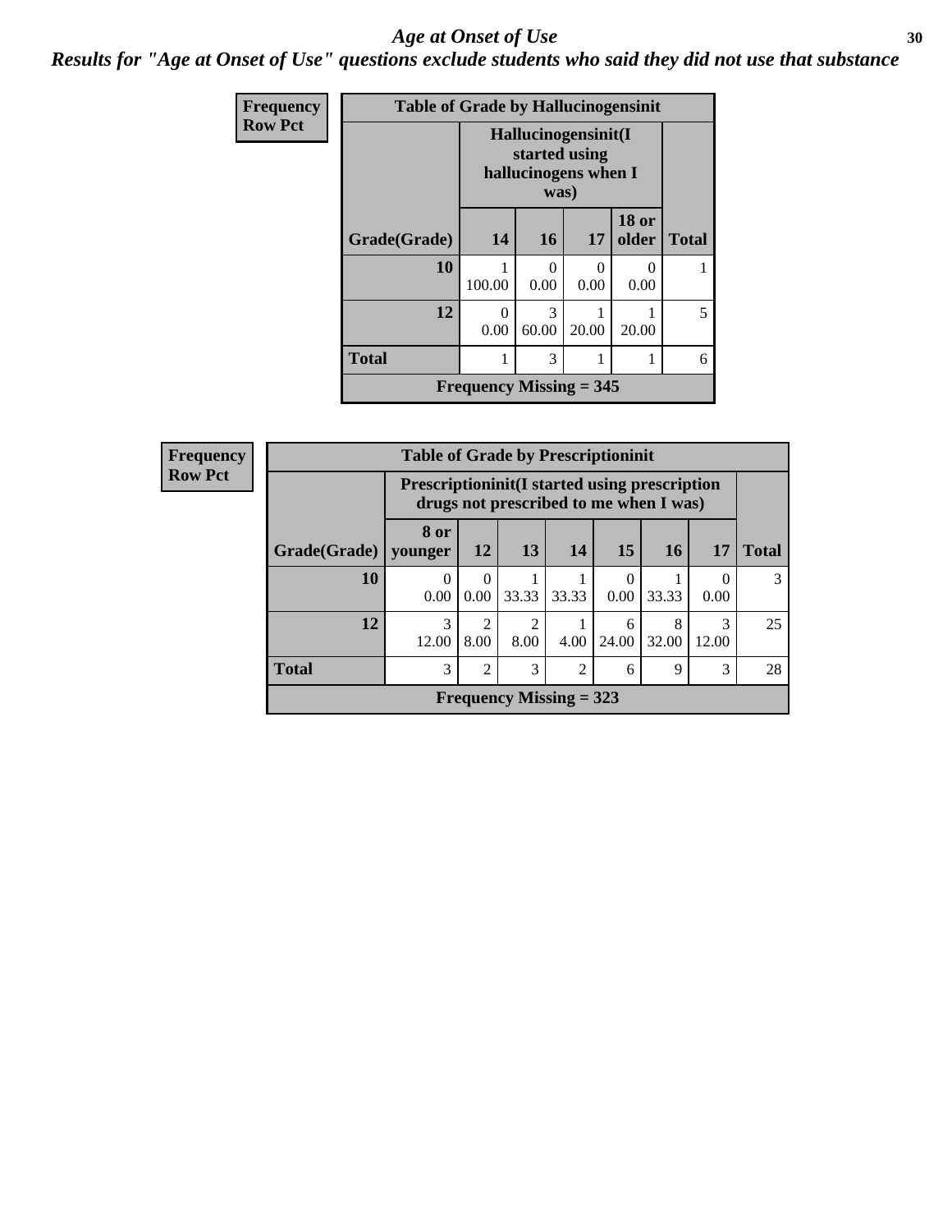## *Age at Onset of Use*

### *Results for "Age at Onset of Use" questions exclude students who said they did not use that substance*

**Frequency**
**Row Pct**

**Table of Grade by Hallucinogensinit**

| Grade(Grade) | Hallucinogensinit(I started using hallucinogens when I was) 14 | 16 | 17 | 18 or older | Total |
|---|---|---|---|---|---|
| 10 | 1<br>100.00 | 0<br>0.00 | 0<br>0.00 | 0<br>0.00 | 1 |
| 12 | 0<br>0.00 | 3<br>60.00 | 1<br>20.00 | 1<br>20.00 | 5 |
| Total | 1 | 3 | 1 | 1 | 6 |

**Frequency Missing = 345**

**Frequency**
**Row Pct**

**Table of Grade by Prescriptioninit**

| Grade(Grade) | Prescriptioninit(I started using prescription drugs not prescribed to me when I was) 8 or younger | 12 | 13 | 14 | 15 | 16 | 17 | Total |
|---|---|---|---|---|---|---|---|---|
| 10 | 0<br>0.00 | 0<br>0.00 | 1<br>33.33 | 1<br>33.33 | 0<br>0.00 | 1<br>33.33 | 0<br>0.00 | 3 |
| 12 | 3<br>12.00 | 2<br>8.00 | 2<br>8.00 | 1<br>4.00 | 6<br>24.00 | 8<br>32.00 | 3<br>12.00 | 25 |
| Total | 3 | 2 | 3 | 2 | 6 | 9 | 3 | 28 |

**Frequency Missing = 323**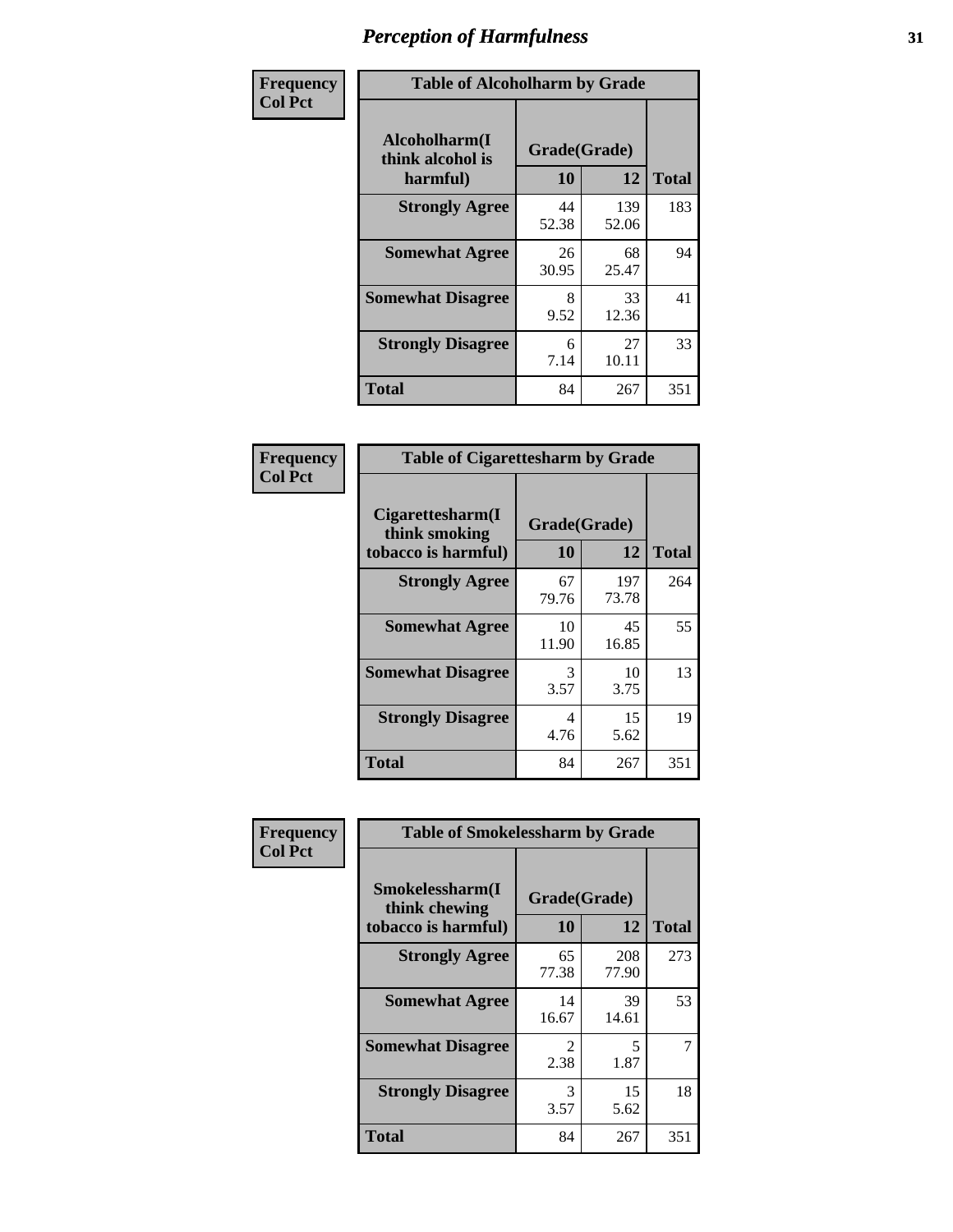# Perception of Harmfulness

| Frequency Col Pct | Table of Alcoholharm by Grade | | |
|---|---|---|---|
| **Alcoholharm(I think alcohol is harmful)** | **Grade(Grade)** | | **Total** |
| | **10** | **12** | |
| **Strongly Agree** | 44<br>52.38 | 139<br>52.06 | 183 |
| **Somewhat Agree** | 26<br>30.95 | 68<br>25.47 | 94 |
| **Somewhat Disagree** | 8<br>9.52 | 33<br>12.36 | 41 |
| **Strongly Disagree** | 6<br>7.14 | 27<br>10.11 | 33 |
| **Total** | 84 | 267 | 351 |

| Frequency Col Pct | Table of Cigarettesharm by Grade | | |
|---|---|---|---|
| **Cigarettesharm(I think smoking tobacco is harmful)** | **Grade(Grade)** | | **Total** |
| | **10** | **12** | |
| **Strongly Agree** | 67<br>79.76 | 197<br>73.78 | 264 |
| **Somewhat Agree** | 10<br>11.90 | 45<br>16.85 | 55 |
| **Somewhat Disagree** | 3<br>3.57 | 10<br>3.75 | 13 |
| **Strongly Disagree** | 4<br>4.76 | 15<br>5.62 | 19 |
| **Total** | 84 | 267 | 351 |

| Frequency Col Pct | Table of Smokelessharm by Grade | | |
|---|---|---|---|
| **Smokelessharm(I think chewing tobacco is harmful)** | **Grade(Grade)** | | **Total** |
| | **10** | **12** | |
| **Strongly Agree** | 65<br>77.38 | 208<br>77.90 | 273 |
| **Somewhat Agree** | 14<br>16.67 | 39<br>14.61 | 53 |
| **Somewhat Disagree** | 2<br>2.38 | 5<br>1.87 | 7 |
| **Strongly Disagree** | 3<br>3.57 | 15<br>5.62 | 18 |
| **Total** | 84 | 267 | 351 |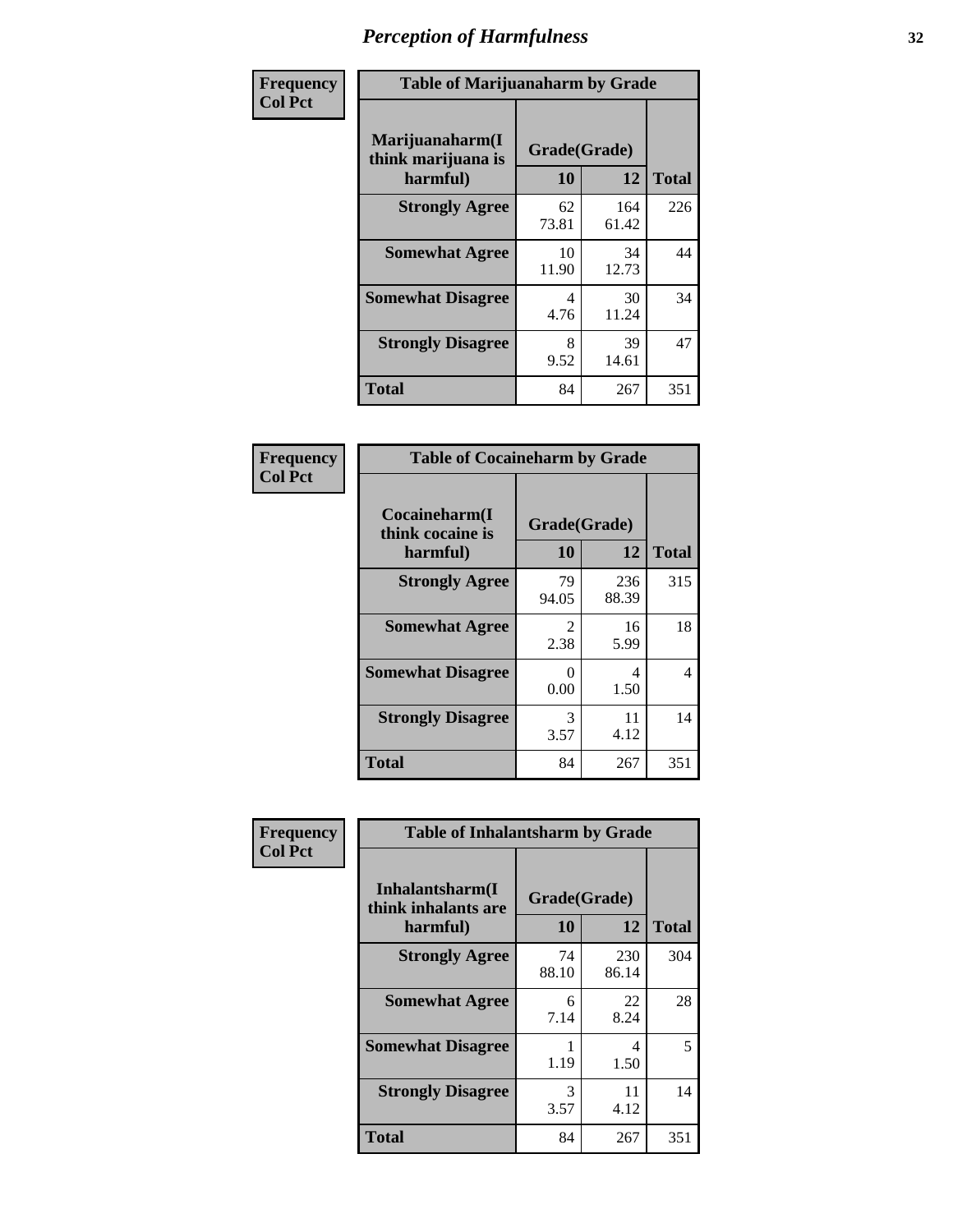# Perception of Harmfulness

| Frequency Col Pct | Table of Marijuanaharm by Grade | | |
|---|---|---|---|
| Marijuanaharm(I think marijuana is harmful) | Grade(Grade) | | Total |
| | 10 | 12 | |
| Strongly Agree | 62<br>73.81 | 164<br>61.42 | 226 |
| Somewhat Agree | 10<br>11.90 | 34<br>12.73 | 44 |
| Somewhat Disagree | 4<br>4.76 | 30<br>11.24 | 34 |
| Strongly Disagree | 8<br>9.52 | 39<br>14.61 | 47 |
| Total | 84 | 267 | 351 |

| Frequency Col Pct | Table of Cocaineharm by Grade | | |
|---|---|---|---|
| Cocaineharm(I think cocaine is harmful) | Grade(Grade) | | Total |
| | 10 | 12 | |
| Strongly Agree | 79<br>94.05 | 236<br>88.39 | 315 |
| Somewhat Agree | 2<br>2.38 | 16<br>5.99 | 18 |
| Somewhat Disagree | 0<br>0.00 | 4<br>1.50 | 4 |
| Strongly Disagree | 3<br>3.57 | 11<br>4.12 | 14 |
| Total | 84 | 267 | 351 |

| Frequency Col Pct | Table of Inhalantsharm by Grade | | |
|---|---|---|---|
| Inhalantsharm(I think inhalants are harmful) | Grade(Grade) | | Total |
| | 10 | 12 | |
| Strongly Agree | 74<br>88.10 | 230<br>86.14 | 304 |
| Somewhat Agree | 6<br>7.14 | 22<br>8.24 | 28 |
| Somewhat Disagree | 1<br>1.19 | 4<br>1.50 | 5 |
| Strongly Disagree | 3<br>3.57 | 11<br>4.12 | 14 |
| Total | 84 | 267 | 351 |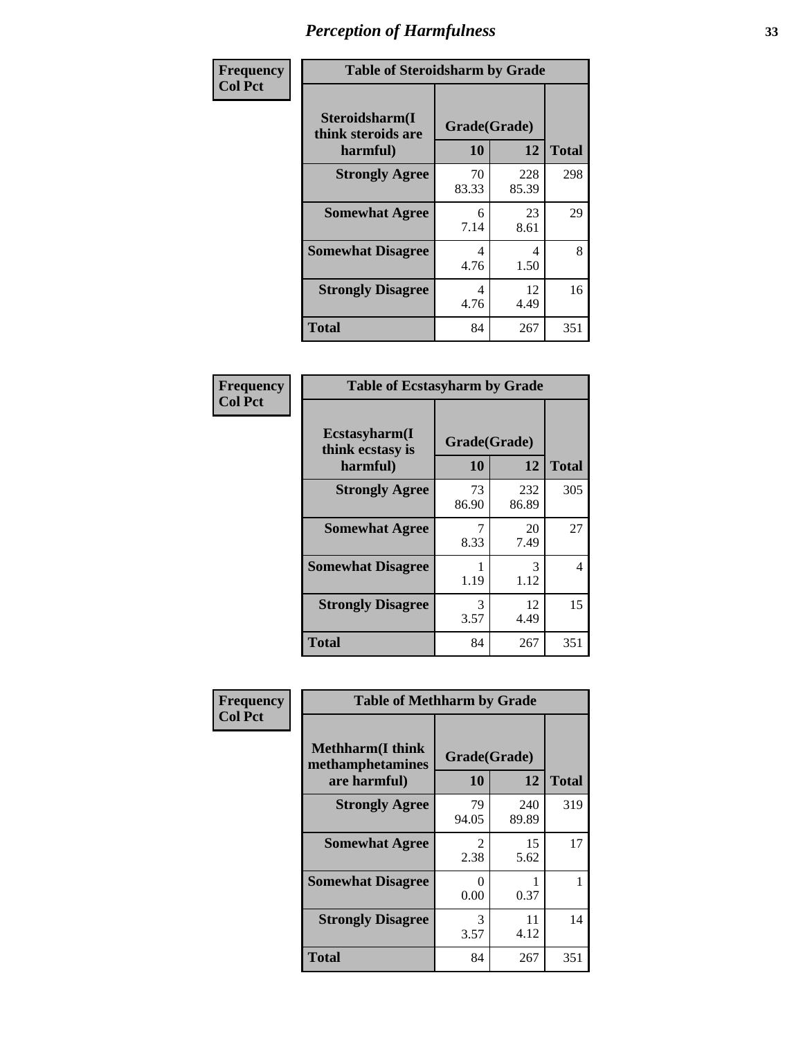# Perception of Harmfulness

**Frequency**
**Col Pct**

| Table of Steroidsharm by Grade | | | |
|---|---|---|---|
| Steroidsharm(I think steroids are harmful) | Grade(Grade) | | |
| | 10 | 12 | Total |
| Strongly Agree | 70<br>83.33 | 228<br>85.39 | 298 |
| Somewhat Agree | 6<br>7.14 | 23<br>8.61 | 29 |
| Somewhat Disagree | 4<br>4.76 | 4<br>1.50 | 8 |
| Strongly Disagree | 4<br>4.76 | 12<br>4.49 | 16 |
| Total | 84 | 267 | 351 |

**Frequency**
**Col Pct**

| Table of Ecstasyharm by Grade | | | |
|---|---|---|---|
| Ecstasyharm(I think ecstasy is harmful) | Grade(Grade) | | |
| | 10 | 12 | Total |
| Strongly Agree | 73<br>86.90 | 232<br>86.89 | 305 |
| Somewhat Agree | 7<br>8.33 | 20<br>7.49 | 27 |
| Somewhat Disagree | 1<br>1.19 | 3<br>1.12 | 4 |
| Strongly Disagree | 3<br>3.57 | 12<br>4.49 | 15 |
| Total | 84 | 267 | 351 |

**Frequency**
**Col Pct**

| Table of Methharm by Grade | | | |
|---|---|---|---|
| Methharm(I think methamphetamines are harmful) | Grade(Grade) | | |
| | 10 | 12 | Total |
| Strongly Agree | 79<br>94.05 | 240<br>89.89 | 319 |
| Somewhat Agree | 2<br>2.38 | 15<br>5.62 | 17 |
| Somewhat Disagree | 0<br>0.00 | 1<br>0.37 | 1 |
| Strongly Disagree | 3<br>3.57 | 11<br>4.12 | 14 |
| Total | 84 | 267 | 351 |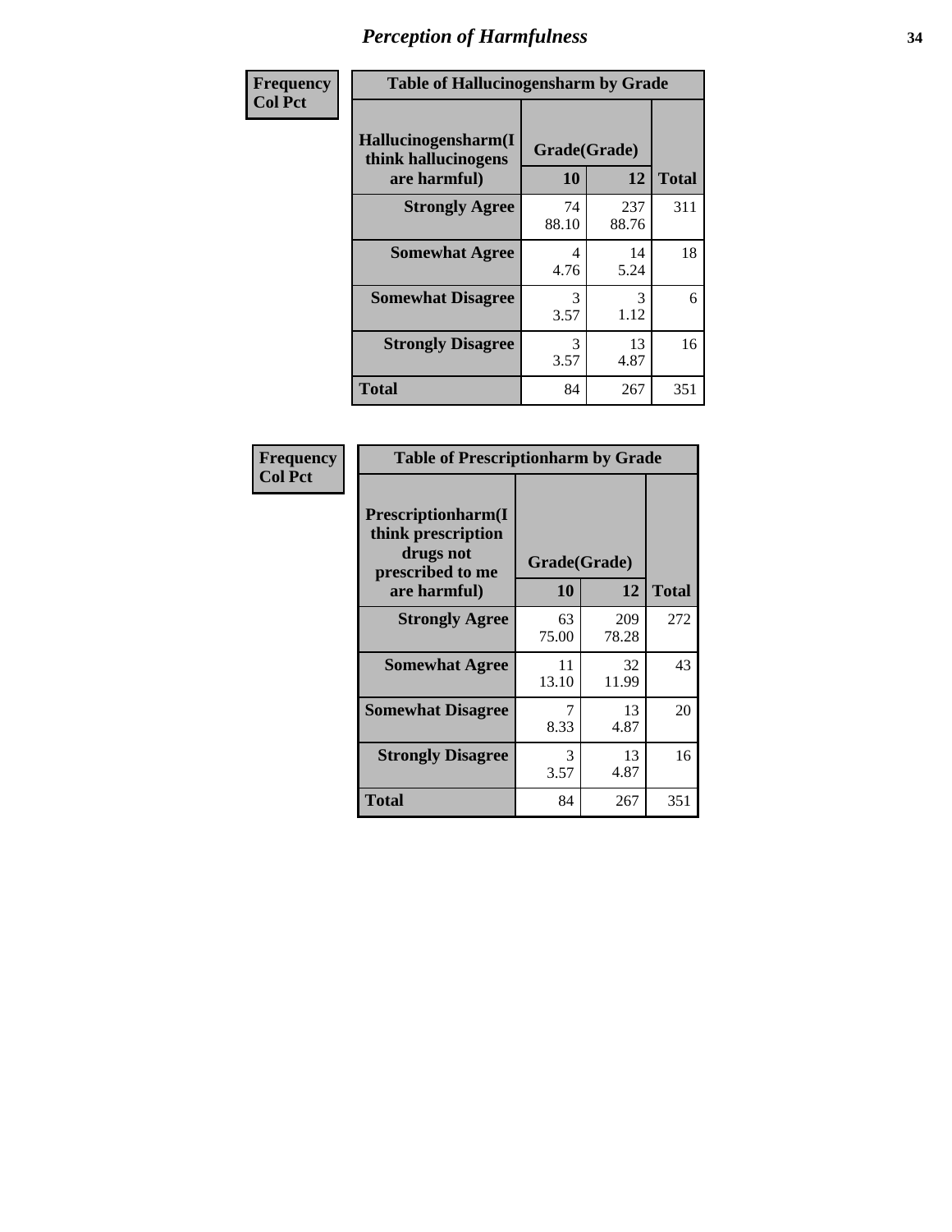# Perception of Harmfulness

| Frequency Col Pct | | | |
|---|---|---|---|
| **Table of Hallucinogensharm by Grade** | | | |
| **Hallucinogensharm(I think hallucinogens are harmful)** | **Grade(Grade)** | | |
| | **10** | **12** | **Total** |
| **Strongly Agree** | 74<br>88.10 | 237<br>88.76 | 311 |
| **Somewhat Agree** | 4<br>4.76 | 14<br>5.24 | 18 |
| **Somewhat Disagree** | 3<br>3.57 | 3<br>1.12 | 6 |
| **Strongly Disagree** | 3<br>3.57 | 13<br>4.87 | 16 |
| **Total** | 84 | 267 | 351 |

| Frequency Col Pct | | | |
|---|---|---|---|
| **Table of Prescriptionharm by Grade** | | | |
| **Prescriptionharm(I think prescription drugs not prescribed to me are harmful)** | **Grade(Grade)** | | |
| | **10** | **12** | **Total** |
| **Strongly Agree** | 63<br>75.00 | 209<br>78.28 | 272 |
| **Somewhat Agree** | 11<br>13.10 | 32<br>11.99 | 43 |
| **Somewhat Disagree** | 7<br>8.33 | 13<br>4.87 | 20 |
| **Strongly Disagree** | 3<br>3.57 | 13<br>4.87 | 16 |
| **Total** | 84 | 267 | 351 |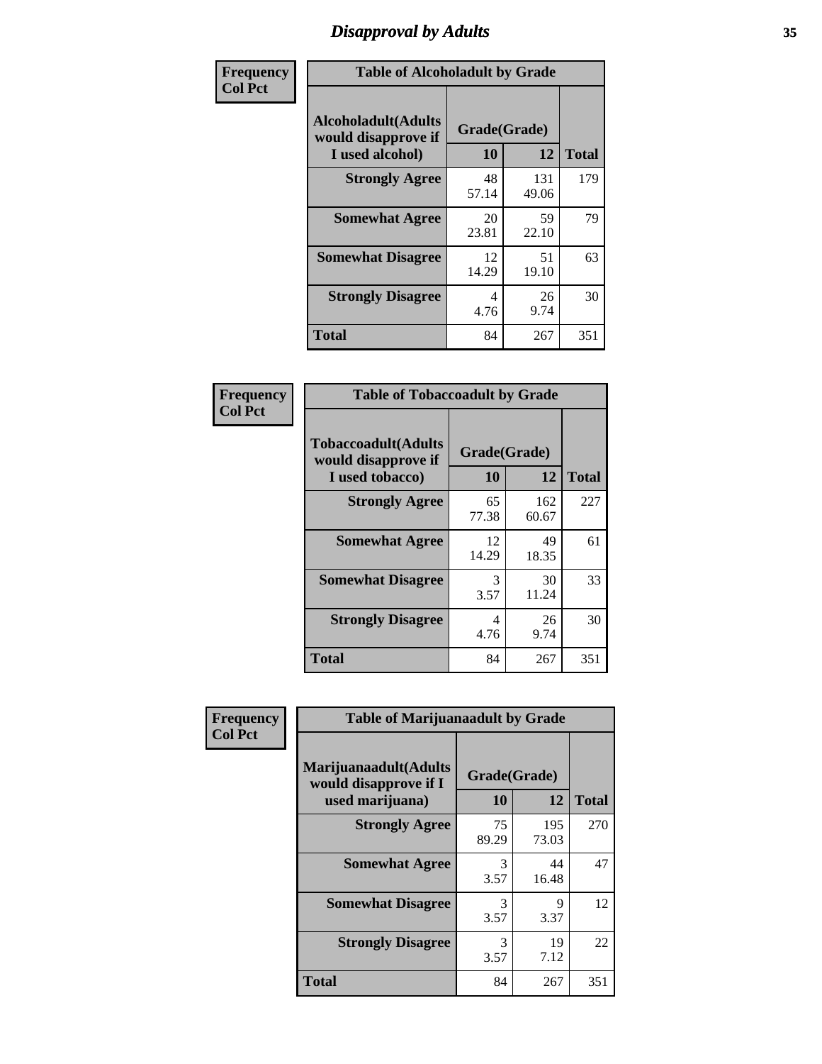# Disapproval by Adults

| Frequency<br>Col Pct | Table of Alcoholadult by Grade | | |
|---|---|---|---|
| Alcoholadult(Adults would disapprove if I used alcohol) | Grade(Grade) | | |
| | 10 | 12 | Total |
| Strongly Agree | 48<br>57.14 | 131<br>49.06 | 179 |
| Somewhat Agree | 20<br>23.81 | 59<br>22.10 | 79 |
| Somewhat Disagree | 12<br>14.29 | 51<br>19.10 | 63 |
| Strongly Disagree | 4<br>4.76 | 26<br>9.74 | 30 |
| Total | 84 | 267 | 351 |

| Frequency<br>Col Pct | Table of Tobaccoadult by Grade | | |
|---|---|---|---|
| Tobaccoadult(Adults would disapprove if I used tobacco) | Grade(Grade) | | |
| | 10 | 12 | Total |
| Strongly Agree | 65<br>77.38 | 162<br>60.67 | 227 |
| Somewhat Agree | 12<br>14.29 | 49<br>18.35 | 61 |
| Somewhat Disagree | 3<br>3.57 | 30<br>11.24 | 33 |
| Strongly Disagree | 4<br>4.76 | 26<br>9.74 | 30 |
| Total | 84 | 267 | 351 |

| Frequency<br>Col Pct | Table of Marijuanaadult by Grade | | |
|---|---|---|---|
| Marijuanaadult(Adults would disapprove if I used marijuana) | Grade(Grade) | | |
| | 10 | 12 | Total |
| Strongly Agree | 75<br>89.29 | 195<br>73.03 | 270 |
| Somewhat Agree | 3<br>3.57 | 44<br>16.48 | 47 |
| Somewhat Disagree | 3<br>3.57 | 9<br>3.37 | 12 |
| Strongly Disagree | 3<br>3.57 | 19<br>7.12 | 22 |
| Total | 84 | 267 | 351 |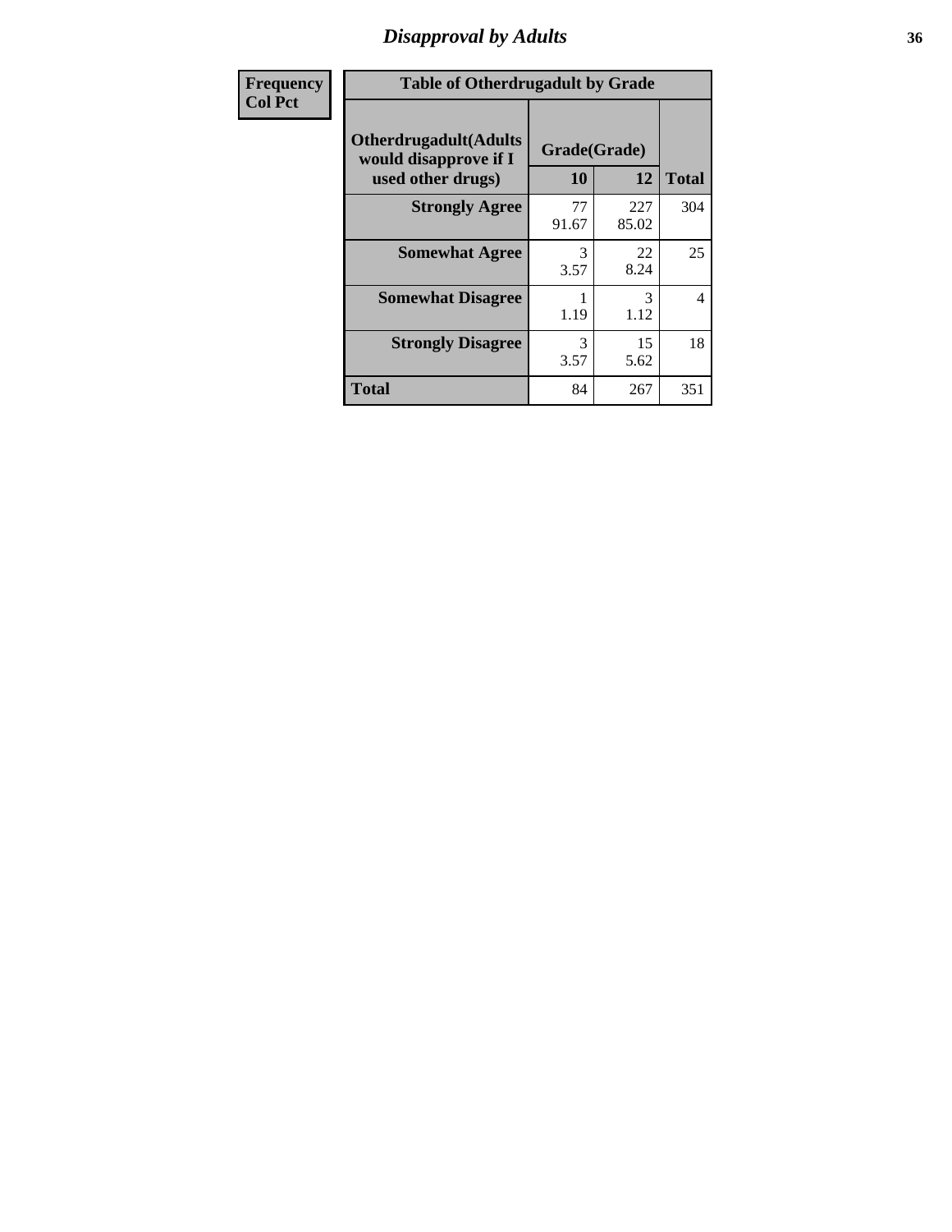## Disapproval by Adults

| Frequency Col Pct | Table of Otherdrugadult by Grade | | | |
|---|---|---|---|---|
| | Otherdrugadult(Adults would disapprove if I used other drugs) | Grade(Grade) | | |
| | | 10 | 12 | Total |
| | **Strongly Agree** | 77<br>91.67 | 227<br>85.02 | 304 |
| | **Somewhat Agree** | 3<br>3.57 | 22<br>8.24 | 25 |
| | **Somewhat Disagree** | 1<br>1.19 | 3<br>1.12 | 4 |
| | **Strongly Disagree** | 3<br>3.57 | 15<br>5.62 | 18 |
| | **Total** | 84 | 267 | 351 |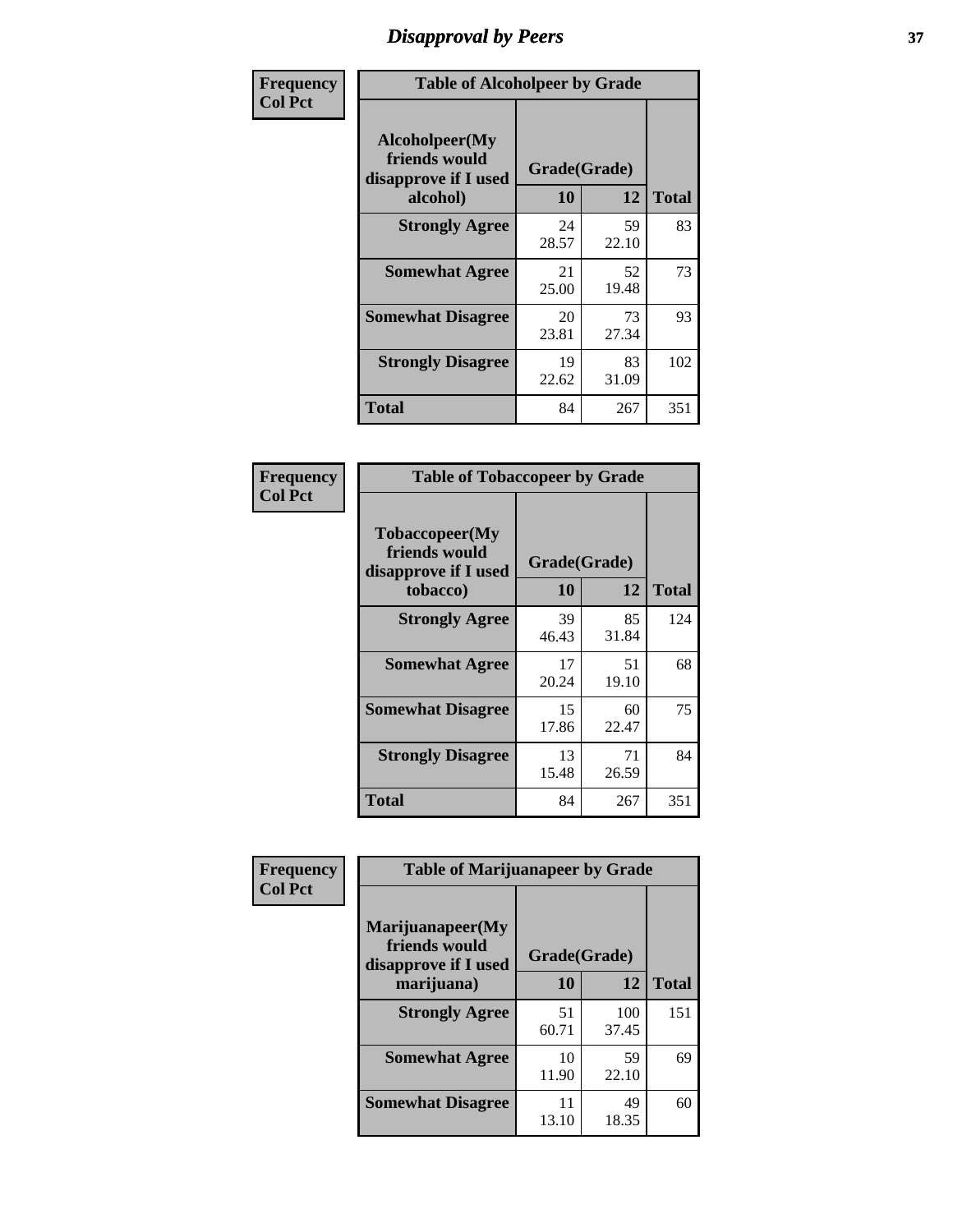# Disapproval by Peers

**Frequency**
**Col Pct**

| Alcoholpeer(My friends would disapprove if I used alcohol) | Grade(Grade) 10 | 12 | Total |
|---|---|---|---|
| **Strongly Agree** | 24<br>28.57 | 59<br>22.10 | 83 |
| **Somewhat Agree** | 21<br>25.00 | 52<br>19.48 | 73 |
| **Somewhat Disagree** | 20<br>23.81 | 73<br>27.34 | 93 |
| **Strongly Disagree** | 19<br>22.62 | 83<br>31.09 | 102 |
| **Total** | 84 | 267 | 351 |

Table of Alcoholpeer by Grade

**Frequency**
**Col Pct**

| Tobaccopeer(My friends would disapprove if I used tobacco) | Grade(Grade) 10 | 12 | Total |
|---|---|---|---|
| **Strongly Agree** | 39<br>46.43 | 85<br>31.84 | 124 |
| **Somewhat Agree** | 17<br>20.24 | 51<br>19.10 | 68 |
| **Somewhat Disagree** | 15<br>17.86 | 60<br>22.47 | 75 |
| **Strongly Disagree** | 13<br>15.48 | 71<br>26.59 | 84 |
| **Total** | 84 | 267 | 351 |

Table of Tobaccopeer by Grade

**Frequency**
**Col Pct**

| Marijuanapeer(My friends would disapprove if I used marijuana) | Grade(Grade) 10 | 12 | Total |
|---|---|---|---|
| **Strongly Agree** | 51<br>60.71 | 100<br>37.45 | 151 |
| **Somewhat Agree** | 10<br>11.90 | 59<br>22.10 | 69 |
| **Somewhat Disagree** | 11<br>13.10 | 49<br>18.35 | 60 |

Table of Marijuanapeer by Grade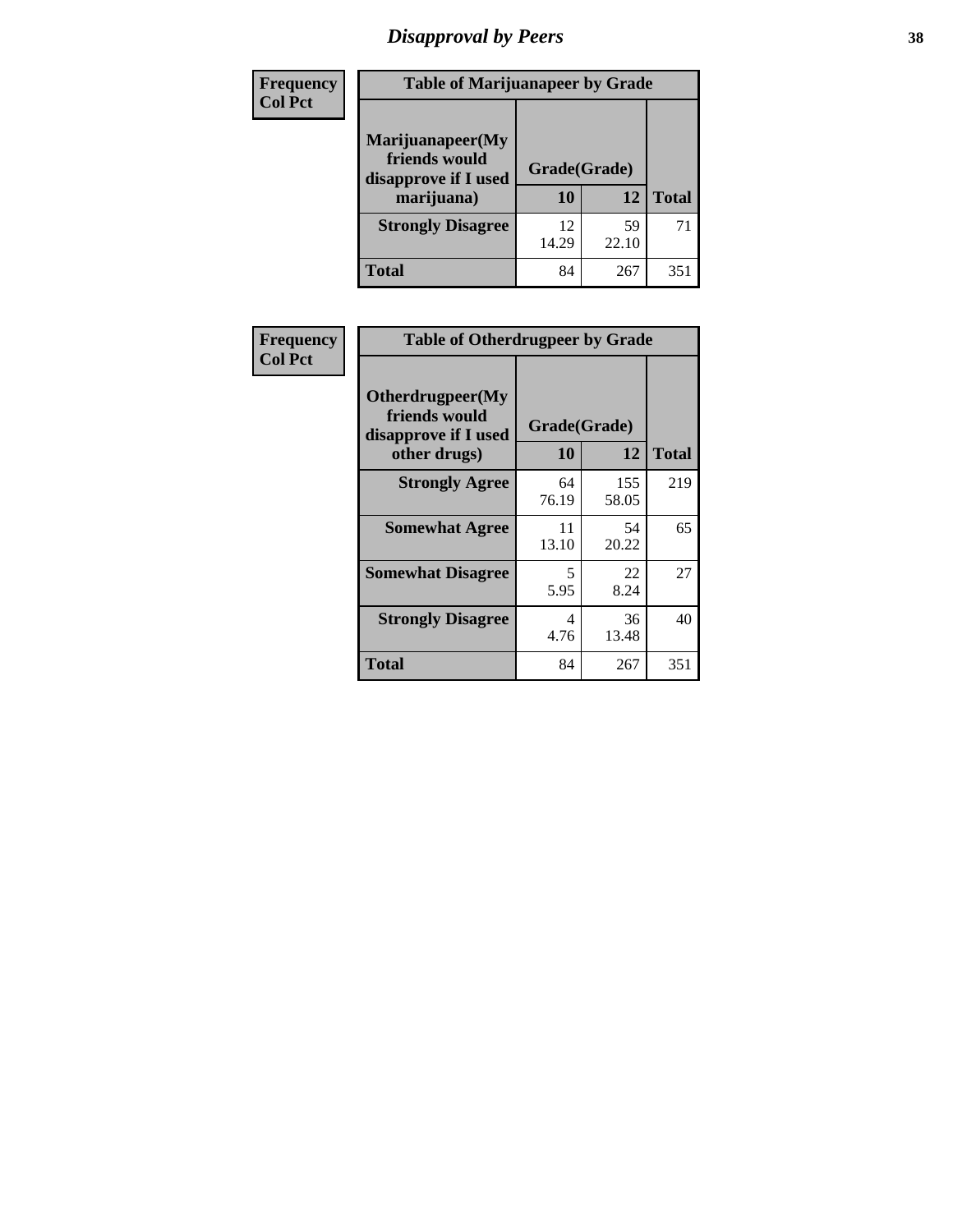# Disapproval by Peers

| Frequency Col Pct | Table of Marijuanapeer by Grade | | |
|---|---|---|---|
| Marijuanapeer(My friends would disapprove if I used marijuana) | Grade(Grade) | | |
| | 10 | 12 | Total |
| Strongly Disagree | 12<br>14.29 | 59<br>22.10 | 71 |
| Total | 84 | 267 | 351 |

| Frequency Col Pct | Table of Otherdrugpeer by Grade | | |
|---|---|---|---|
| Otherdrugpeer(My friends would disapprove if I used other drugs) | Grade(Grade) | | |
| | 10 | 12 | Total |
| Strongly Agree | 64<br>76.19 | 155<br>58.05 | 219 |
| Somewhat Agree | 11<br>13.10 | 54<br>20.22 | 65 |
| Somewhat Disagree | 5<br>5.95 | 22<br>8.24 | 27 |
| Strongly Disagree | 4<br>4.76 | 36<br>13.48 | 40 |
| Total | 84 | 267 | 351 |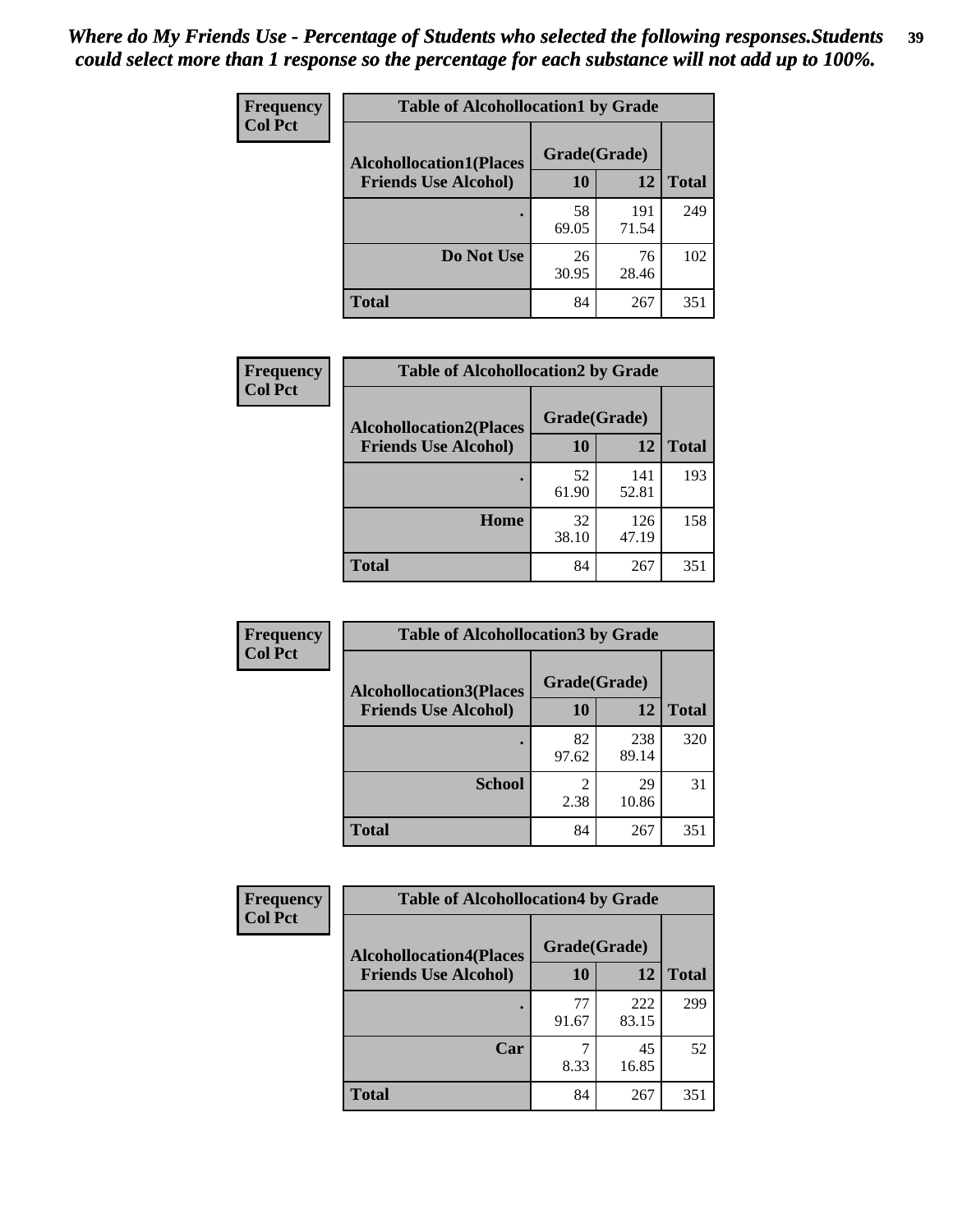*Where do My Friends Use - Percentage of Students who selected the following responses.Students could select more than 1 response so the percentage for each substance will not add up to 100%.*

| Frequency Col Pct | Table of Alcohollocation1 by Grade | | |
|---|---|---|---|
| Alcohollocation1(Places Friends Use Alcohol) | Grade(Grade) | | Total |
| | 10 | 12 | |
| . | 58<br>69.05 | 191<br>71.54 | 249 |
| Do Not Use | 26<br>30.95 | 76<br>28.46 | 102 |
| Total | 84 | 267 | 351 |

| Frequency Col Pct | Table of Alcohollocation2 by Grade | | |
|---|---|---|---|
| Alcohollocation2(Places Friends Use Alcohol) | Grade(Grade) | | Total |
| | 10 | 12 | |
| . | 52<br>61.90 | 141<br>52.81 | 193 |
| Home | 32<br>38.10 | 126<br>47.19 | 158 |
| Total | 84 | 267 | 351 |

| Frequency Col Pct | Table of Alcohollocation3 by Grade | | |
|---|---|---|---|
| Alcohollocation3(Places Friends Use Alcohol) | Grade(Grade) | | Total |
| | 10 | 12 | |
| . | 82<br>97.62 | 238<br>89.14 | 320 |
| School | 2<br>2.38 | 29<br>10.86 | 31 |
| Total | 84 | 267 | 351 |

| Frequency Col Pct | Table of Alcohollocation4 by Grade | | |
|---|---|---|---|
| Alcohollocation4(Places Friends Use Alcohol) | Grade(Grade) | | Total |
| | 10 | 12 | |
| . | 77<br>91.67 | 222<br>83.15 | 299 |
| Car | 7<br>8.33 | 45<br>16.85 | 52 |
| Total | 84 | 267 | 351 |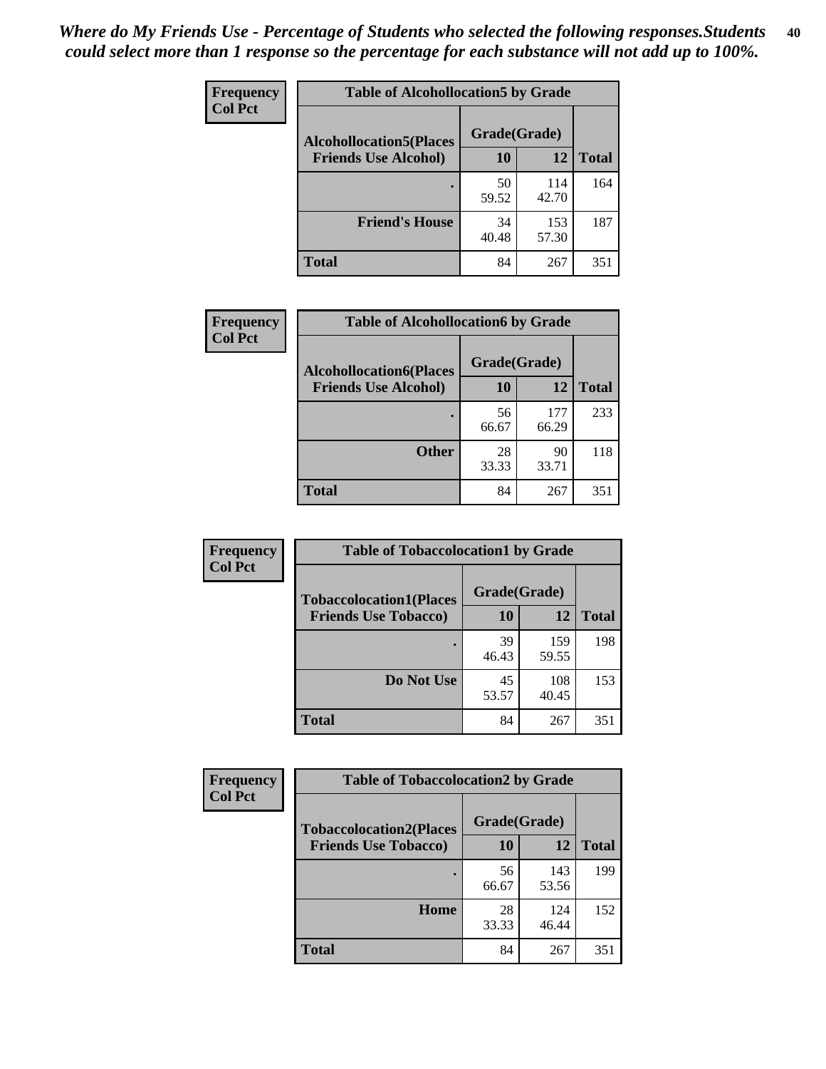*Where do My Friends Use - Percentage of Students who selected the following responses.Students could select more than 1 response so the percentage for each substance will not add up to 100%.*

**Frequency**
**Col Pct**

| Table of Alcohollocation5 by Grade | | | |
|---|---|---|---|
| **Alcohollocation5(Places Friends Use Alcohol)** | **Grade(Grade)** | | **Total** |
| | **10** | **12** | |
| **.** | 50<br>59.52 | 114<br>42.70 | 164 |
| **Friend's House** | 34<br>40.48 | 153<br>57.30 | 187 |
| **Total** | 84 | 267 | 351 |

**Frequency**
**Col Pct**

| Table of Alcohollocation6 by Grade | | | |
|---|---|---|---|
| **Alcohollocation6(Places Friends Use Alcohol)** | **Grade(Grade)** | | **Total** |
| | **10** | **12** | |
| **.** | 56<br>66.67 | 177<br>66.29 | 233 |
| **Other** | 28<br>33.33 | 90<br>33.71 | 118 |
| **Total** | 84 | 267 | 351 |

**Frequency**
**Col Pct**

| Table of Tobaccolocation1 by Grade | | | |
|---|---|---|---|
| **Tobaccolocation1(Places Friends Use Tobacco)** | **Grade(Grade)** | | **Total** |
| | **10** | **12** | |
| **.** | 39<br>46.43 | 159<br>59.55 | 198 |
| **Do Not Use** | 45<br>53.57 | 108<br>40.45 | 153 |
| **Total** | 84 | 267 | 351 |

**Frequency**
**Col Pct**

| Table of Tobaccolocation2 by Grade | | | |
|---|---|---|---|
| **Tobaccolocation2(Places Friends Use Tobacco)** | **Grade(Grade)** | | **Total** |
| | **10** | **12** | |
| **.** | 56<br>66.67 | 143<br>53.56 | 199 |
| **Home** | 28<br>33.33 | 124<br>46.44 | 152 |
| **Total** | 84 | 267 | 351 |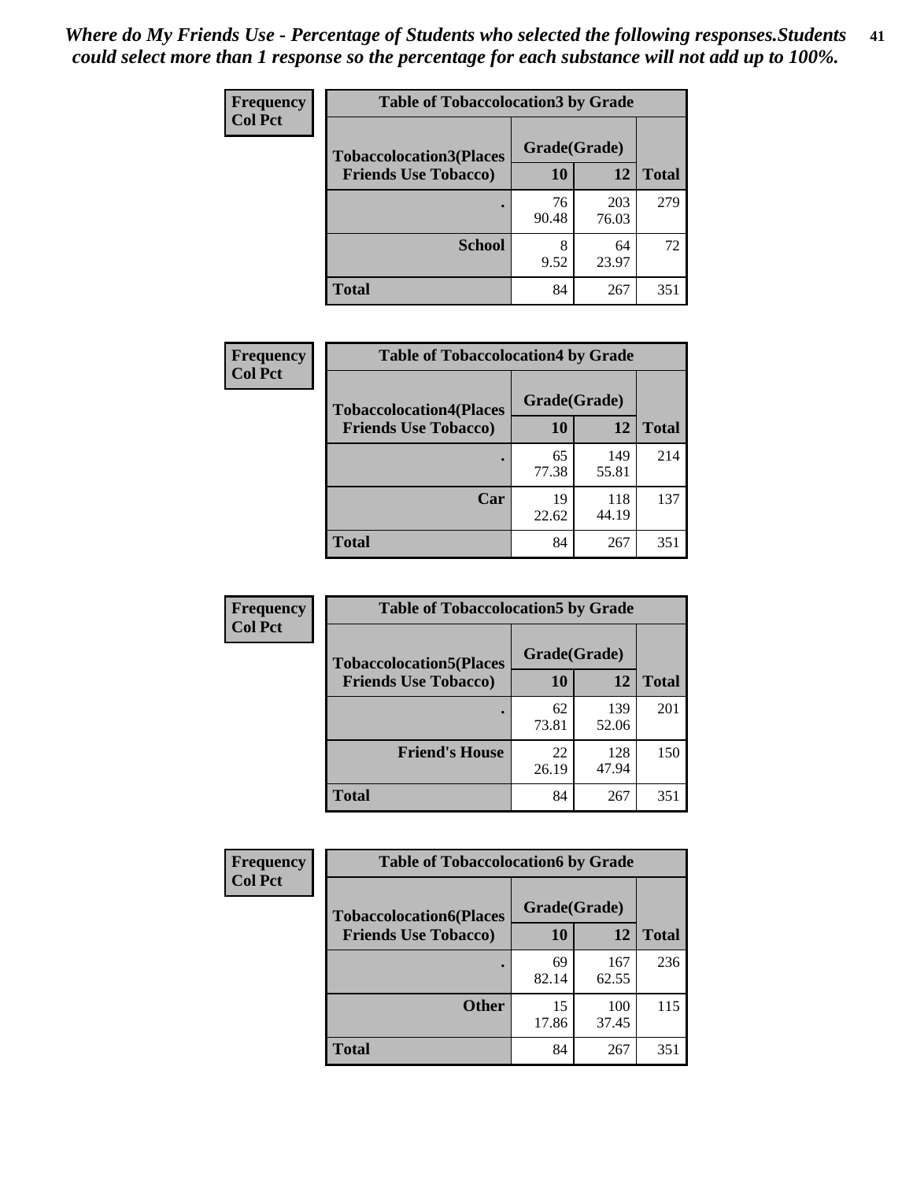*Where do My Friends Use - Percentage of Students who selected the following responses.Students could select more than 1 response so the percentage for each substance will not add up to 100%.*

**Frequency**
**Col Pct**

| Table of Tobaccolocation3 by Grade | | | |
|---|---|---|---|
| **Tobaccolocation3(Places Friends Use Tobacco)** | **Grade(Grade)** | | **Total** |
| | **10** | **12** | |
| **.** | 76<br>90.48 | 203<br>76.03 | 279 |
| **School** | 8<br>9.52 | 64<br>23.97 | 72 |
| **Total** | 84 | 267 | 351 |

**Frequency**
**Col Pct**

| Table of Tobaccolocation4 by Grade | | | |
|---|---|---|---|
| **Tobaccolocation4(Places Friends Use Tobacco)** | **Grade(Grade)** | | **Total** |
| | **10** | **12** | |
| **.** | 65<br>77.38 | 149<br>55.81 | 214 |
| **Car** | 19<br>22.62 | 118<br>44.19 | 137 |
| **Total** | 84 | 267 | 351 |

**Frequency**
**Col Pct**

| Table of Tobaccolocation5 by Grade | | | |
|---|---|---|---|
| **Tobaccolocation5(Places Friends Use Tobacco)** | **Grade(Grade)** | | **Total** |
| | **10** | **12** | |
| **.** | 62<br>73.81 | 139<br>52.06 | 201 |
| **Friend's House** | 22<br>26.19 | 128<br>47.94 | 150 |
| **Total** | 84 | 267 | 351 |

**Frequency**
**Col Pct**

| Table of Tobaccolocation6 by Grade | | | |
|---|---|---|---|
| **Tobaccolocation6(Places Friends Use Tobacco)** | **Grade(Grade)** | | **Total** |
| | **10** | **12** | |
| **.** | 69<br>82.14 | 167<br>62.55 | 236 |
| **Other** | 15<br>17.86 | 100<br>37.45 | 115 |
| **Total** | 84 | 267 | 351 |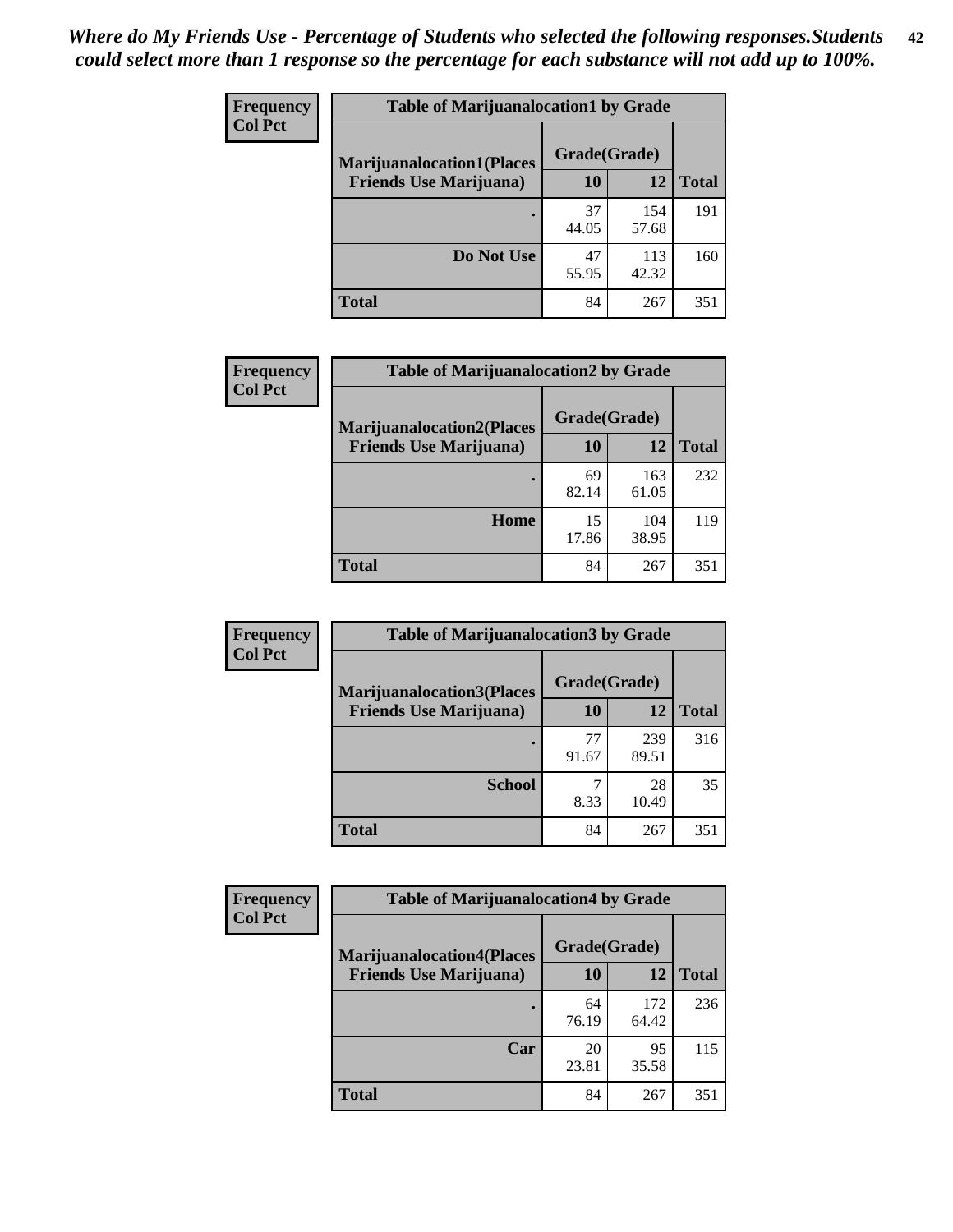*Where do My Friends Use - Percentage of Students who selected the following responses.Students could select more than 1 response so the percentage for each substance will not add up to 100%.*

**Frequency Col Pct**

| Table of Marijuanalocation1 by Grade | | | |
|---|---|---|---|
| **Marijuanalocation1(Places Friends Use Marijuana)** | **Grade(Grade)** | | |
| | **10** | **12** | **Total** |
| **.** | 37<br>44.05 | 154<br>57.68 | 191 |
| **Do Not Use** | 47<br>55.95 | 113<br>42.32 | 160 |
| **Total** | 84 | 267 | 351 |

**Frequency Col Pct**

| Table of Marijuanalocation2 by Grade | | | |
|---|---|---|---|
| **Marijuanalocation2(Places Friends Use Marijuana)** | **Grade(Grade)** | | |
| | **10** | **12** | **Total** |
| **.** | 69<br>82.14 | 163<br>61.05 | 232 |
| **Home** | 15<br>17.86 | 104<br>38.95 | 119 |
| **Total** | 84 | 267 | 351 |

**Frequency Col Pct**

| Table of Marijuanalocation3 by Grade | | | |
|---|---|---|---|
| **Marijuanalocation3(Places Friends Use Marijuana)** | **Grade(Grade)** | | |
| | **10** | **12** | **Total** |
| **.** | 77<br>91.67 | 239<br>89.51 | 316 |
| **School** | 7<br>8.33 | 28<br>10.49 | 35 |
| **Total** | 84 | 267 | 351 |

**Frequency Col Pct**

| Table of Marijuanalocation4 by Grade | | | |
|---|---|---|---|
| **Marijuanalocation4(Places Friends Use Marijuana)** | **Grade(Grade)** | | |
| | **10** | **12** | **Total** |
| **.** | 64<br>76.19 | 172<br>64.42 | 236 |
| **Car** | 20<br>23.81 | 95<br>35.58 | 115 |
| **Total** | 84 | 267 | 351 |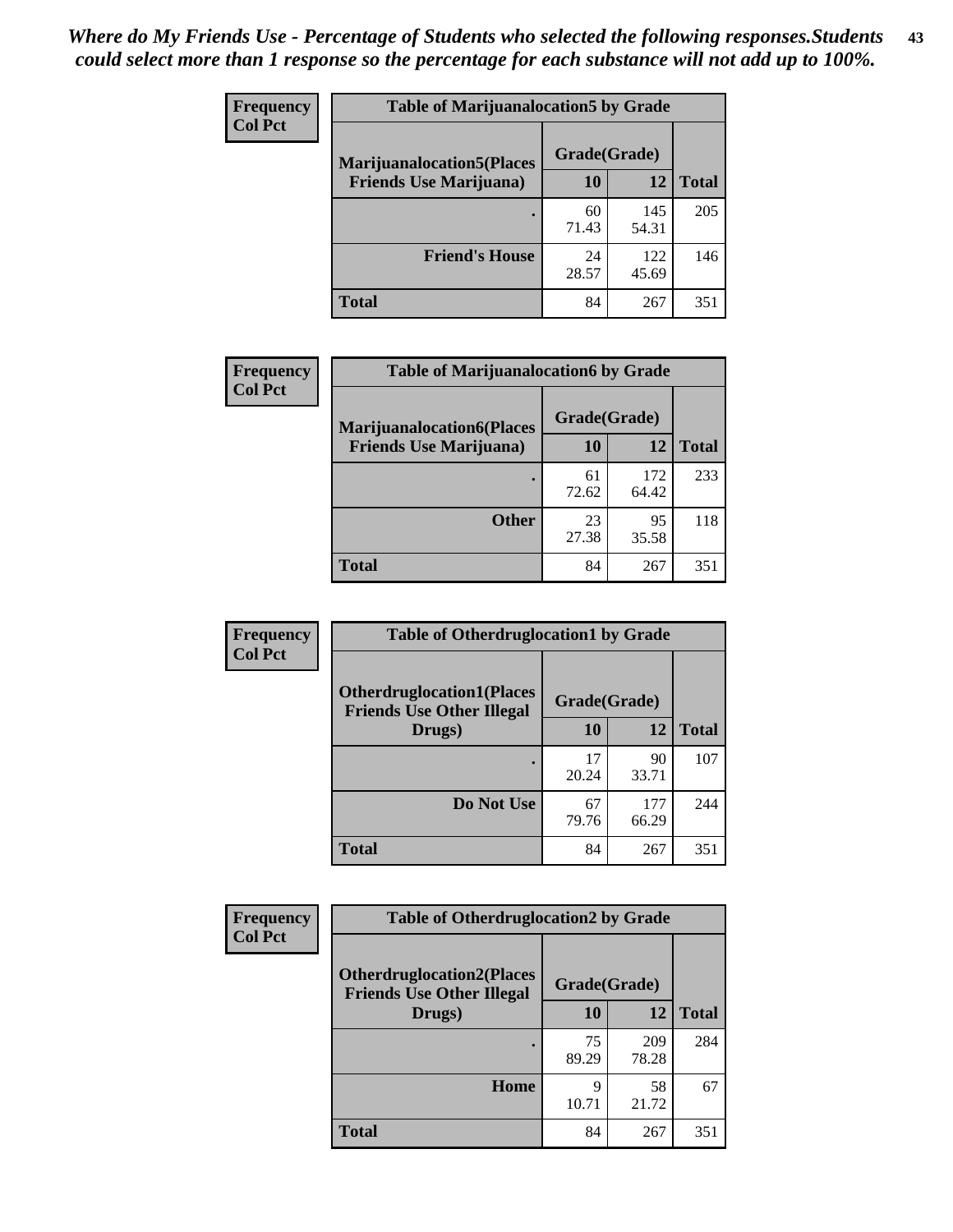*Where do My Friends Use - Percentage of Students who selected the following responses.Students could select more than 1 response so the percentage for each substance will not add up to 100%.*

**Frequency**
**Col Pct**

| Table of Marijuanalocation5 by Grade | | | |
|---|---|---|---|
| **Marijuanalocation5(Places Friends Use Marijuana)** | **Grade(Grade)** | | **Total** |
| | **10** | **12** | |
| **.** | 60<br>71.43 | 145<br>54.31 | 205 |
| **Friend's House** | 24<br>28.57 | 122<br>45.69 | 146 |
| **Total** | 84 | 267 | 351 |

**Frequency**
**Col Pct**

| Table of Marijuanalocation6 by Grade | | | |
|---|---|---|---|
| **Marijuanalocation6(Places Friends Use Marijuana)** | **Grade(Grade)** | | **Total** |
| | **10** | **12** | |
| **.** | 61<br>72.62 | 172<br>64.42 | 233 |
| **Other** | 23<br>27.38 | 95<br>35.58 | 118 |
| **Total** | 84 | 267 | 351 |

**Frequency**
**Col Pct**

| Table of Otherdruglocation1 by Grade | | | |
|---|---|---|---|
| **Otherdruglocation1(Places Friends Use Other Illegal Drugs)** | **Grade(Grade)** | | **Total** |
| | **10** | **12** | |
| **.** | 17<br>20.24 | 90<br>33.71 | 107 |
| **Do Not Use** | 67<br>79.76 | 177<br>66.29 | 244 |
| **Total** | 84 | 267 | 351 |

**Frequency**
**Col Pct**

| Table of Otherdruglocation2 by Grade | | | |
|---|---|---|---|
| **Otherdruglocation2(Places Friends Use Other Illegal Drugs)** | **Grade(Grade)** | | **Total** |
| | **10** | **12** | |
| **.** | 75<br>89.29 | 209<br>78.28 | 284 |
| **Home** | 9<br>10.71 | 58<br>21.72 | 67 |
| **Total** | 84 | 267 | 351 |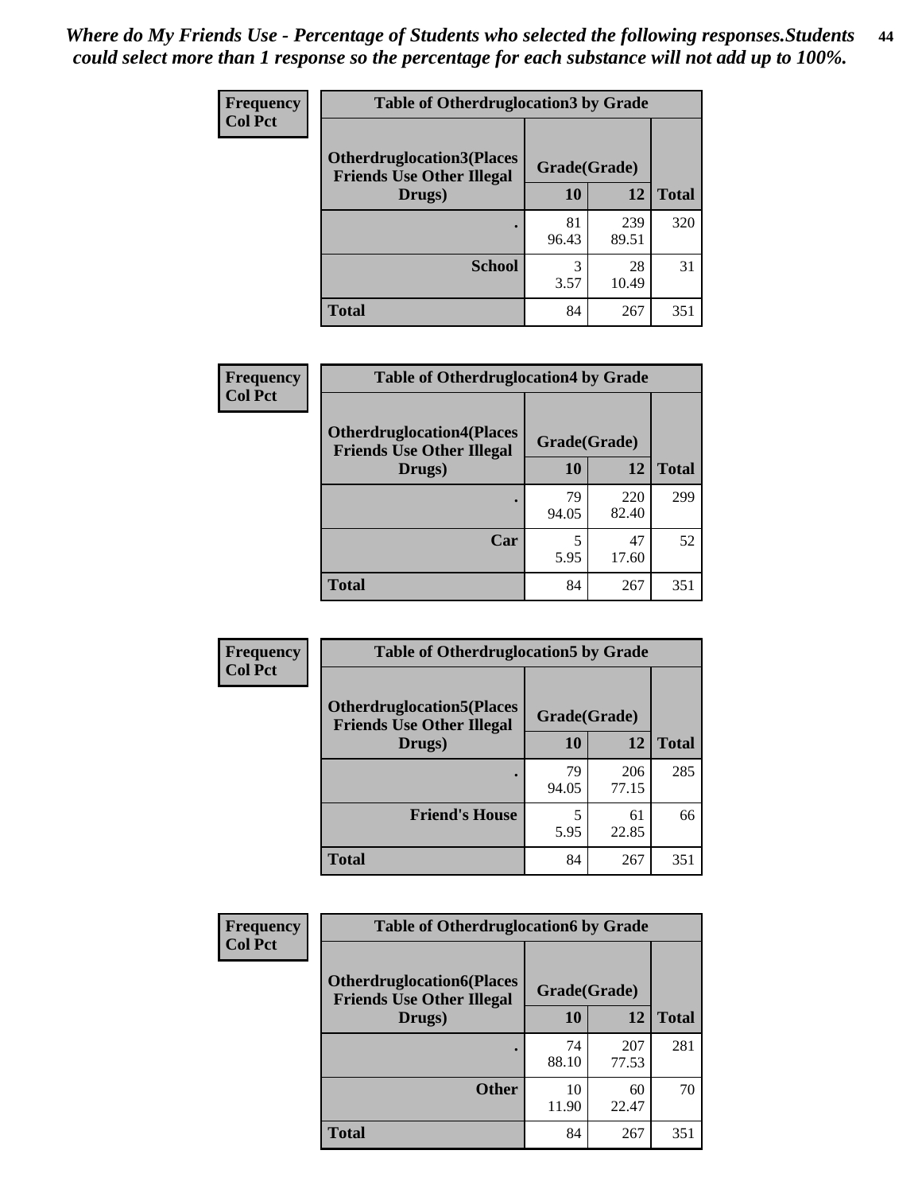*Where do My Friends Use - Percentage of Students who selected the following responses.Students could select more than 1 response so the percentage for each substance will not add up to 100%.*

**Frequency**
**Col Pct**

| Table of Otherdruglocation3 by Grade | | | |
|---|---|---|---|
| **Otherdruglocation3(Places Friends Use Other Illegal Drugs)** | **Grade(Grade)** | | **Total** |
| | **10** | **12** | |
| **.** | 81<br>96.43 | 239<br>89.51 | 320 |
| **School** | 3<br>3.57 | 28<br>10.49 | 31 |
| **Total** | 84 | 267 | 351 |

**Frequency**
**Col Pct**

| Table of Otherdruglocation4 by Grade | | | |
|---|---|---|---|
| **Otherdruglocation4(Places Friends Use Other Illegal Drugs)** | **Grade(Grade)** | | **Total** |
| | **10** | **12** | |
| **.** | 79<br>94.05 | 220<br>82.40 | 299 |
| **Car** | 5<br>5.95 | 47<br>17.60 | 52 |
| **Total** | 84 | 267 | 351 |

**Frequency**
**Col Pct**

| Table of Otherdruglocation5 by Grade | | | |
|---|---|---|---|
| **Otherdruglocation5(Places Friends Use Other Illegal Drugs)** | **Grade(Grade)** | | **Total** |
| | **10** | **12** | |
| **.** | 79<br>94.05 | 206<br>77.15 | 285 |
| **Friend's House** | 5<br>5.95 | 61<br>22.85 | 66 |
| **Total** | 84 | 267 | 351 |

**Frequency**
**Col Pct**

| Table of Otherdruglocation6 by Grade | | | |
|---|---|---|---|
| **Otherdruglocation6(Places Friends Use Other Illegal Drugs)** | **Grade(Grade)** | | **Total** |
| | **10** | **12** | |
| **.** | 74<br>88.10 | 207<br>77.53 | 281 |
| **Other** | 10<br>11.90 | 60<br>22.47 | 70 |
| **Total** | 84 | 267 | 351 |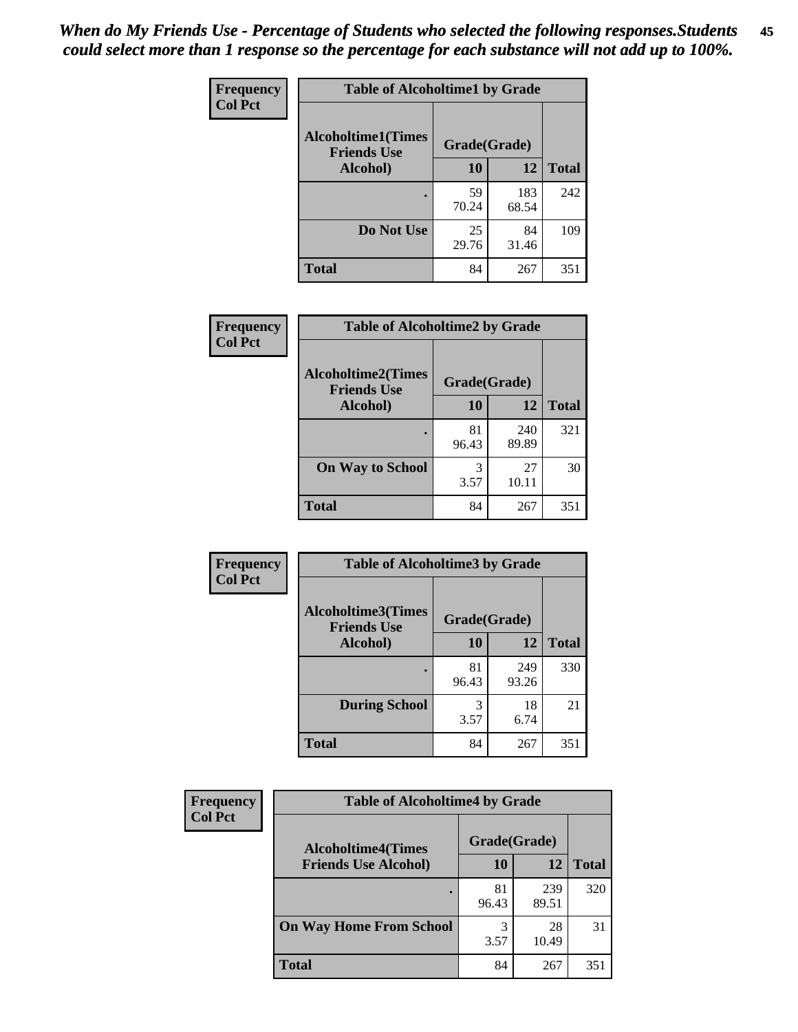*When do My Friends Use - Percentage of Students who selected the following responses.Students could select more than 1 response so the percentage for each substance will not add up to 100%.*

**Frequency**
**Col Pct**

| Table of Alcoholtime1 by Grade | | | |
|---|---|---|---|
| **Alcoholtime1(Times Friends Use Alcohol)** | **Grade(Grade)** | | |
| | **10** | **12** | **Total** |
| **.** | 59<br>70.24 | 183<br>68.54 | 242 |
| **Do Not Use** | 25<br>29.76 | 84<br>31.46 | 109 |
| **Total** | 84 | 267 | 351 |

**Frequency**
**Col Pct**

| Table of Alcoholtime2 by Grade | | | |
|---|---|---|---|
| **Alcoholtime2(Times Friends Use Alcohol)** | **Grade(Grade)** | | |
| | **10** | **12** | **Total** |
| **.** | 81<br>96.43 | 240<br>89.89 | 321 |
| **On Way to School** | 3<br>3.57 | 27<br>10.11 | 30 |
| **Total** | 84 | 267 | 351 |

**Frequency**
**Col Pct**

| Table of Alcoholtime3 by Grade | | | |
|---|---|---|---|
| **Alcoholtime3(Times Friends Use Alcohol)** | **Grade(Grade)** | | |
| | **10** | **12** | **Total** |
| **.** | 81<br>96.43 | 249<br>93.26 | 330 |
| **During School** | 3<br>3.57 | 18<br>6.74 | 21 |
| **Total** | 84 | 267 | 351 |

**Frequency**
**Col Pct**

| Table of Alcoholtime4 by Grade | | | |
|---|---|---|---|
| **Alcoholtime4(Times Friends Use Alcohol)** | **Grade(Grade)** | | |
| | **10** | **12** | **Total** |
| **.** | 81<br>96.43 | 239<br>89.51 | 320 |
| **On Way Home From School** | 3<br>3.57 | 28<br>10.49 | 31 |
| **Total** | 84 | 267 | 351 |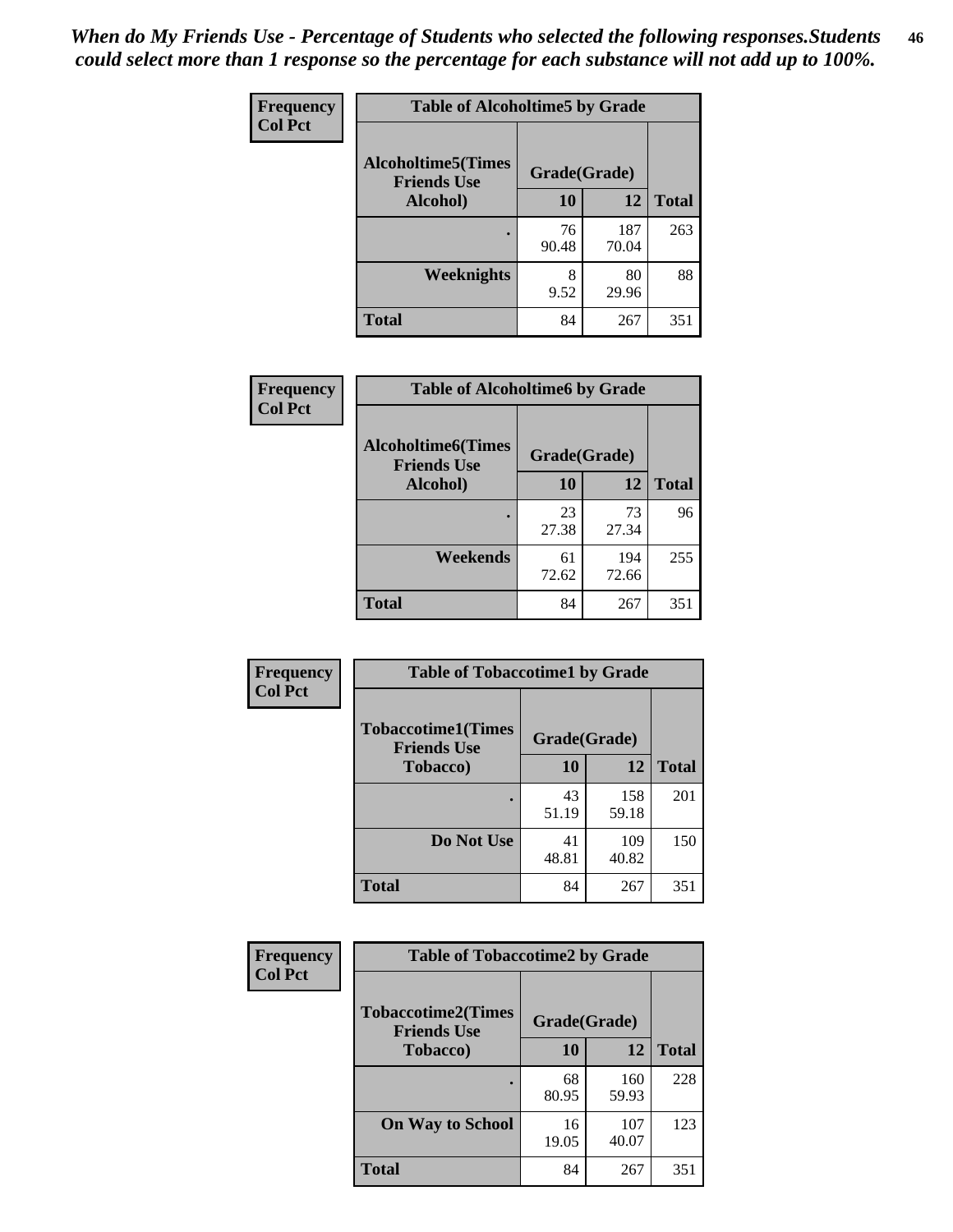*When do My Friends Use - Percentage of Students who selected the following responses.Students could select more than 1 response so the percentage for each substance will not add up to 100%.*

**Frequency**
**Col Pct**

| Table of Alcoholtime5 by Grade | | | |
|---|---|---|---|
| **Alcoholtime5(Times Friends Use Alcohol)** | **Grade(Grade)** | | **Total** |
| | **10** | **12** | |
| **.** | 76<br>90.48 | 187<br>70.04 | 263 |
| **Weeknights** | 8<br>9.52 | 80<br>29.96 | 88 |
| **Total** | 84 | 267 | 351 |

**Frequency**
**Col Pct**

| Table of Alcoholtime6 by Grade | | | |
|---|---|---|---|
| **Alcoholtime6(Times Friends Use Alcohol)** | **Grade(Grade)** | | **Total** |
| | **10** | **12** | |
| **.** | 23<br>27.38 | 73<br>27.34 | 96 |
| **Weekends** | 61<br>72.62 | 194<br>72.66 | 255 |
| **Total** | 84 | 267 | 351 |

**Frequency**
**Col Pct**

| Table of Tobaccotime1 by Grade | | | |
|---|---|---|---|
| **Tobaccotime1(Times Friends Use Tobacco)** | **Grade(Grade)** | | **Total** |
| | **10** | **12** | |
| **.** | 43<br>51.19 | 158<br>59.18 | 201 |
| **Do Not Use** | 41<br>48.81 | 109<br>40.82 | 150 |
| **Total** | 84 | 267 | 351 |

**Frequency**
**Col Pct**

| Table of Tobaccotime2 by Grade | | | |
|---|---|---|---|
| **Tobaccotime2(Times Friends Use Tobacco)** | **Grade(Grade)** | | **Total** |
| | **10** | **12** | |
| **.** | 68<br>80.95 | 160<br>59.93 | 228 |
| **On Way to School** | 16<br>19.05 | 107<br>40.07 | 123 |
| **Total** | 84 | 267 | 351 |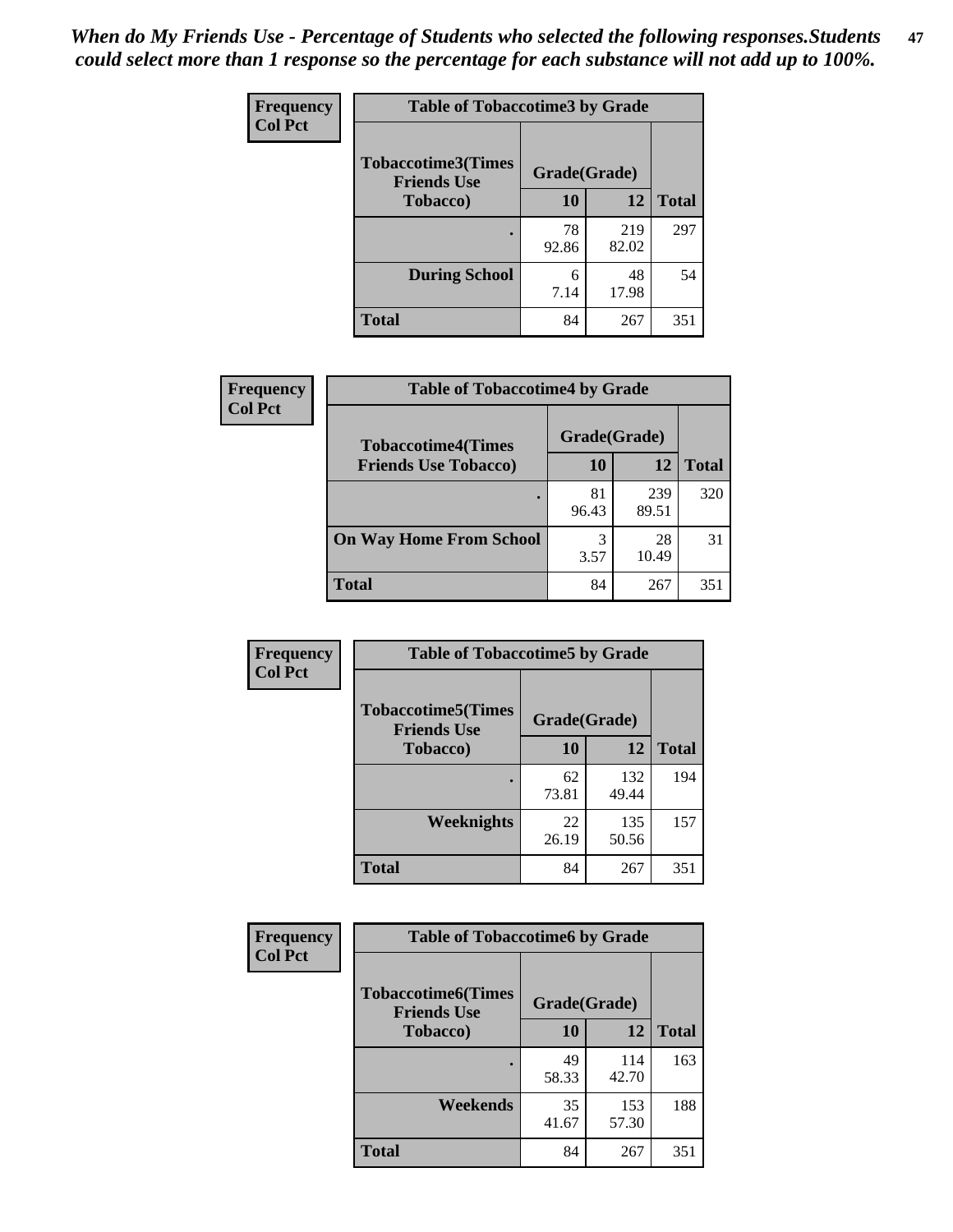*When do My Friends Use - Percentage of Students who selected the following responses.Students could select more than 1 response so the percentage for each substance will not add up to 100%.*

**Frequency**
**Col Pct**

| Table of Tobaccotime3 by Grade | | | |
|---|---|---|---|
| **Tobaccotime3(Times Friends Use Tobacco)** | **Grade(Grade)** | | |
| | **10** | **12** | **Total** |
| **.** | 78<br>92.86 | 219<br>82.02 | 297 |
| **During School** | 6<br>7.14 | 48<br>17.98 | 54 |
| **Total** | 84 | 267 | 351 |

**Frequency**
**Col Pct**

| Table of Tobaccotime4 by Grade | | | |
|---|---|---|---|
| **Tobaccotime4(Times Friends Use Tobacco)** | **Grade(Grade)** | | |
| | **10** | **12** | **Total** |
| **.** | 81<br>96.43 | 239<br>89.51 | 320 |
| **On Way Home From School** | 3<br>3.57 | 28<br>10.49 | 31 |
| **Total** | 84 | 267 | 351 |

**Frequency**
**Col Pct**

| Table of Tobaccotime5 by Grade | | | |
|---|---|---|---|
| **Tobaccotime5(Times Friends Use Tobacco)** | **Grade(Grade)** | | |
| | **10** | **12** | **Total** |
| **.** | 62<br>73.81 | 132<br>49.44 | 194 |
| **Weeknights** | 22<br>26.19 | 135<br>50.56 | 157 |
| **Total** | 84 | 267 | 351 |

**Frequency**
**Col Pct**

| Table of Tobaccotime6 by Grade | | | |
|---|---|---|---|
| **Tobaccotime6(Times Friends Use Tobacco)** | **Grade(Grade)** | | |
| | **10** | **12** | **Total** |
| **.** | 49<br>58.33 | 114<br>42.70 | 163 |
| **Weekends** | 35<br>41.67 | 153<br>57.30 | 188 |
| **Total** | 84 | 267 | 351 |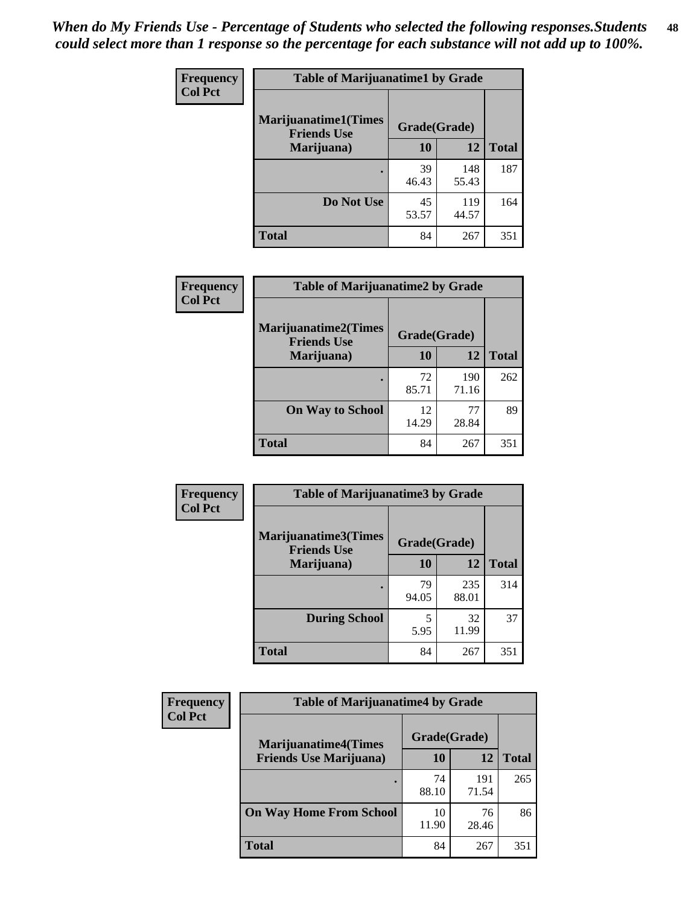*When do My Friends Use - Percentage of Students who selected the following responses.Students could select more than 1 response so the percentage for each substance will not add up to 100%.*

**Frequency**
**Col Pct**

| Table of Marijuanatime1 by Grade | | | |
|---|---|---|---|
| **Marijuanatime1(Times Friends Use Marijuana)** | **Grade(Grade)** | | |
| | **10** | **12** | **Total** |
| **.** | 39<br>46.43 | 148<br>55.43 | 187 |
| **Do Not Use** | 45<br>53.57 | 119<br>44.57 | 164 |
| **Total** | 84 | 267 | 351 |

**Frequency**
**Col Pct**

| Table of Marijuanatime2 by Grade | | | |
|---|---|---|---|
| **Marijuanatime2(Times Friends Use Marijuana)** | **Grade(Grade)** | | |
| | **10** | **12** | **Total** |
| **.** | 72<br>85.71 | 190<br>71.16 | 262 |
| **On Way to School** | 12<br>14.29 | 77<br>28.84 | 89 |
| **Total** | 84 | 267 | 351 |

**Frequency**
**Col Pct**

| Table of Marijuanatime3 by Grade | | | |
|---|---|---|---|
| **Marijuanatime3(Times Friends Use Marijuana)** | **Grade(Grade)** | | |
| | **10** | **12** | **Total** |
| **.** | 79<br>94.05 | 235<br>88.01 | 314 |
| **During School** | 5<br>5.95 | 32<br>11.99 | 37 |
| **Total** | 84 | 267 | 351 |

**Frequency**
**Col Pct**

| Table of Marijuanatime4 by Grade | | | |
|---|---|---|---|
| **Marijuanatime4(Times Friends Use Marijuana)** | **Grade(Grade)** | | |
| | **10** | **12** | **Total** |
| **.** | 74<br>88.10 | 191<br>71.54 | 265 |
| **On Way Home From School** | 10<br>11.90 | 76<br>28.46 | 86 |
| **Total** | 84 | 267 | 351 |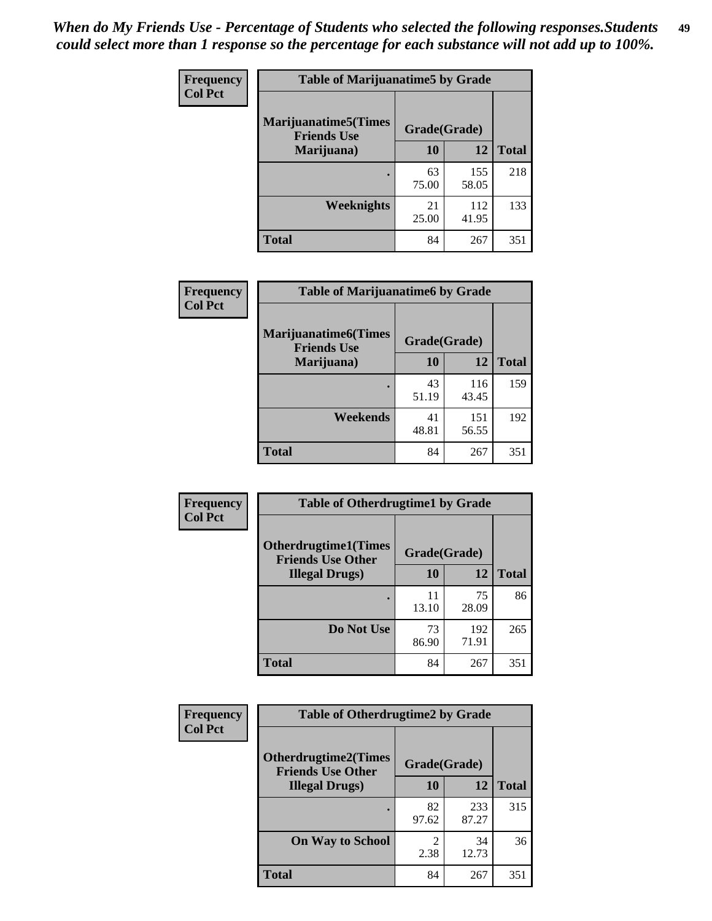*When do My Friends Use - Percentage of Students who selected the following responses.Students could select more than 1 response so the percentage for each substance will not add up to 100%.*

| Frequency Col Pct | Table of Marijuanatime5 by Grade | | |
|---|---|---|---|
| Marijuanatime5(Times Friends Use Marijuana) | Grade(Grade) | | |
| | 10 | 12 | Total |
| . | 63<br>75.00 | 155<br>58.05 | 218 |
| Weeknights | 21<br>25.00 | 112<br>41.95 | 133 |
| Total | 84 | 267 | 351 |

| Frequency Col Pct | Table of Marijuanatime6 by Grade | | |
|---|---|---|---|
| Marijuanatime6(Times Friends Use Marijuana) | Grade(Grade) | | |
| | 10 | 12 | Total |
| . | 43<br>51.19 | 116<br>43.45 | 159 |
| Weekends | 41<br>48.81 | 151<br>56.55 | 192 |
| Total | 84 | 267 | 351 |

| Frequency Col Pct | Table of Otherdrugtime1 by Grade | | |
|---|---|---|---|
| Otherdrugtime1(Times Friends Use Other Illegal Drugs) | Grade(Grade) | | |
| | 10 | 12 | Total |
| . | 11<br>13.10 | 75<br>28.09 | 86 |
| Do Not Use | 73<br>86.90 | 192<br>71.91 | 265 |
| Total | 84 | 267 | 351 |

| Frequency Col Pct | Table of Otherdrugtime2 by Grade | | |
|---|---|---|---|
| Otherdrugtime2(Times Friends Use Other Illegal Drugs) | Grade(Grade) | | |
| | 10 | 12 | Total |
| . | 82<br>97.62 | 233<br>87.27 | 315 |
| On Way to School | 2<br>2.38 | 34<br>12.73 | 36 |
| Total | 84 | 267 | 351 |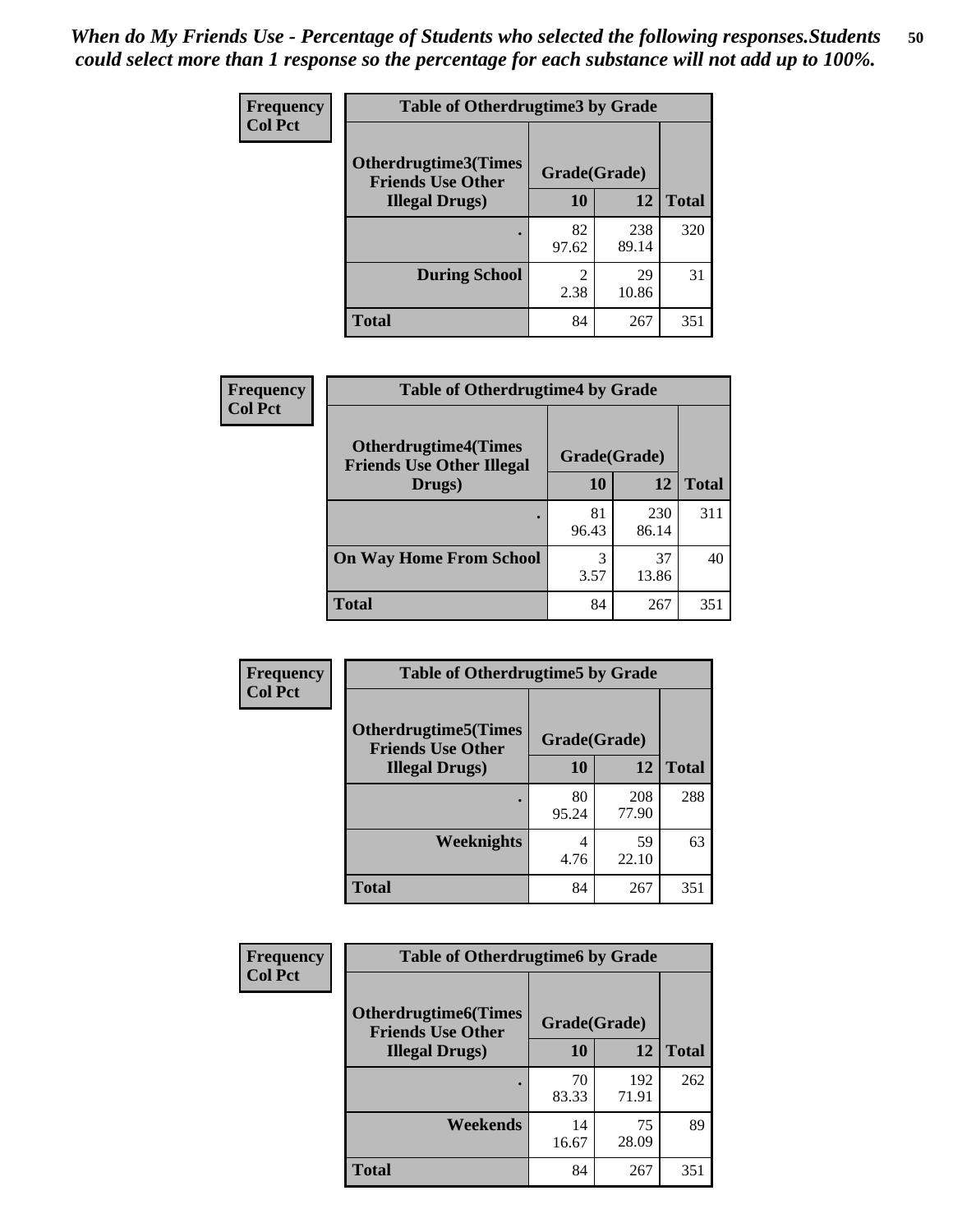*When do My Friends Use - Percentage of Students who selected the following responses.Students could select more than 1 response so the percentage for each substance will not add up to 100%.*

**Frequency**
**Col Pct**

| Table of Otherdrugtime3 by Grade | | | |
|---|---|---|---|
| **Otherdrugtime3(Times Friends Use Other Illegal Drugs)** | **Grade(Grade)** | | |
| | **10** | **12** | **Total** |
| **.** | 82<br>97.62 | 238<br>89.14 | 320 |
| **During School** | 2<br>2.38 | 29<br>10.86 | 31 |
| **Total** | 84 | 267 | 351 |

**Frequency**
**Col Pct**

| Table of Otherdrugtime4 by Grade | | | |
|---|---|---|---|
| **Otherdrugtime4(Times Friends Use Other Illegal Drugs)** | **Grade(Grade)** | | |
| | **10** | **12** | **Total** |
| **.** | 81<br>96.43 | 230<br>86.14 | 311 |
| **On Way Home From School** | 3<br>3.57 | 37<br>13.86 | 40 |
| **Total** | 84 | 267 | 351 |

**Frequency**
**Col Pct**

| Table of Otherdrugtime5 by Grade | | | |
|---|---|---|---|
| **Otherdrugtime5(Times Friends Use Other Illegal Drugs)** | **Grade(Grade)** | | |
| | **10** | **12** | **Total** |
| **.** | 80<br>95.24 | 208<br>77.90 | 288 |
| **Weeknights** | 4<br>4.76 | 59<br>22.10 | 63 |
| **Total** | 84 | 267 | 351 |

**Frequency**
**Col Pct**

| Table of Otherdrugtime6 by Grade | | | |
|---|---|---|---|
| **Otherdrugtime6(Times Friends Use Other Illegal Drugs)** | **Grade(Grade)** | | |
| | **10** | **12** | **Total** |
| **.** | 70<br>83.33 | 192<br>71.91 | 262 |
| **Weekends** | 14<br>16.67 | 75<br>28.09 | 89 |
| **Total** | 84 | 267 | 351 |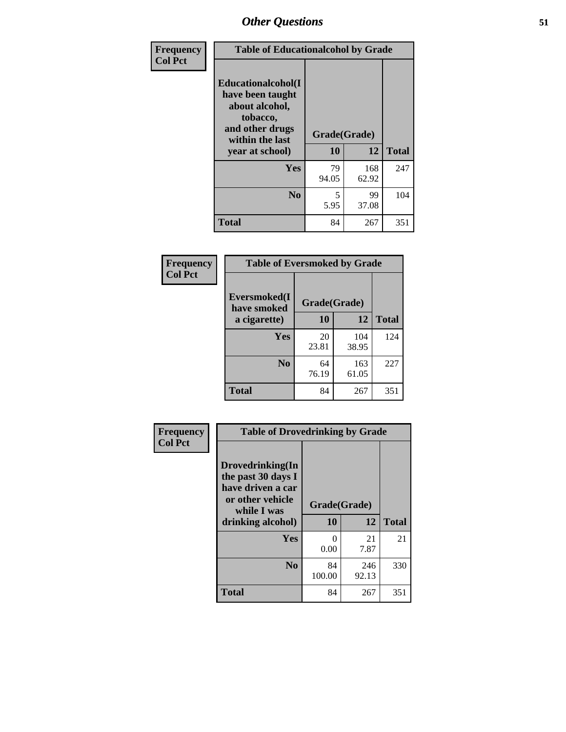| Frequency Col Pct | Table of Educationalalcohol by Grade | | |
|---|---|---|---|
| Educationalalcohol(I have been taught about alcohol, tobacco, and other drugs within the last year at school) | Grade(Grade) | | |
| | 10 | 12 | Total |
| Yes | 79<br>94.05 | 168<br>62.92 | 247 |
| No | 5<br>5.95 | 99<br>37.08 | 104 |
| Total | 84 | 267 | 351 |

| Frequency Col Pct | Table of Eversmoked by Grade | | |
|---|---|---|---|
| Eversmoked(I have smoked a cigarette) | Grade(Grade) | | |
| | 10 | 12 | Total |
| Yes | 20<br>23.81 | 104<br>38.95 | 124 |
| No | 64<br>76.19 | 163<br>61.05 | 227 |
| Total | 84 | 267 | 351 |

| Frequency Col Pct | Table of Drovedrinking by Grade | | |
|---|---|---|---|
| Drovedrinking(In the past 30 days I have driven a car or other vehicle while I was drinking alcohol) | Grade(Grade) | | |
| | 10 | 12 | Total |
| Yes | 0<br>0.00 | 21<br>7.87 | 21 |
| No | 84<br>100.00 | 246<br>92.13 | 330 |
| Total | 84 | 267 | 351 |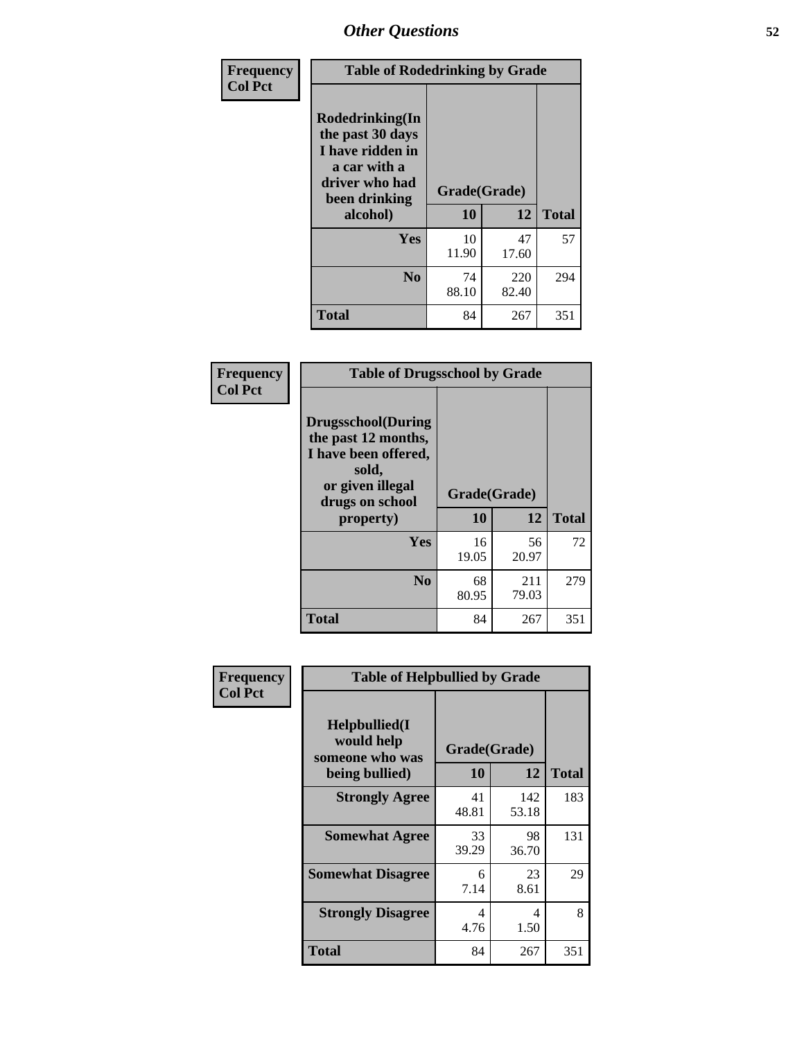# Other Questions

**Frequency**
**Col Pct**

| Table of Rodedrinking by Grade | | | |
|---|---|---|---|
| Rodedrinking(In the past 30 days I have ridden in a car with a driver who had been drinking alcohol) | Grade(Grade) | | |
| | 10 | 12 | Total |
| **Yes** | 10<br>11.90 | 47<br>17.60 | 57 |
| **No** | 74<br>88.10 | 220<br>82.40 | 294 |
| **Total** | 84 | 267 | 351 |

**Frequency**
**Col Pct**

| Table of Drugsschool by Grade | | | |
|---|---|---|---|
| Drugsschool(During the past 12 months, I have been offered, sold, or given illegal drugs on school property) | Grade(Grade) | | |
| | 10 | 12 | Total |
| **Yes** | 16<br>19.05 | 56<br>20.97 | 72 |
| **No** | 68<br>80.95 | 211<br>79.03 | 279 |
| **Total** | 84 | 267 | 351 |

**Frequency**
**Col Pct**

| Table of Helpbullied by Grade | | | |
|---|---|---|---|
| Helpbullied(I would help someone who was being bullied) | Grade(Grade) | | |
| | 10 | 12 | Total |
| **Strongly Agree** | 41<br>48.81 | 142<br>53.18 | 183 |
| **Somewhat Agree** | 33<br>39.29 | 98<br>36.70 | 131 |
| **Somewhat Disagree** | 6<br>7.14 | 23<br>8.61 | 29 |
| **Strongly Disagree** | 4<br>4.76 | 4<br>1.50 | 8 |
| **Total** | 84 | 267 | 351 |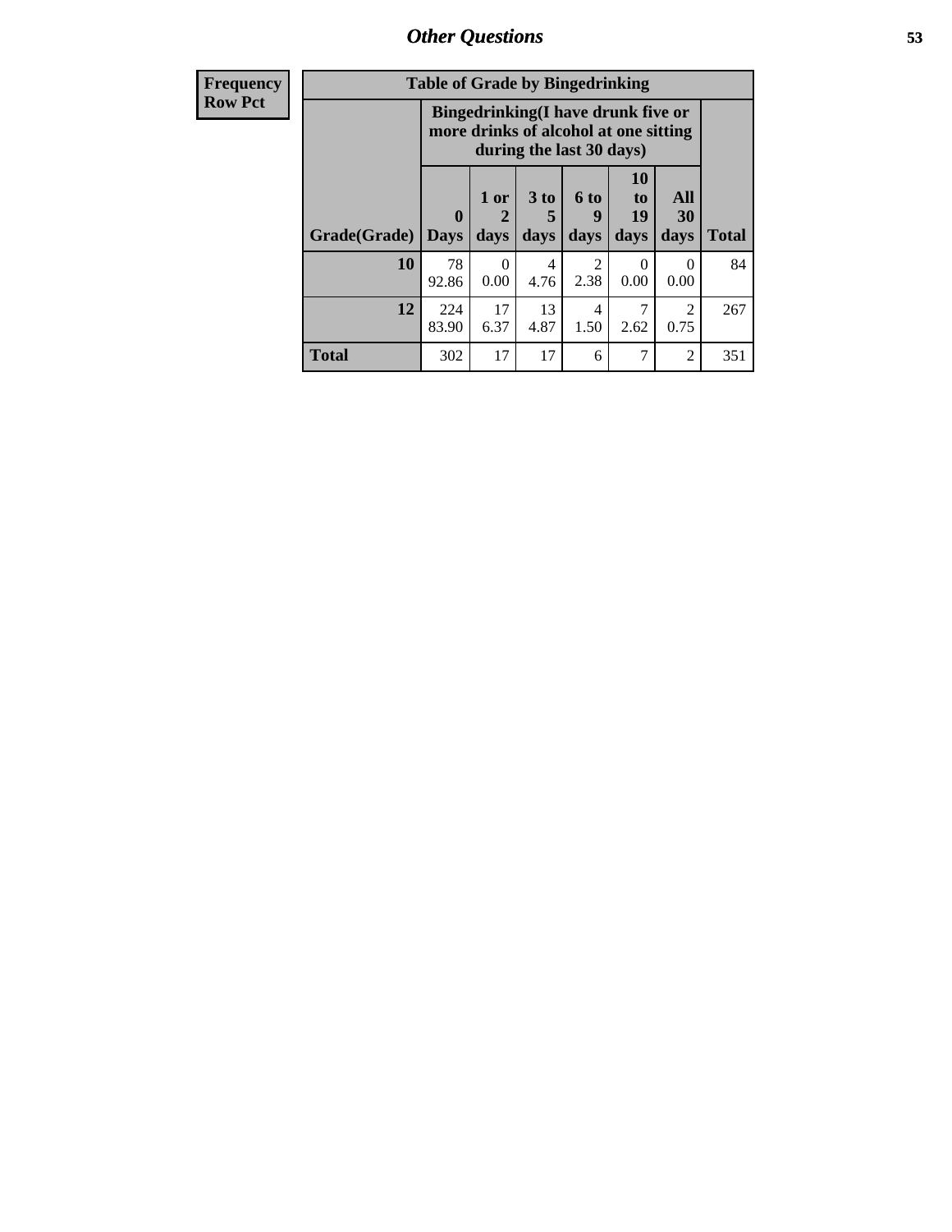# Other Questions

| Frequency Row Pct |
|---|

**Table of Grade by Bingedrinking**

| Grade(Grade) | Bingedrinking(I have drunk five or more drinks of alcohol at one sitting during the last 30 days) | | | | | | Total |
|---|---|---|---|---|---|---|---|
| | 0 Days | 1 or 2 days | 3 to 5 days | 6 to 9 days | 10 to 19 days | All 30 days | |
| **10** | 78<br>92.86 | 0<br>0.00 | 4<br>4.76 | 2<br>2.38 | 0<br>0.00 | 0<br>0.00 | 84 |
| **12** | 224<br>83.90 | 17<br>6.37 | 13<br>4.87 | 4<br>1.50 | 7<br>2.62 | 2<br>0.75 | 267 |
| **Total** | 302 | 17 | 17 | 6 | 7 | 2 | 351 |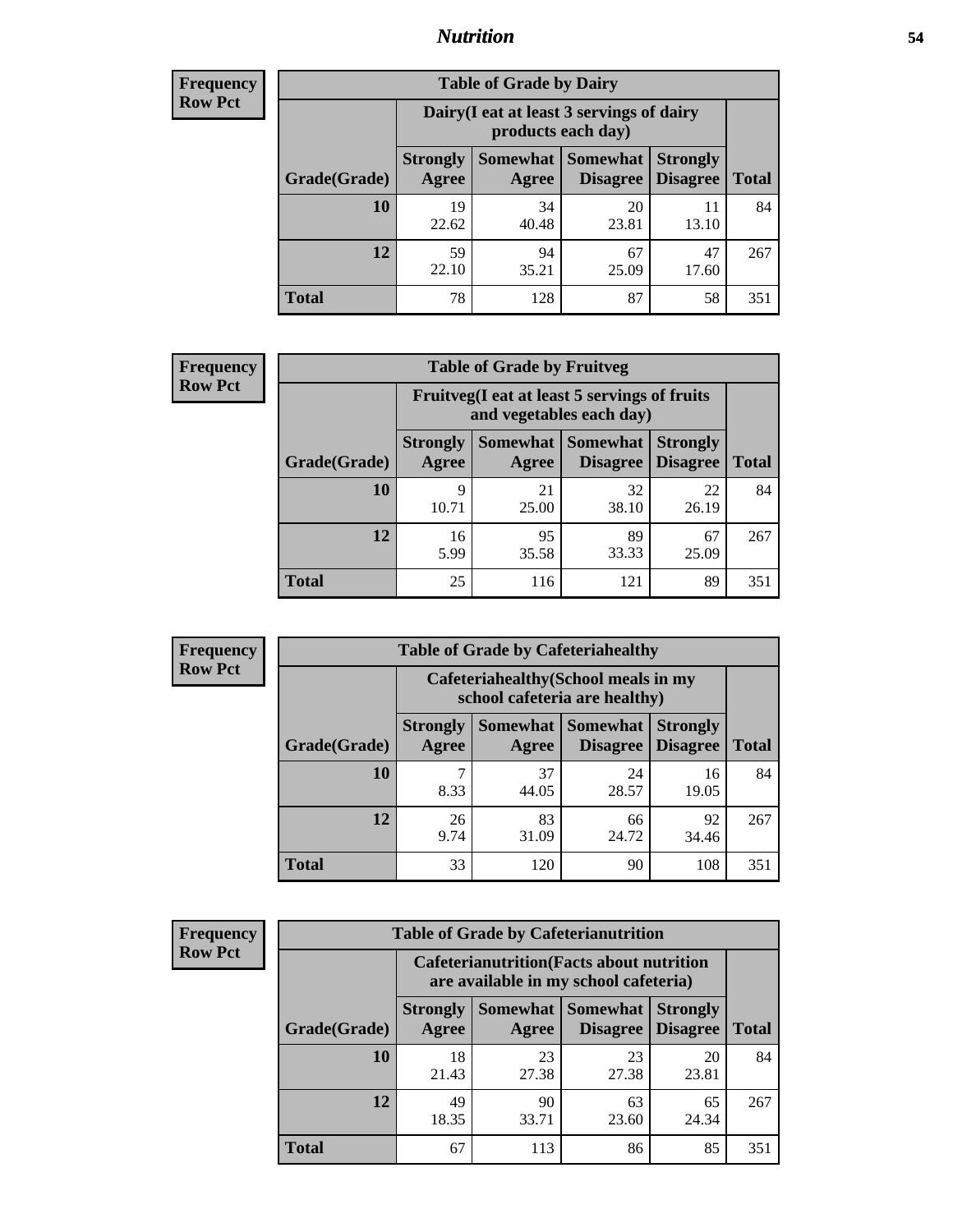# Nutrition

**Frequency**
**Row Pct**

| Table of Grade by Dairy | | | | | |
|---|---|---|---|---|---|
| | Dairy(I eat at least 3 servings of dairy products each day) | | | | |
| Grade(Grade) | Strongly Agree | Somewhat Agree | Somewhat Disagree | Strongly Disagree | Total |
| 10 | 19<br>22.62 | 34<br>40.48 | 20<br>23.81 | 11<br>13.10 | 84 |
| 12 | 59<br>22.10 | 94<br>35.21 | 67<br>25.09 | 47<br>17.60 | 267 |
| Total | 78 | 128 | 87 | 58 | 351 |

**Frequency**
**Row Pct**

| Table of Grade by Fruitveg | | | | | |
|---|---|---|---|---|---|
| | Fruitveg(I eat at least 5 servings of fruits and vegetables each day) | | | | |
| Grade(Grade) | Strongly Agree | Somewhat Agree | Somewhat Disagree | Strongly Disagree | Total |
| 10 | 9<br>10.71 | 21<br>25.00 | 32<br>38.10 | 22<br>26.19 | 84 |
| 12 | 16<br>5.99 | 95<br>35.58 | 89<br>33.33 | 67<br>25.09 | 267 |
| Total | 25 | 116 | 121 | 89 | 351 |

**Frequency**
**Row Pct**

| Table of Grade by Cafeteriahealthy | | | | | |
|---|---|---|---|---|---|
| | Cafeteriahealthy(School meals in my school cafeteria are healthy) | | | | |
| Grade(Grade) | Strongly Agree | Somewhat Agree | Somewhat Disagree | Strongly Disagree | Total |
| 10 | 7<br>8.33 | 37<br>44.05 | 24<br>28.57 | 16<br>19.05 | 84 |
| 12 | 26<br>9.74 | 83<br>31.09 | 66<br>24.72 | 92<br>34.46 | 267 |
| Total | 33 | 120 | 90 | 108 | 351 |

**Frequency**
**Row Pct**

| Table of Grade by Cafeterianutrition | | | | | |
|---|---|---|---|---|---|
| | Cafeterianutrition(Facts about nutrition are available in my school cafeteria) | | | | |
| Grade(Grade) | Strongly Agree | Somewhat Agree | Somewhat Disagree | Strongly Disagree | Total |
| 10 | 18<br>21.43 | 23<br>27.38 | 23<br>27.38 | 20<br>23.81 | 84 |
| 12 | 49<br>18.35 | 90<br>33.71 | 63<br>23.60 | 65<br>24.34 | 267 |
| Total | 67 | 113 | 86 | 85 | 351 |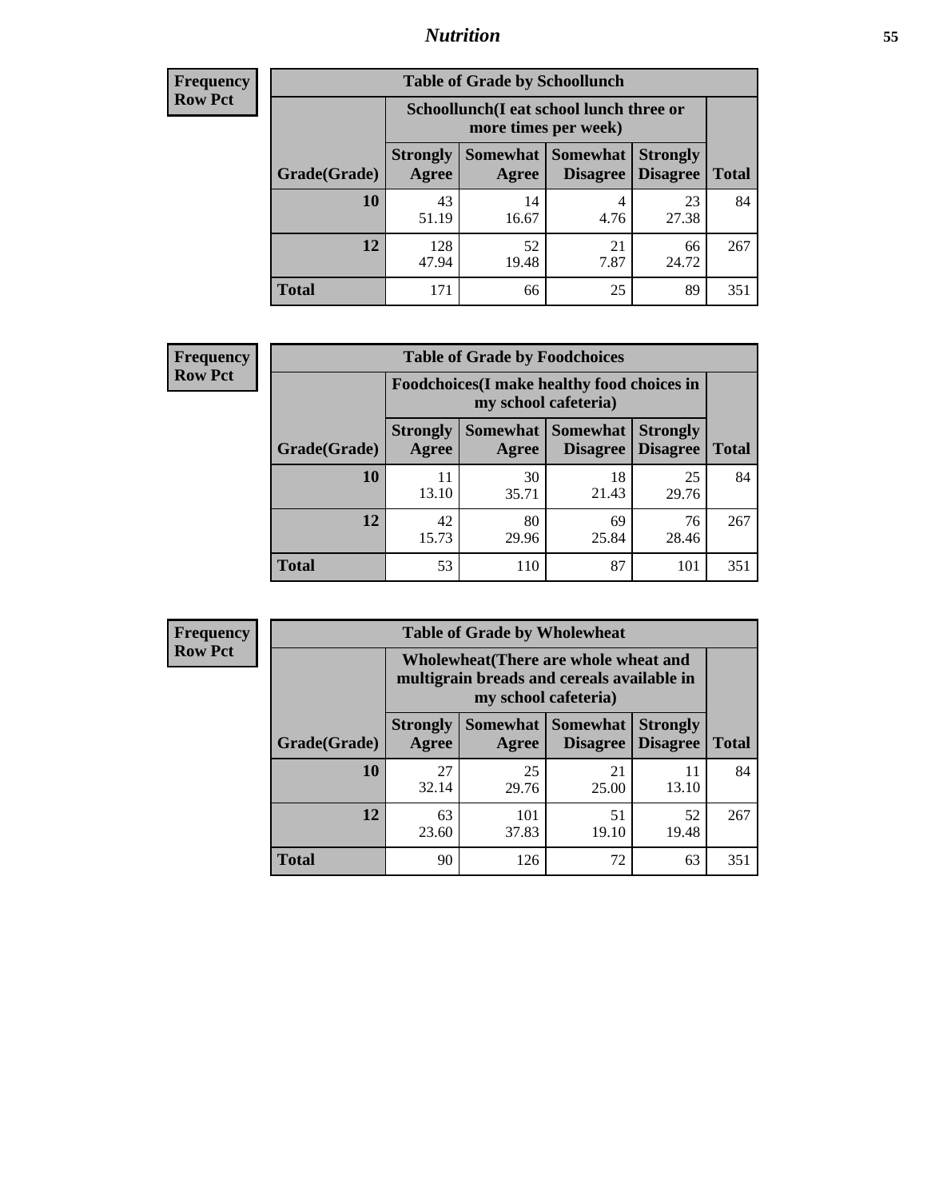| Frequency<br>Row Pct |
|---|

**Table of Grade by Schoollunch**

| Grade(Grade) | Schoollunch(I eat school lunch three or more times per week) Strongly Agree | Somewhat Agree | Somewhat Disagree | Strongly Disagree | Total |
|---|---|---|---|---|---|
| **10** | 43<br>51.19 | 14<br>16.67 | 4<br>4.76 | 23<br>27.38 | 84 |
| **12** | 128<br>47.94 | 52<br>19.48 | 21<br>7.87 | 66<br>24.72 | 267 |
| **Total** | 171 | 66 | 25 | 89 | 351 |

| Frequency<br>Row Pct |
|---|

**Table of Grade by Foodchoices**

| Grade(Grade) | Foodchoices(I make healthy food choices in my school cafeteria) Strongly Agree | Somewhat Agree | Somewhat Disagree | Strongly Disagree | Total |
|---|---|---|---|---|---|
| **10** | 11<br>13.10 | 30<br>35.71 | 18<br>21.43 | 25<br>29.76 | 84 |
| **12** | 42<br>15.73 | 80<br>29.96 | 69<br>25.84 | 76<br>28.46 | 267 |
| **Total** | 53 | 110 | 87 | 101 | 351 |

| Frequency<br>Row Pct |
|---|

**Table of Grade by Wholewheat**

| Grade(Grade) | Wholewheat(There are whole wheat and multigrain breads and cereals available in my school cafeteria) Strongly Agree | Somewhat Agree | Somewhat Disagree | Strongly Disagree | Total |
|---|---|---|---|---|---|
| **10** | 27<br>32.14 | 25<br>29.76 | 21<br>25.00 | 11<br>13.10 | 84 |
| **12** | 63<br>23.60 | 101<br>37.83 | 51<br>19.10 | 52<br>19.48 | 267 |
| **Total** | 90 | 126 | 72 | 63 | 351 |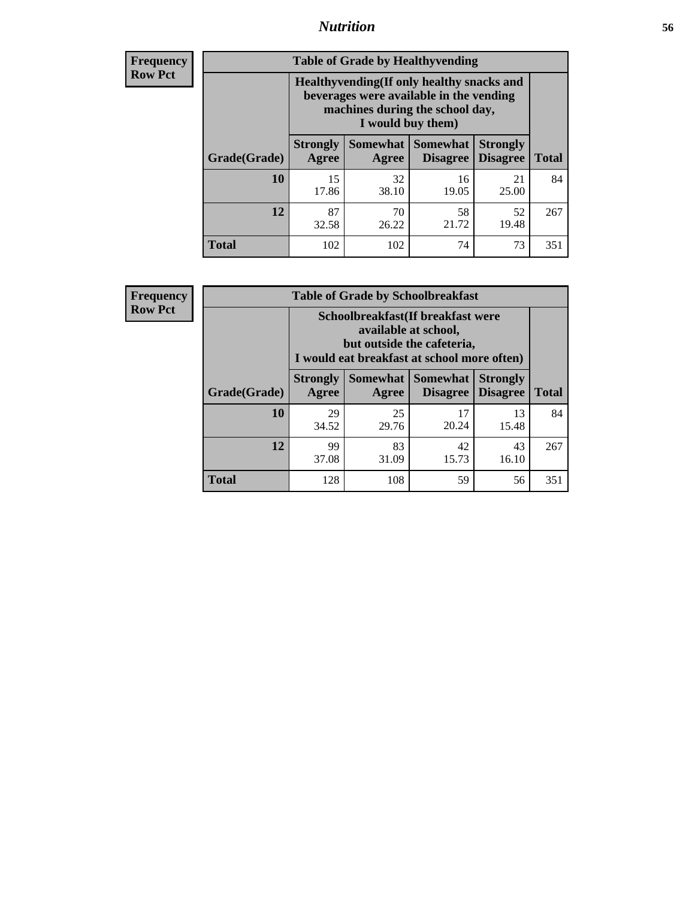## Nutrition

**Frequency**
**Row Pct**

**Table of Grade by Healthyvending**

| Grade(Grade) | Healthyvending(If only healthy snacks and beverages were available in the vending machines during the school day, I would buy them) | | | | Total |
|---|---|---|---|---|---|
| | Strongly Agree | Somewhat Agree | Somewhat Disagree | Strongly Disagree | |
| **10** | 15<br>17.86 | 32<br>38.10 | 16<br>19.05 | 21<br>25.00 | 84 |
| **12** | 87<br>32.58 | 70<br>26.22 | 58<br>21.72 | 52<br>19.48 | 267 |
| **Total** | 102 | 102 | 74 | 73 | 351 |

**Frequency**
**Row Pct**

**Table of Grade by Schoolbreakfast**

| Grade(Grade) | Schoolbreakfast(If breakfast were available at school, but outside the cafeteria, I would eat breakfast at school more often) | | | | Total |
|---|---|---|---|---|---|
| | Strongly Agree | Somewhat Agree | Somewhat Disagree | Strongly Disagree | |
| **10** | 29<br>34.52 | 25<br>29.76 | 17<br>20.24 | 13<br>15.48 | 84 |
| **12** | 99<br>37.08 | 83<br>31.09 | 42<br>15.73 | 43<br>16.10 | 267 |
| **Total** | 128 | 108 | 59 | 56 | 351 |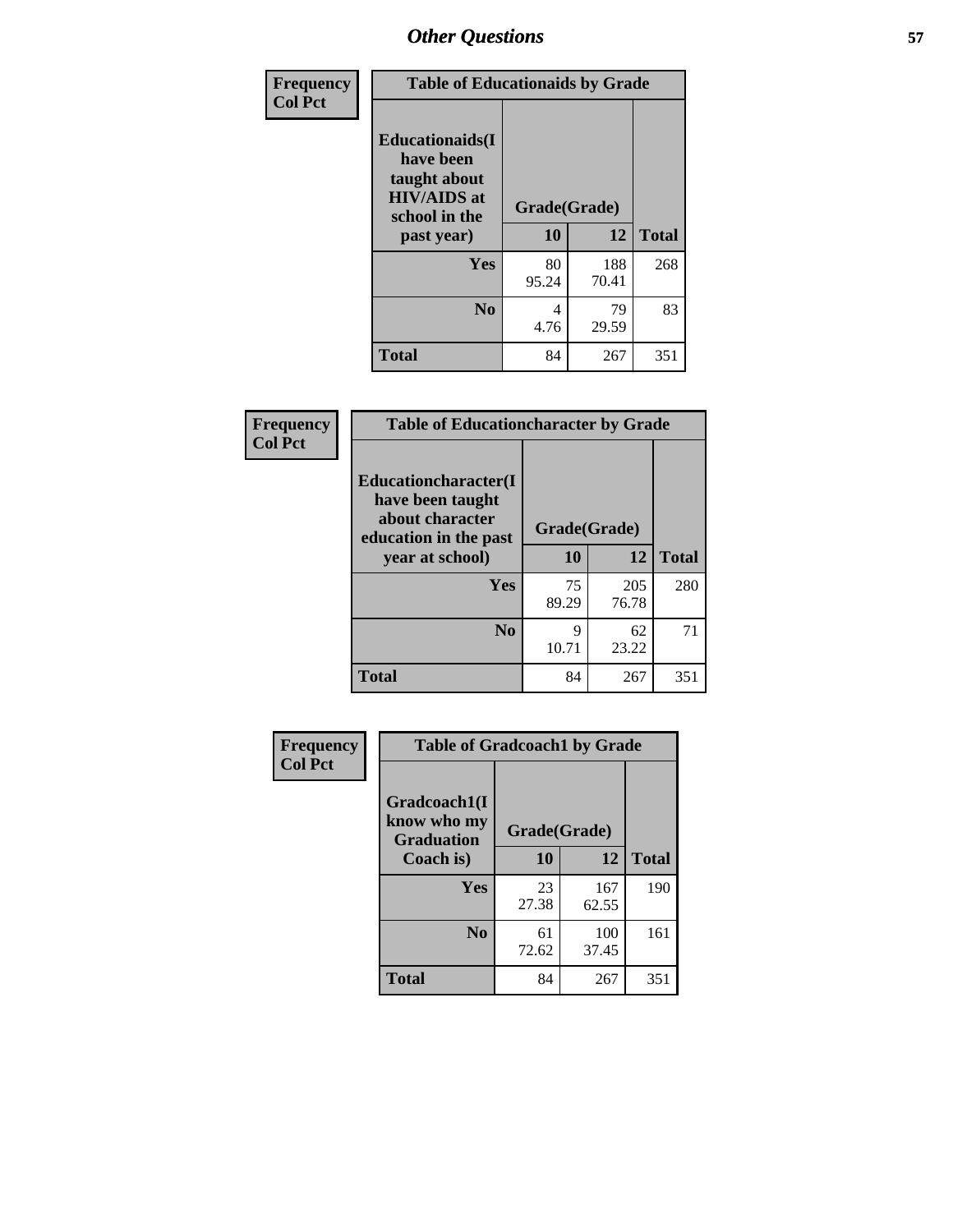# Other Questions

Frequency
Col Pct

| Table of Educationaids by Grade | | | |
|---|---|---|---|
| Educationaids(I have been taught about HIV/AIDS at school in the past year) | Grade(Grade) | | |
| | 10 | 12 | Total |
| Yes | 80<br>95.24 | 188<br>70.41 | 268 |
| No | 4<br>4.76 | 79<br>29.59 | 83 |
| Total | 84 | 267 | 351 |

Frequency
Col Pct

| Table of Educationcharacter by Grade | | | |
|---|---|---|---|
| Educationcharacter(I have been taught about character education in the past year at school) | Grade(Grade) | | |
| | 10 | 12 | Total |
| Yes | 75<br>89.29 | 205<br>76.78 | 280 |
| No | 9<br>10.71 | 62<br>23.22 | 71 |
| Total | 84 | 267 | 351 |

Frequency
Col Pct

| Table of Gradcoach1 by Grade | | | |
|---|---|---|---|
| Gradcoach1(I know who my Graduation Coach is) | Grade(Grade) | | |
| | 10 | 12 | Total |
| Yes | 23<br>27.38 | 167<br>62.55 | 190 |
| No | 61<br>72.62 | 100<br>37.45 | 161 |
| Total | 84 | 267 | 351 |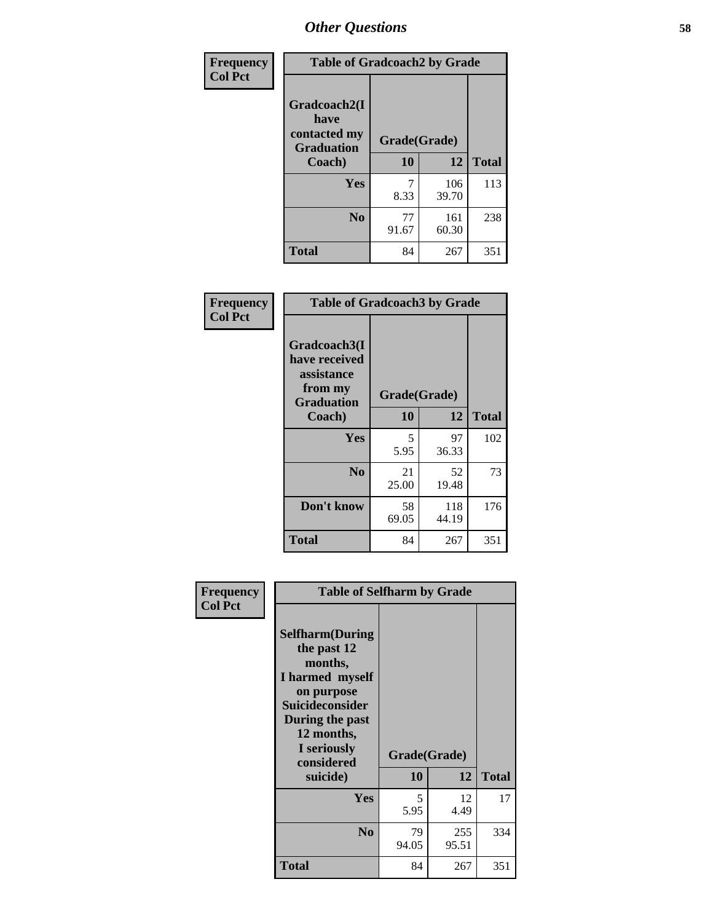# Other Questions

**Frequency**
**Col Pct**

| Table of Gradcoach2 by Grade | | | |
|---|---|---|---|
| Gradcoach2(I have contacted my Graduation Coach) | Grade(Grade) | | |
| | 10 | 12 | Total |
| Yes | 7<br>8.33 | 106<br>39.70 | 113 |
| No | 77<br>91.67 | 161<br>60.30 | 238 |
| Total | 84 | 267 | 351 |

**Frequency**
**Col Pct**

| Table of Gradcoach3 by Grade | | | |
|---|---|---|---|
| Gradcoach3(I have received assistance from my Graduation Coach) | Grade(Grade) | | |
| | 10 | 12 | Total |
| Yes | 5<br>5.95 | 97<br>36.33 | 102 |
| No | 21<br>25.00 | 52<br>19.48 | 73 |
| Don't know | 58<br>69.05 | 118<br>44.19 | 176 |
| Total | 84 | 267 | 351 |

**Frequency**
**Col Pct**

| Table of Selfharm by Grade | | | |
|---|---|---|---|
| Selfharm(During the past 12 months, I harmed myself on purpose Suicideconsider During the past 12 months, I seriously considered suicide) | Grade(Grade) | | |
| | 10 | 12 | Total |
| Yes | 5<br>5.95 | 12<br>4.49 | 17 |
| No | 79<br>94.05 | 255<br>95.51 | 334 |
| Total | 84 | 267 | 351 |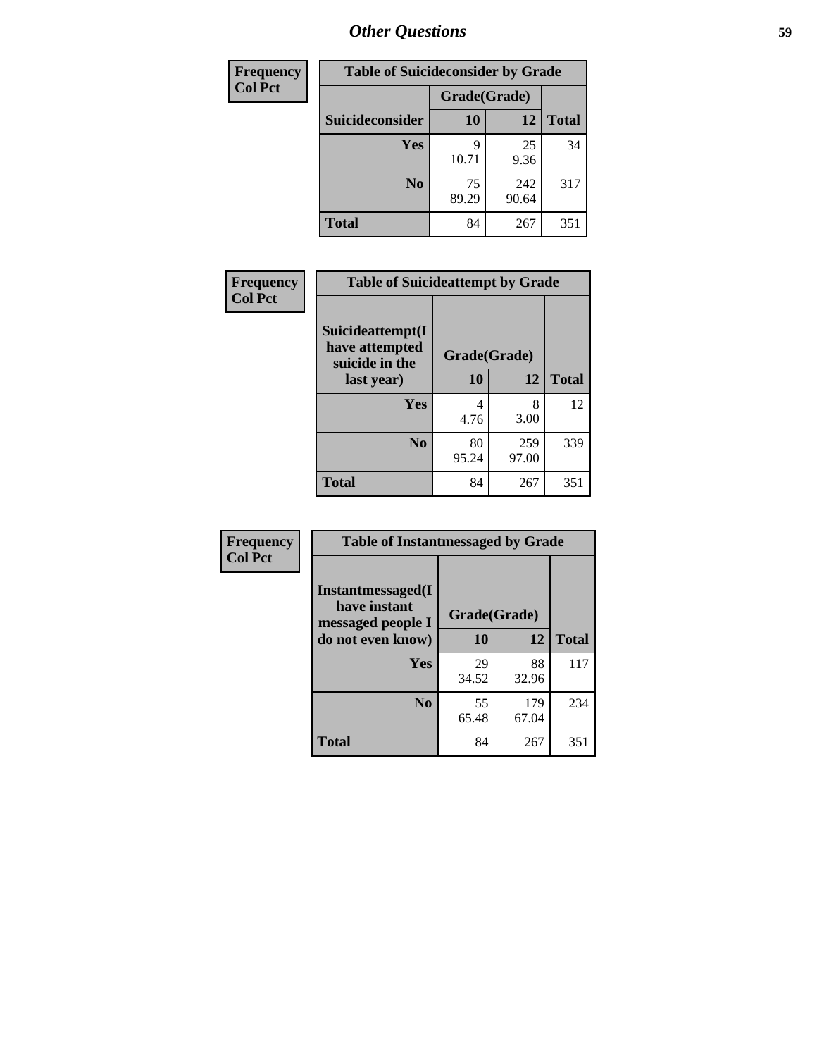# Other Questions

| Frequency<br>Col Pct |
|---|

**Table of Suicideconsider by Grade**

| Suicideconsider | Grade(Grade) 10 | 12 | Total |
|---|---|---|---|
| Yes | 9<br>10.71 | 25<br>9.36 | 34 |
| No | 75<br>89.29 | 242<br>90.64 | 317 |
| Total | 84 | 267 | 351 |

| Frequency<br>Col Pct |
|---|

**Table of Suicideattempt by Grade**

| Suicideattempt(I have attempted suicide in the last year) | Grade(Grade) 10 | 12 | Total |
|---|---|---|---|
| Yes | 4<br>4.76 | 8<br>3.00 | 12 |
| No | 80<br>95.24 | 259<br>97.00 | 339 |
| Total | 84 | 267 | 351 |

| Frequency<br>Col Pct |
|---|

**Table of Instantmessaged by Grade**

| Instantmessaged(I have instant messaged people I do not even know) | Grade(Grade) 10 | 12 | Total |
|---|---|---|---|
| Yes | 29<br>34.52 | 88<br>32.96 | 117 |
| No | 55<br>65.48 | 179<br>67.04 | 234 |
| Total | 84 | 267 | 351 |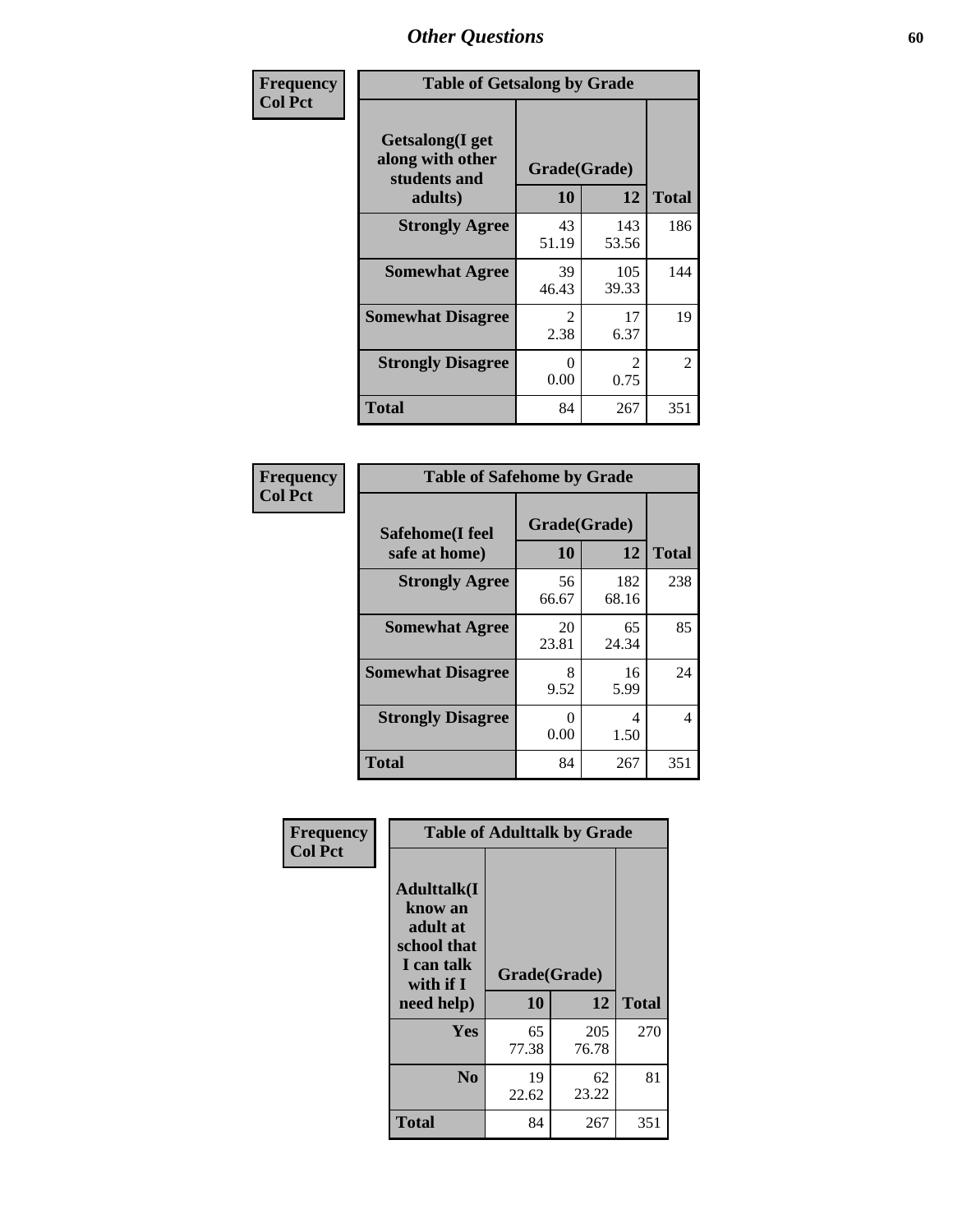## Other Questions

**Frequency**
**Col Pct**

| Table of Getsalong by Grade | | | |
|---|---|---|---|
| **Getsalong(I get along with other students and adults)** | **Grade(Grade)** | | **Total** |
| | **10** | **12** | |
| **Strongly Agree** | 43<br>51.19 | 143<br>53.56 | 186 |
| **Somewhat Agree** | 39<br>46.43 | 105<br>39.33 | 144 |
| **Somewhat Disagree** | 2<br>2.38 | 17<br>6.37 | 19 |
| **Strongly Disagree** | 0<br>0.00 | 2<br>0.75 | 2 |
| **Total** | 84 | 267 | 351 |

**Frequency**
**Col Pct**

| Table of Safehome by Grade | | | |
|---|---|---|---|
| **Safehome(I feel safe at home)** | **Grade(Grade)** | | **Total** |
| | **10** | **12** | |
| **Strongly Agree** | 56<br>66.67 | 182<br>68.16 | 238 |
| **Somewhat Agree** | 20<br>23.81 | 65<br>24.34 | 85 |
| **Somewhat Disagree** | 8<br>9.52 | 16<br>5.99 | 24 |
| **Strongly Disagree** | 0<br>0.00 | 4<br>1.50 | 4 |
| **Total** | 84 | 267 | 351 |

**Frequency**
**Col Pct**

| Table of Adulttalk by Grade | | | |
|---|---|---|---|
| **Adulttalk(I know an adult at school that I can talk with if I need help)** | **Grade(Grade)** | | **Total** |
| | **10** | **12** | |
| **Yes** | 65<br>77.38 | 205<br>76.78 | 270 |
| **No** | 19<br>22.62 | 62<br>23.22 | 81 |
| **Total** | 84 | 267 | 351 |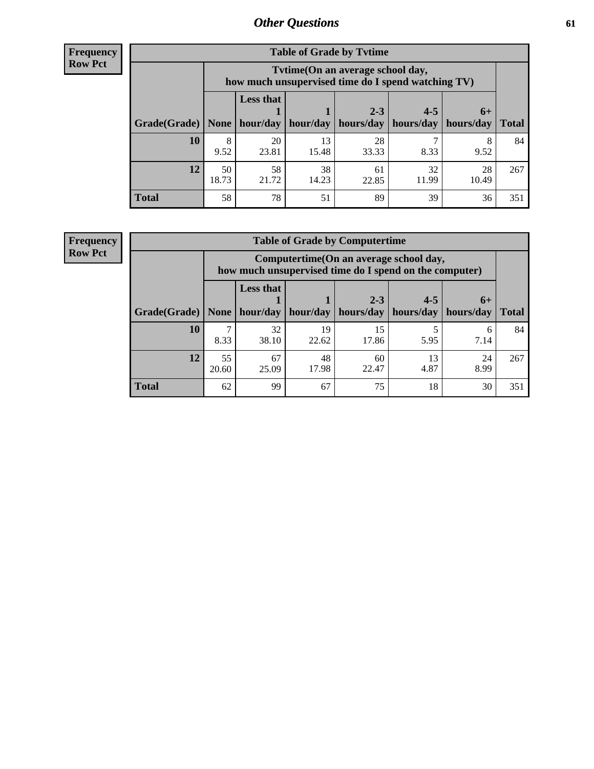**Frequency**
**Row Pct**

| Table of Grade by Tvtime | | | | | | | |
|---|---|---|---|---|---|---|---|
| | Tvtime(On an average school day, how much unsupervised time do I spend watching TV) | | | | | | |
| Grade(Grade) | None | Less that 1 hour/day | 1 hour/day | 2-3 hours/day | 4-5 hours/day | 6+ hours/day | Total |
| **10** | 8<br>9.52 | 20<br>23.81 | 13<br>15.48 | 28<br>33.33 | 7<br>8.33 | 8<br>9.52 | 84 |
| **12** | 50<br>18.73 | 58<br>21.72 | 38<br>14.23 | 61<br>22.85 | 32<br>11.99 | 28<br>10.49 | 267 |
| **Total** | 58 | 78 | 51 | 89 | 39 | 36 | 351 |

**Frequency**
**Row Pct**

| Table of Grade by Computertime | | | | | | | |
|---|---|---|---|---|---|---|---|
| | Computertime(On an average school day, how much unsupervised time do I spend on the computer) | | | | | | |
| Grade(Grade) | None | Less that 1 hour/day | 1 hour/day | 2-3 hours/day | 4-5 hours/day | 6+ hours/day | Total |
| **10** | 7<br>8.33 | 32<br>38.10 | 19<br>22.62 | 15<br>17.86 | 5<br>5.95 | 6<br>7.14 | 84 |
| **12** | 55<br>20.60 | 67<br>25.09 | 48<br>17.98 | 60<br>22.47 | 13<br>4.87 | 24<br>8.99 | 267 |
| **Total** | 62 | 99 | 67 | 75 | 18 | 30 | 351 |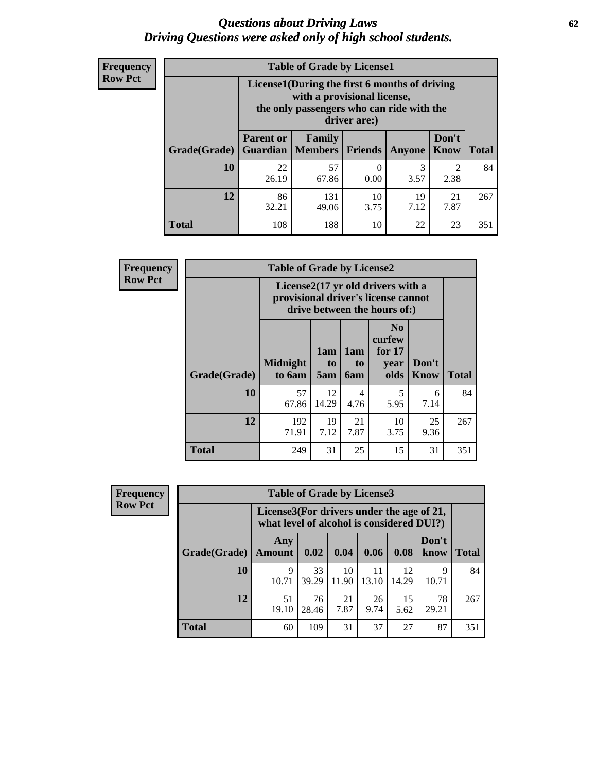# *Questions about Driving Laws*
# *Driving Questions were asked only of high school students.*

**Frequency**
**Row Pct**

| Table of Grade by License1 | | | | | | |
|---|---|---|---|---|---|---|
| | License1(During the first 6 months of driving with a provisional license, the only passengers who can ride with the driver are:) | | | | | |
| Grade(Grade) | Parent or Guardian | Family Members | Friends | Anyone | Don't Know | Total |
| **10** | 22<br>26.19 | 57<br>67.86 | 0<br>0.00 | 3<br>3.57 | 2<br>2.38 | 84 |
| **12** | 86<br>32.21 | 131<br>49.06 | 10<br>3.75 | 19<br>7.12 | 21<br>7.87 | 267 |
| **Total** | 108 | 188 | 10 | 22 | 23 | 351 |

**Frequency**
**Row Pct**

| Table of Grade by License2 | | | | | | |
|---|---|---|---|---|---|---|
| | License2(17 yr old drivers with a provisional driver's license cannot drive between the hours of:) | | | | | |
| Grade(Grade) | Midnight to 6am | 1am to 5am | 1am to 6am | No curfew for 17 year olds | Don't Know | Total |
| **10** | 57<br>67.86 | 12<br>14.29 | 4<br>4.76 | 5<br>5.95 | 6<br>7.14 | 84 |
| **12** | 192<br>71.91 | 19<br>7.12 | 21<br>7.87 | 10<br>3.75 | 25<br>9.36 | 267 |
| **Total** | 249 | 31 | 25 | 15 | 31 | 351 |

**Frequency**
**Row Pct**

| Table of Grade by License3 | | | | | | | |
|---|---|---|---|---|---|---|---|
| | License3(For drivers under the age of 21, what level of alcohol is considered DUI?) | | | | | | |
| Grade(Grade) | Any Amount | 0.02 | 0.04 | 0.06 | 0.08 | Don't know | Total |
| **10** | 9<br>10.71 | 33<br>39.29 | 10<br>11.90 | 11<br>13.10 | 12<br>14.29 | 9<br>10.71 | 84 |
| **12** | 51<br>19.10 | 76<br>28.46 | 21<br>7.87 | 26<br>9.74 | 15<br>5.62 | 78<br>29.21 | 267 |
| **Total** | 60 | 109 | 31 | 37 | 27 | 87 | 351 |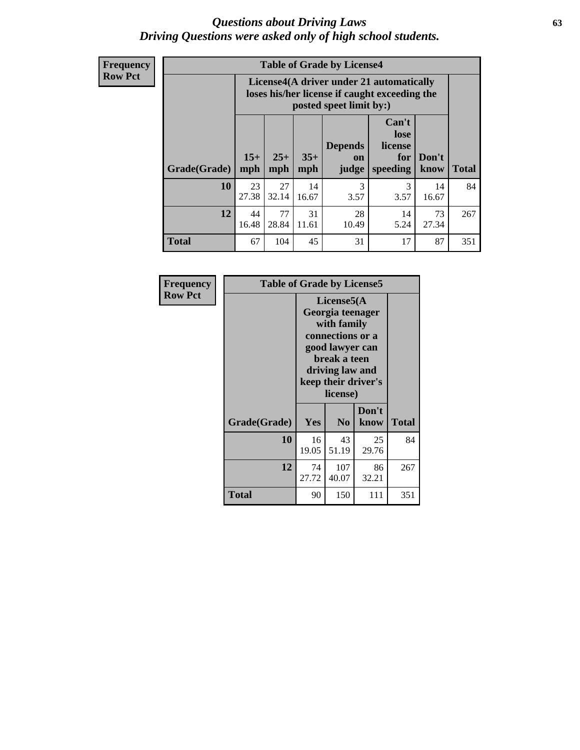# *Questions about Driving Laws*
# *Driving Questions were asked only of high school students.*

**Frequency**
**Row Pct**

**Table of Grade by License4**

| Grade(Grade) | License4(A driver under 21 automatically loses his/her license if caught exceeding the posted speet limit by:) | | | | | | Total |
|---|---|---|---|---|---|---|---|
| | 15+ mph | 25+ mph | 35+ mph | Depends on judge | Can't lose license for speeding | Don't know | |
| **10** | 23<br>27.38 | 27<br>32.14 | 14<br>16.67 | 3<br>3.57 | 3<br>3.57 | 14<br>16.67 | 84 |
| **12** | 44<br>16.48 | 77<br>28.84 | 31<br>11.61 | 28<br>10.49 | 14<br>5.24 | 73<br>27.34 | 267 |
| **Total** | 67 | 104 | 45 | 31 | 17 | 87 | 351 |

**Frequency**
**Row Pct**

**Table of Grade by License5**

| Grade(Grade) | License5(A Georgia teenager with family connections or a good lawyer can break a teen driving law and keep their driver's license) | | | Total |
|---|---|---|---|---|
| | Yes | No | Don't know | |
| **10** | 16<br>19.05 | 43<br>51.19 | 25<br>29.76 | 84 |
| **12** | 74<br>27.72 | 107<br>40.07 | 86<br>32.21 | 267 |
| **Total** | 90 | 150 | 111 | 351 |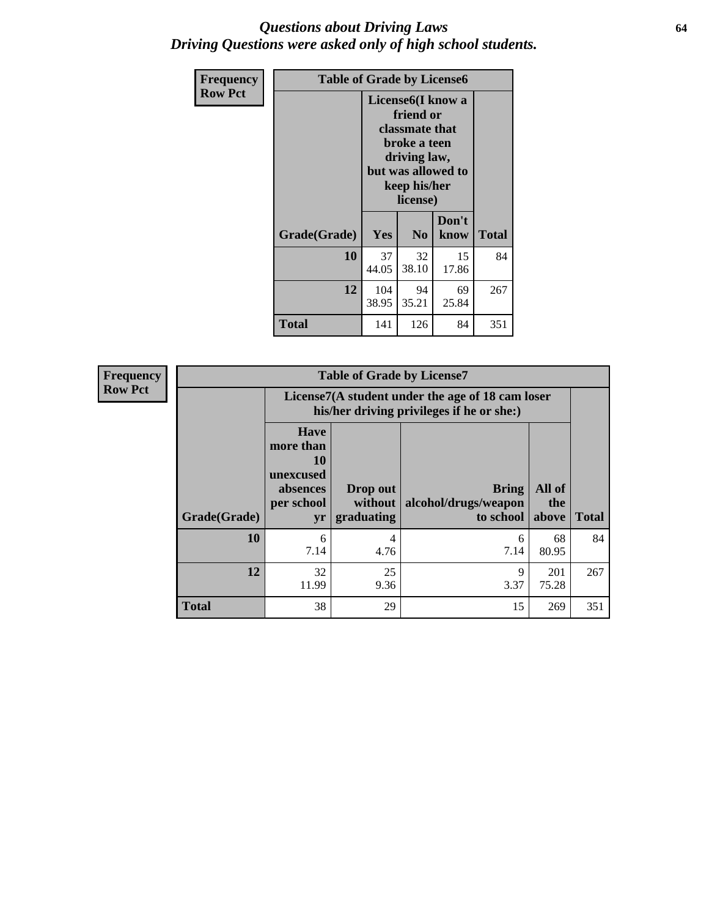# *Questions about Driving Laws*
# *Driving Questions were asked only of high school students.*

**Frequency**
**Row Pct**

| Table of Grade by License6 | | | | |
|---|---|---|---|---|
| | License6(I know a friend or classmate that broke a teen driving law, but was allowed to keep his/her license) | | | |
| Grade(Grade) | Yes | No | Don't know | Total |
| 10 | 37<br>44.05 | 32<br>38.10 | 15<br>17.86 | 84 |
| 12 | 104<br>38.95 | 94<br>35.21 | 69<br>25.84 | 267 |
| Total | 141 | 126 | 84 | 351 |

**Frequency**
**Row Pct**

| Table of Grade by License7 | | | | | |
|---|---|---|---|---|---|
| | License7(A student under the age of 18 cam loser his/her driving privileges if he or she:) | | | | |
| Grade(Grade) | Have more than 10 unexcused absences per school yr | Drop out without graduating | Bring alcohol/drugs/weapon to school | All of the above | Total |
| 10 | 6<br>7.14 | 4<br>4.76 | 6<br>7.14 | 68<br>80.95 | 84 |
| 12 | 32<br>11.99 | 25<br>9.36 | 9<br>3.37 | 201<br>75.28 | 267 |
| Total | 38 | 29 | 15 | 269 | 351 |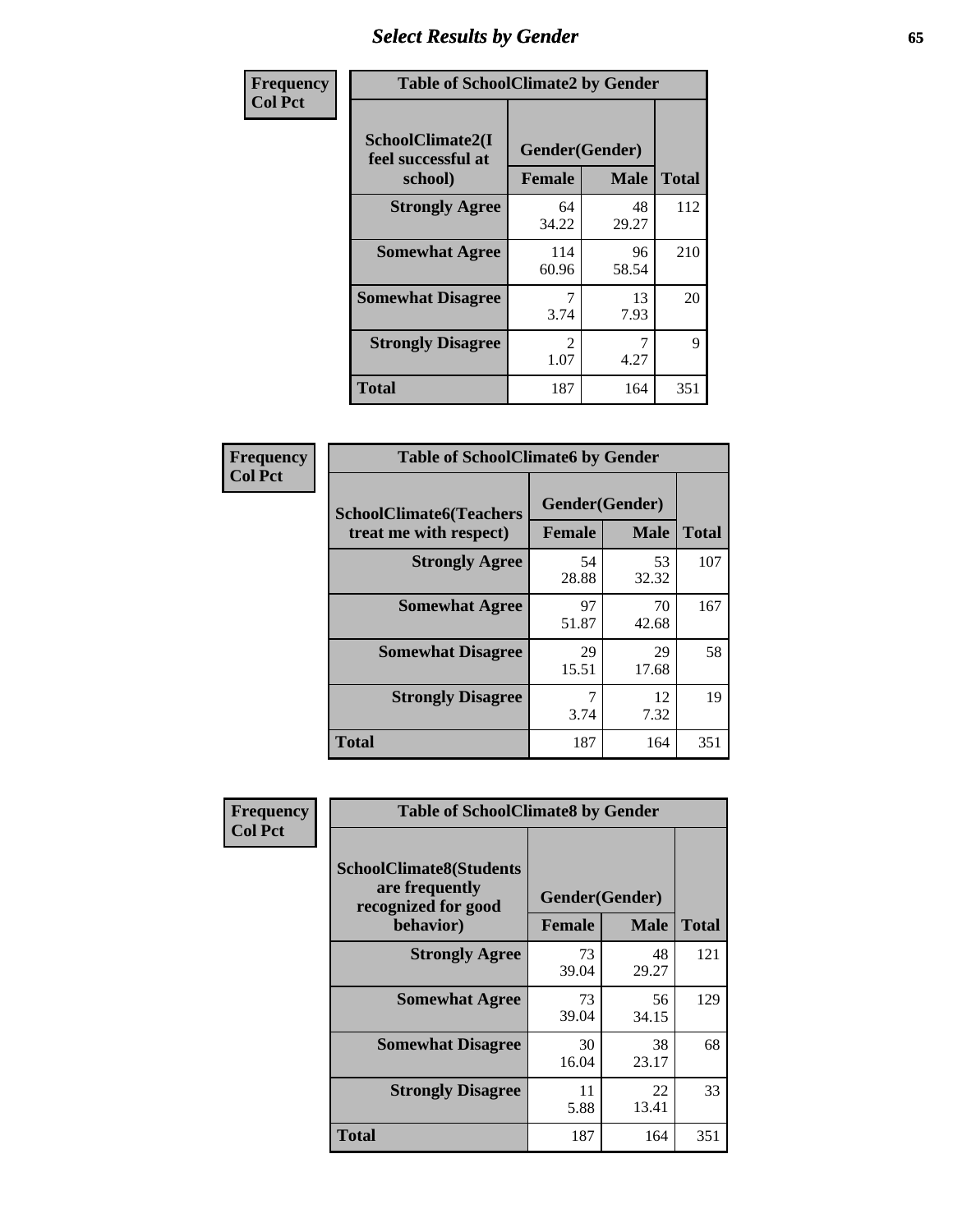# Select Results by Gender

**Frequency**
**Col Pct**

| SchoolClimate2(I feel successful at school) | Gender(Gender) | | Total |
|---|---|---|---|
| | Female | Male | |
| **Strongly Agree** | 64<br>34.22 | 48<br>29.27 | 112 |
| **Somewhat Agree** | 114<br>60.96 | 96<br>58.54 | 210 |
| **Somewhat Disagree** | 7<br>3.74 | 13<br>7.93 | 20 |
| **Strongly Disagree** | 2<br>1.07 | 7<br>4.27 | 9 |
| **Total** | 187 | 164 | 351 |

Table of SchoolClimate2 by Gender

**Frequency**
**Col Pct**

| SchoolClimate6(Teachers treat me with respect) | Gender(Gender) | | Total |
|---|---|---|---|
| | Female | Male | |
| **Strongly Agree** | 54<br>28.88 | 53<br>32.32 | 107 |
| **Somewhat Agree** | 97<br>51.87 | 70<br>42.68 | 167 |
| **Somewhat Disagree** | 29<br>15.51 | 29<br>17.68 | 58 |
| **Strongly Disagree** | 7<br>3.74 | 12<br>7.32 | 19 |
| **Total** | 187 | 164 | 351 |

Table of SchoolClimate6 by Gender

**Frequency**
**Col Pct**

| SchoolClimate8(Students are frequently recognized for good behavior) | Gender(Gender) | | Total |
|---|---|---|---|
| | Female | Male | |
| **Strongly Agree** | 73<br>39.04 | 48<br>29.27 | 121 |
| **Somewhat Agree** | 73<br>39.04 | 56<br>34.15 | 129 |
| **Somewhat Disagree** | 30<br>16.04 | 38<br>23.17 | 68 |
| **Strongly Disagree** | 11<br>5.88 | 22<br>13.41 | 33 |
| **Total** | 187 | 164 | 351 |

Table of SchoolClimate8 by Gender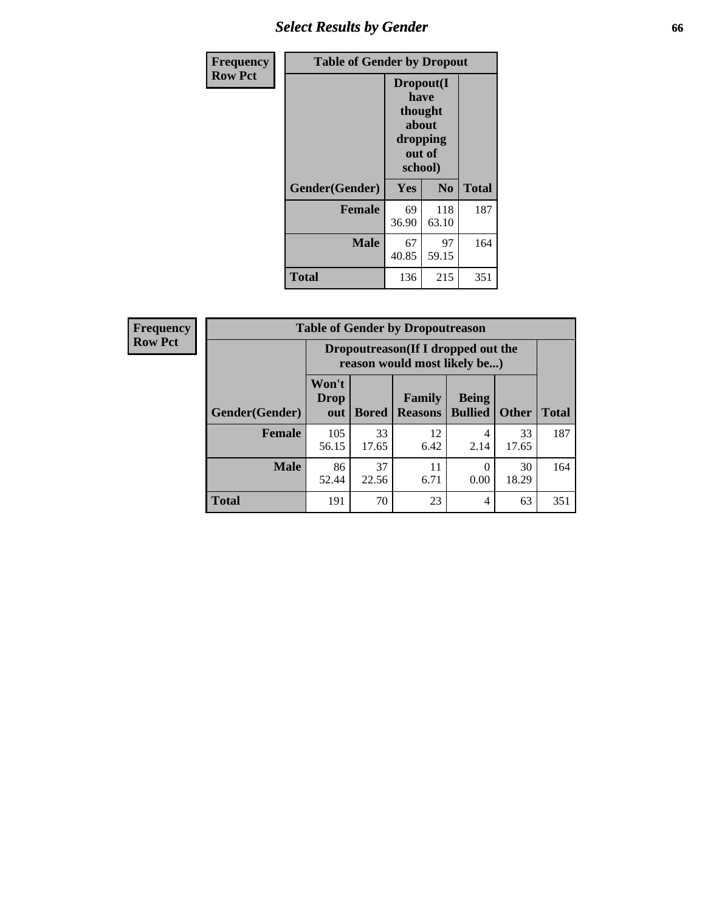## Select Results by Gender

| Frequency Row Pct | | | |
|---|---|---|---|

**Table of Gender by Dropout**

| Gender(Gender) | Dropout(I have thought about dropping out of school) | | Total |
|---|---|---|---|
| | Yes | No | |
| Female | 69<br>36.90 | 118<br>63.10 | 187 |
| Male | 67<br>40.85 | 97<br>59.15 | 164 |
| Total | 136 | 215 | 351 |

| Frequency Row Pct | | | | | | |
|---|---|---|---|---|---|---|

**Table of Gender by Dropoutreason**

| Gender(Gender) | Dropoutreason(If I dropped out the reason would most likely be...) | | | | | Total |
|---|---|---|---|---|---|---|
| | Won't Drop out | Bored | Family Reasons | Being Bullied | Other | |
| Female | 105<br>56.15 | 33<br>17.65 | 12<br>6.42 | 4<br>2.14 | 33<br>17.65 | 187 |
| Male | 86<br>52.44 | 37<br>22.56 | 11<br>6.71 | 0<br>0.00 | 30<br>18.29 | 164 |
| Total | 191 | 70 | 23 | 4 | 63 | 351 |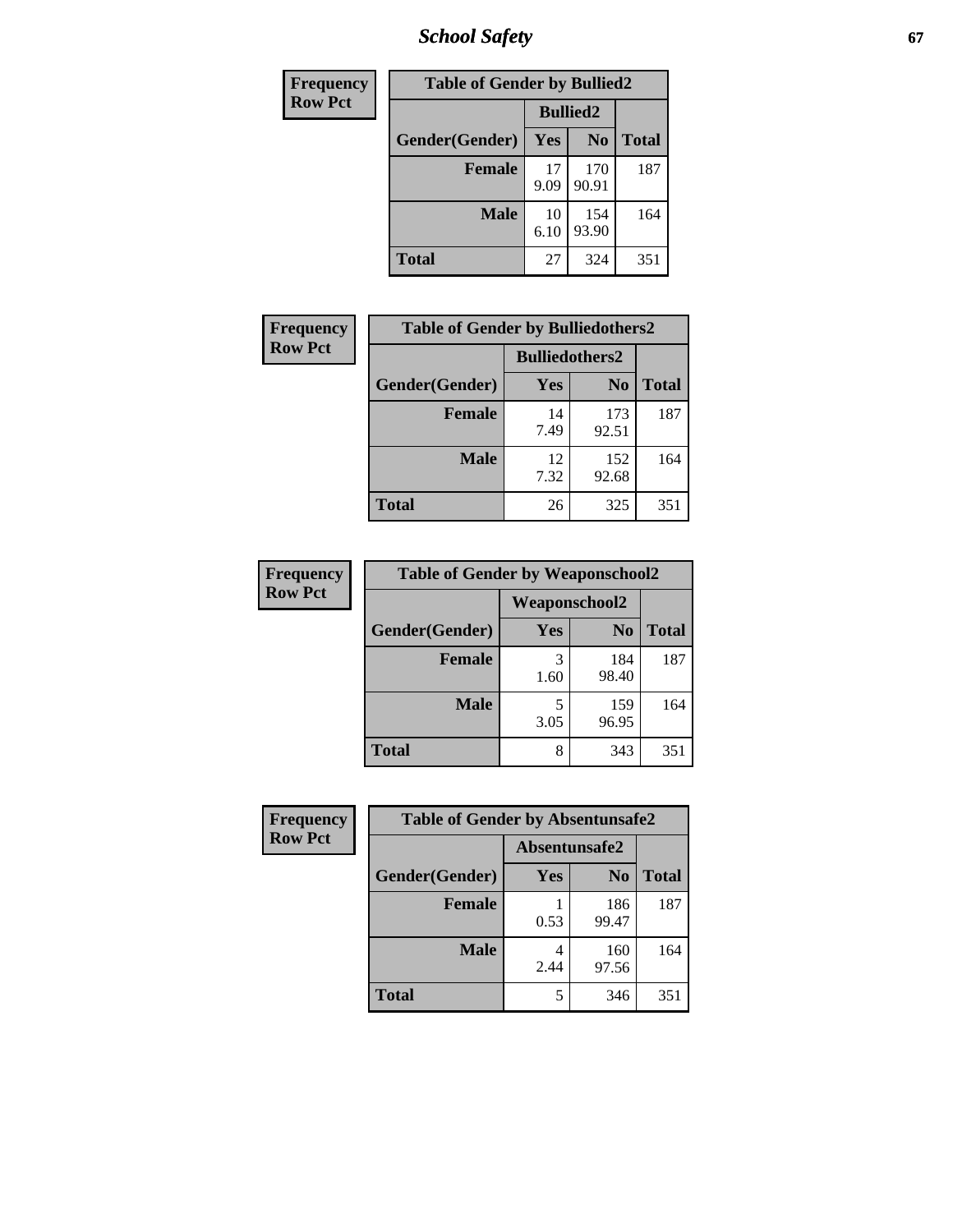| Frequency Row Pct | Table of Gender by Bullied2 | | |
|---|---|---|---|
| | Bullied2 | | |
| Gender(Gender) | Yes | No | Total |
| Female | 17 9.09 | 170 90.91 | 187 |
| Male | 10 6.10 | 154 93.90 | 164 |
| Total | 27 | 324 | 351 |

| Frequency Row Pct | Table of Gender by Bulliedothers2 | | |
|---|---|---|---|
| | Bulliedothers2 | | |
| Gender(Gender) | Yes | No | Total |
| Female | 14 7.49 | 173 92.51 | 187 |
| Male | 12 7.32 | 152 92.68 | 164 |
| Total | 26 | 325 | 351 |

| Frequency Row Pct | Table of Gender by Weaponschool2 | | |
|---|---|---|---|
| | Weaponschool2 | | |
| Gender(Gender) | Yes | No | Total |
| Female | 3 1.60 | 184 98.40 | 187 |
| Male | 5 3.05 | 159 96.95 | 164 |
| Total | 8 | 343 | 351 |

| Frequency Row Pct | Table of Gender by Absentunsafe2 | | |
|---|---|---|---|
| | Absentunsafe2 | | |
| Gender(Gender) | Yes | No | Total |
| Female | 1 0.53 | 186 99.47 | 187 |
| Male | 4 2.44 | 160 97.56 | 164 |
| Total | 5 | 346 | 351 |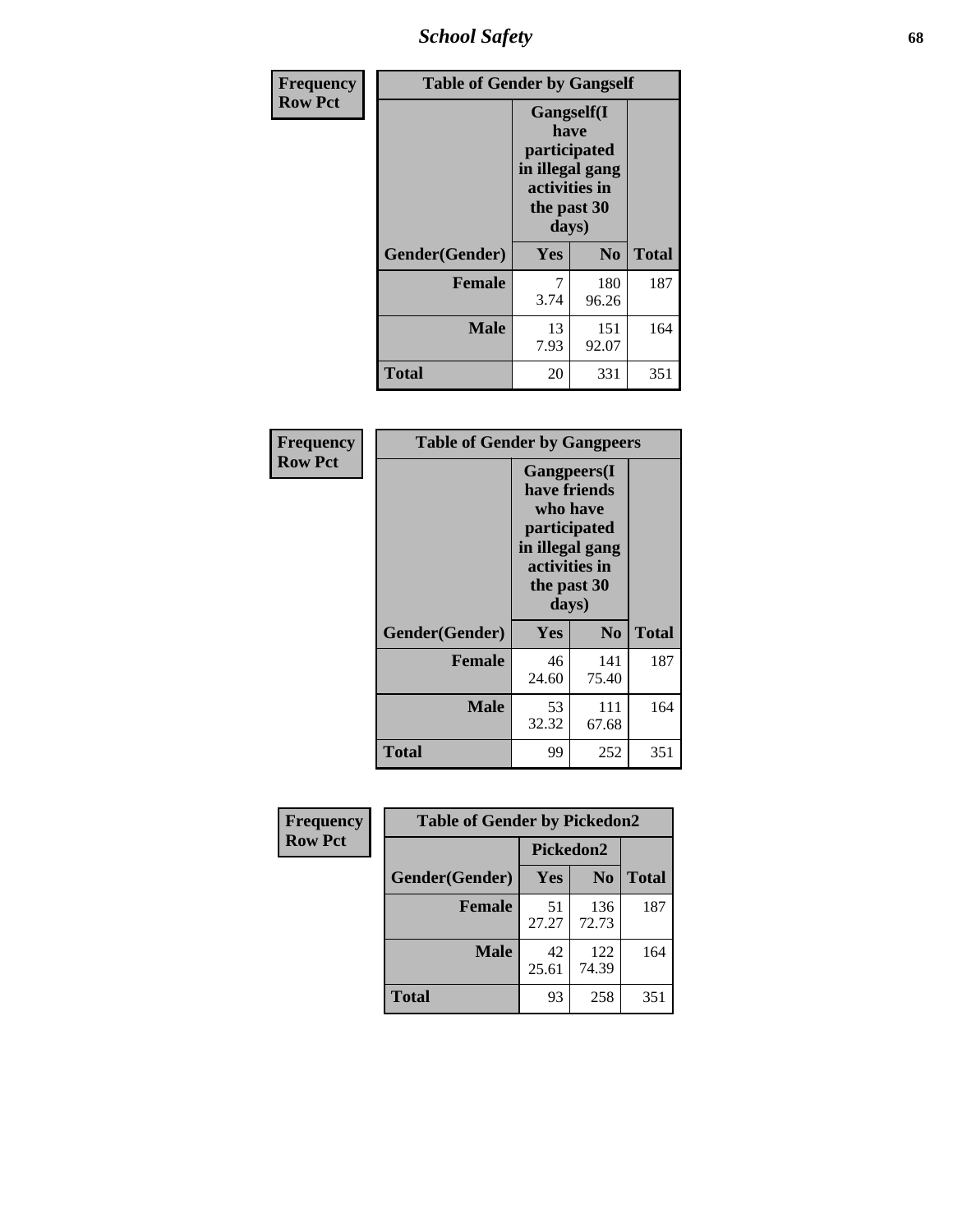| Frequency Row Pct | Table of Gender by Gangself | | |
|---|---|---|---|
| | Gangself(I have participated in illegal gang activities in the past 30 days) | | |
| Gender(Gender) | Yes | No | Total |
| Female | 7<br>3.74 | 180<br>96.26 | 187 |
| Male | 13<br>7.93 | 151<br>92.07 | 164 |
| Total | 20 | 331 | 351 |

| Frequency Row Pct | Table of Gender by Gangpeers | | |
|---|---|---|---|
| | Gangpeers(I have friends who have participated in illegal gang activities in the past 30 days) | | |
| Gender(Gender) | Yes | No | Total |
| Female | 46<br>24.60 | 141<br>75.40 | 187 |
| Male | 53<br>32.32 | 111<br>67.68 | 164 |
| Total | 99 | 252 | 351 |

| Frequency Row Pct | Table of Gender by Pickedon2 | | |
|---|---|---|---|
| | Pickedon2 | | |
| Gender(Gender) | Yes | No | Total |
| Female | 51<br>27.27 | 136<br>72.73 | 187 |
| Male | 42<br>25.61 | 122<br>74.39 | 164 |
| Total | 93 | 258 | 351 |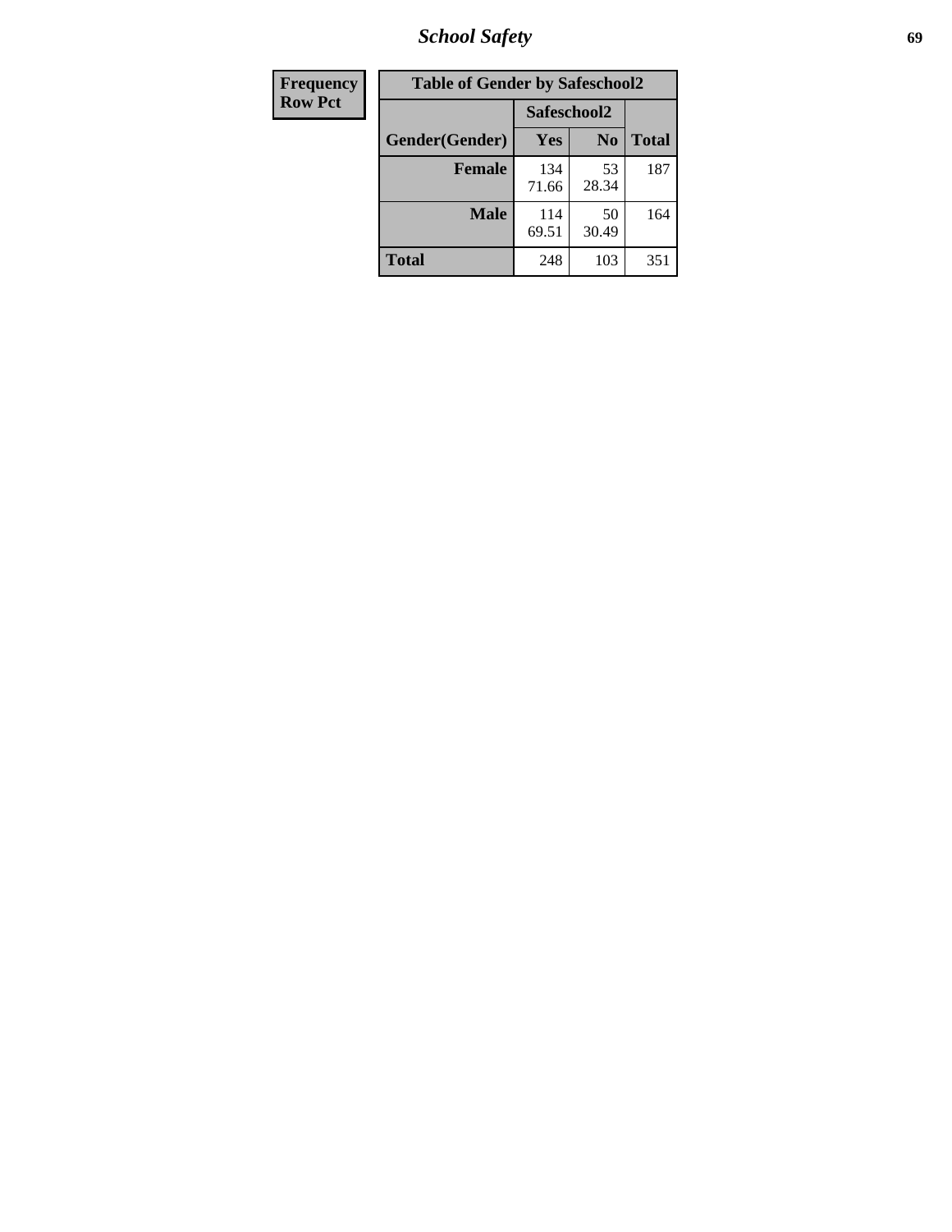| Frequency Row Pct |
|---|

**Table of Gender by Safeschool2**

| Gender(Gender) | Safeschool2 | | Total |
|---|---|---|---|
| | Yes | No | |
| Female | 134<br>71.66 | 53<br>28.34 | 187 |
| Male | 114<br>69.51 | 50<br>30.49 | 164 |
| Total | 248 | 103 | 351 |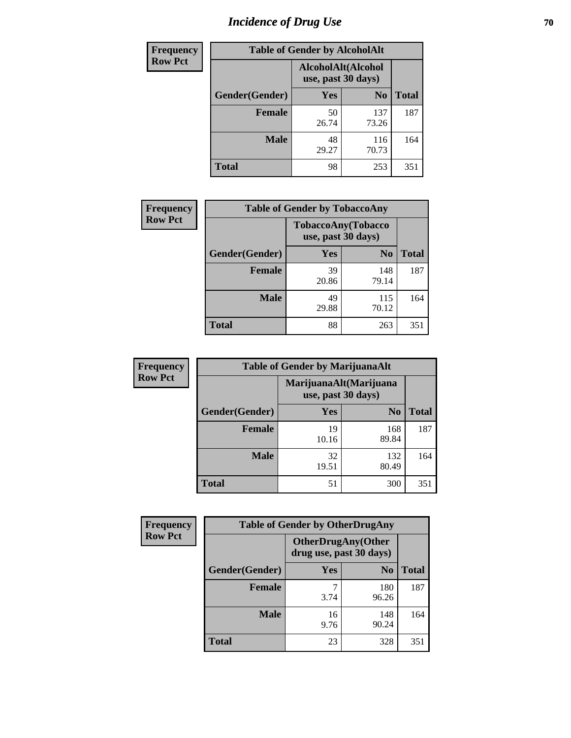# Incidence of Drug Use

**Frequency**
**Row Pct**

| Table of Gender by AlcoholAlt | | | |
|---|---|---|---|
| | AlcoholAlt(Alcohol use, past 30 days) | | |
| Gender(Gender) | Yes | No | Total |
| Female | 50<br>26.74 | 137<br>73.26 | 187 |
| Male | 48<br>29.27 | 116<br>70.73 | 164 |
| Total | 98 | 253 | 351 |

**Frequency**
**Row Pct**

| Table of Gender by TobaccoAny | | | |
|---|---|---|---|
| | TobaccoAny(Tobacco use, past 30 days) | | |
| Gender(Gender) | Yes | No | Total |
| Female | 39<br>20.86 | 148<br>79.14 | 187 |
| Male | 49<br>29.88 | 115<br>70.12 | 164 |
| Total | 88 | 263 | 351 |

**Frequency**
**Row Pct**

| Table of Gender by MarijuanaAlt | | | |
|---|---|---|---|
| | MarijuanaAlt(Marijuana use, past 30 days) | | |
| Gender(Gender) | Yes | No | Total |
| Female | 19<br>10.16 | 168<br>89.84 | 187 |
| Male | 32<br>19.51 | 132<br>80.49 | 164 |
| Total | 51 | 300 | 351 |

**Frequency**
**Row Pct**

| Table of Gender by OtherDrugAny | | | |
|---|---|---|---|
| | OtherDrugAny(Other drug use, past 30 days) | | |
| Gender(Gender) | Yes | No | Total |
| Female | 7<br>3.74 | 180<br>96.26 | 187 |
| Male | 16<br>9.76 | 148<br>90.24 | 164 |
| Total | 23 | 328 | 351 |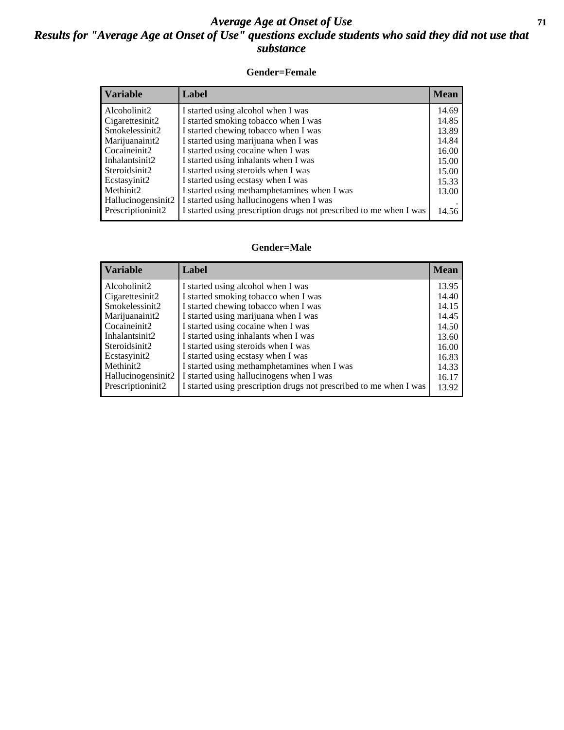# Average Age at Onset of Use

## Results for "Average Age at Onset of Use" questions exclude students who said they did not use that substance

### Gender=Female

| Variable | Label | Mean |
|---|---|---|
| Alcoholinit2 | I started using alcohol when I was | 14.69 |
| Cigarettesinit2 | I started smoking tobacco when I was | 14.85 |
| Smokelessinit2 | I started chewing tobacco when I was | 13.89 |
| Marijuanainit2 | I started using marijuana when I was | 14.84 |
| Cocaineinit2 | I started using cocaine when I was | 16.00 |
| Inhalantsinit2 | I started using inhalants when I was | 15.00 |
| Steroidsinit2 | I started using steroids when I was | 15.00 |
| Ecstasyinit2 | I started using ecstasy when I was | 15.33 |
| Methinit2 | I started using methamphetamines when I was | 13.00 |
| Hallucinogensinit2 | I started using hallucinogens when I was | . |
| Prescriptioninit2 | I started using prescription drugs not prescribed to me when I was | 14.56 |

### Gender=Male

| Variable | Label | Mean |
|---|---|---|
| Alcoholinit2 | I started using alcohol when I was | 13.95 |
| Cigarettesinit2 | I started smoking tobacco when I was | 14.40 |
| Smokelessinit2 | I started chewing tobacco when I was | 14.15 |
| Marijuanainit2 | I started using marijuana when I was | 14.45 |
| Cocaineinit2 | I started using cocaine when I was | 14.50 |
| Inhalantsinit2 | I started using inhalants when I was | 13.60 |
| Steroidsinit2 | I started using steroids when I was | 16.00 |
| Ecstasyinit2 | I started using ecstasy when I was | 16.83 |
| Methinit2 | I started using methamphetamines when I was | 14.33 |
| Hallucinogensinit2 | I started using hallucinogens when I was | 16.17 |
| Prescriptioninit2 | I started using prescription drugs not prescribed to me when I was | 13.92 |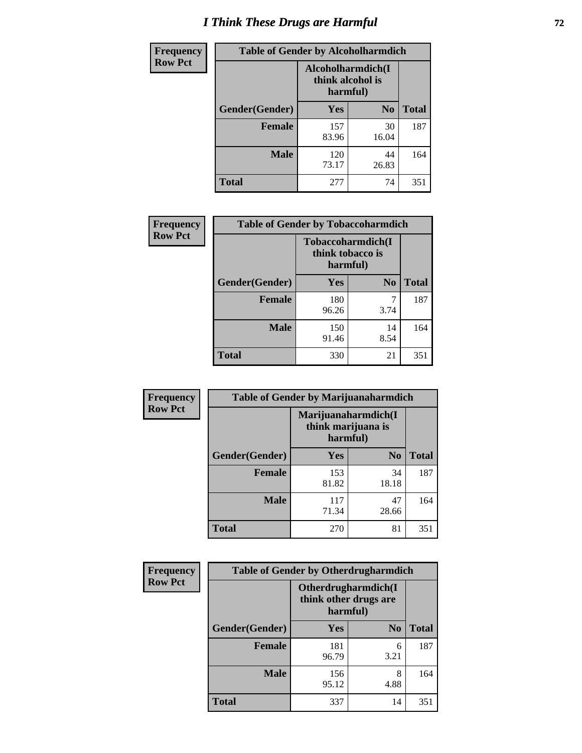# I Think These Drugs are Harmful

| Frequency Row Pct | Table of Gender by Alcoholharmdich | | |
|---|---|---|---|
| | Alcoholharmdich(I think alcohol is harmful) | | |
| Gender(Gender) | Yes | No | Total |
| Female | 157<br>83.96 | 30<br>16.04 | 187 |
| Male | 120<br>73.17 | 44<br>26.83 | 164 |
| Total | 277 | 74 | 351 |

| Frequency Row Pct | Table of Gender by Tobaccoharmdich | | |
|---|---|---|---|
| | Tobaccoharmdich(I think tobacco is harmful) | | |
| Gender(Gender) | Yes | No | Total |
| Female | 180<br>96.26 | 7<br>3.74 | 187 |
| Male | 150<br>91.46 | 14<br>8.54 | 164 |
| Total | 330 | 21 | 351 |

| Frequency Row Pct | Table of Gender by Marijuanaharmdich | | |
|---|---|---|---|
| | Marijuanaharmdich(I think marijuana is harmful) | | |
| Gender(Gender) | Yes | No | Total |
| Female | 153<br>81.82 | 34<br>18.18 | 187 |
| Male | 117<br>71.34 | 47<br>28.66 | 164 |
| Total | 270 | 81 | 351 |

| Frequency Row Pct | Table of Gender by Otherdrugharmdich | | |
|---|---|---|---|
| | Otherdrugharmdich(I think other drugs are harmful) | | |
| Gender(Gender) | Yes | No | Total |
| Female | 181<br>96.79 | 6<br>3.21 | 187 |
| Male | 156<br>95.12 | 8<br>4.88 | 164 |
| Total | 337 | 14 | 351 |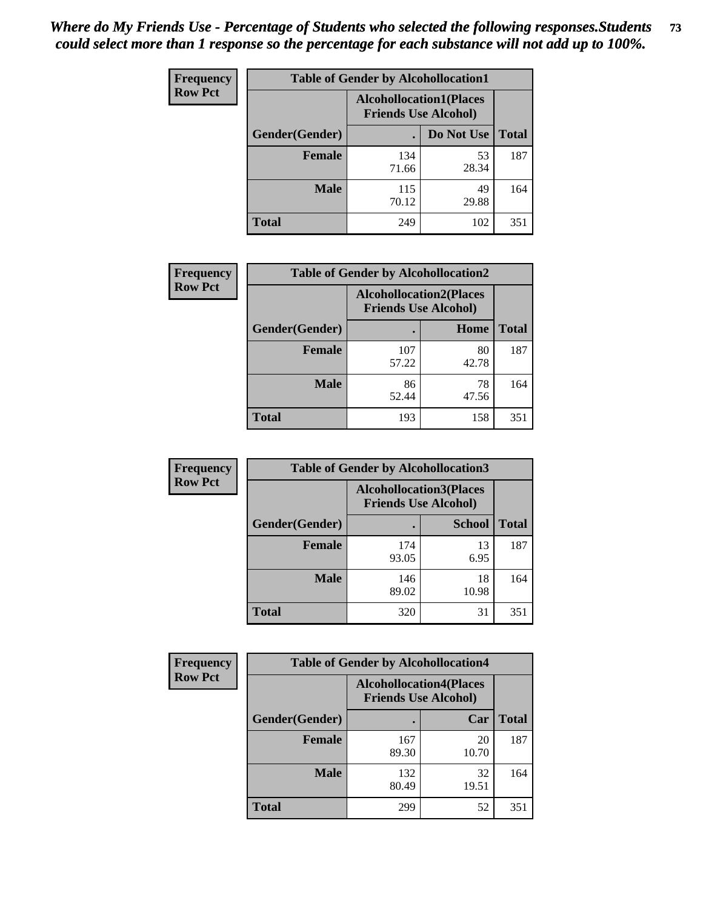*Where do My Friends Use - Percentage of Students who selected the following responses.Students could select more than 1 response so the percentage for each substance will not add up to 100%.*

**Frequency**
**Row Pct**

| Table of Gender by Alcohollocation1 | | | |
|---|---|---|---|
| | Alcohollocation1(Places Friends Use Alcohol) | | |
| Gender(Gender) | . | Do Not Use | Total |
| Female | 134<br>71.66 | 53<br>28.34 | 187 |
| Male | 115<br>70.12 | 49<br>29.88 | 164 |
| Total | 249 | 102 | 351 |

**Frequency**
**Row Pct**

| Table of Gender by Alcohollocation2 | | | |
|---|---|---|---|
| | Alcohollocation2(Places Friends Use Alcohol) | | |
| Gender(Gender) | . | Home | Total |
| Female | 107<br>57.22 | 80<br>42.78 | 187 |
| Male | 86<br>52.44 | 78<br>47.56 | 164 |
| Total | 193 | 158 | 351 |

**Frequency**
**Row Pct**

| Table of Gender by Alcohollocation3 | | | |
|---|---|---|---|
| | Alcohollocation3(Places Friends Use Alcohol) | | |
| Gender(Gender) | . | School | Total |
| Female | 174<br>93.05 | 13<br>6.95 | 187 |
| Male | 146<br>89.02 | 18<br>10.98 | 164 |
| Total | 320 | 31 | 351 |

**Frequency**
**Row Pct**

| Table of Gender by Alcohollocation4 | | | |
|---|---|---|---|
| | Alcohollocation4(Places Friends Use Alcohol) | | |
| Gender(Gender) | . | Car | Total |
| Female | 167<br>89.30 | 20<br>10.70 | 187 |
| Male | 132<br>80.49 | 32<br>19.51 | 164 |
| Total | 299 | 52 | 351 |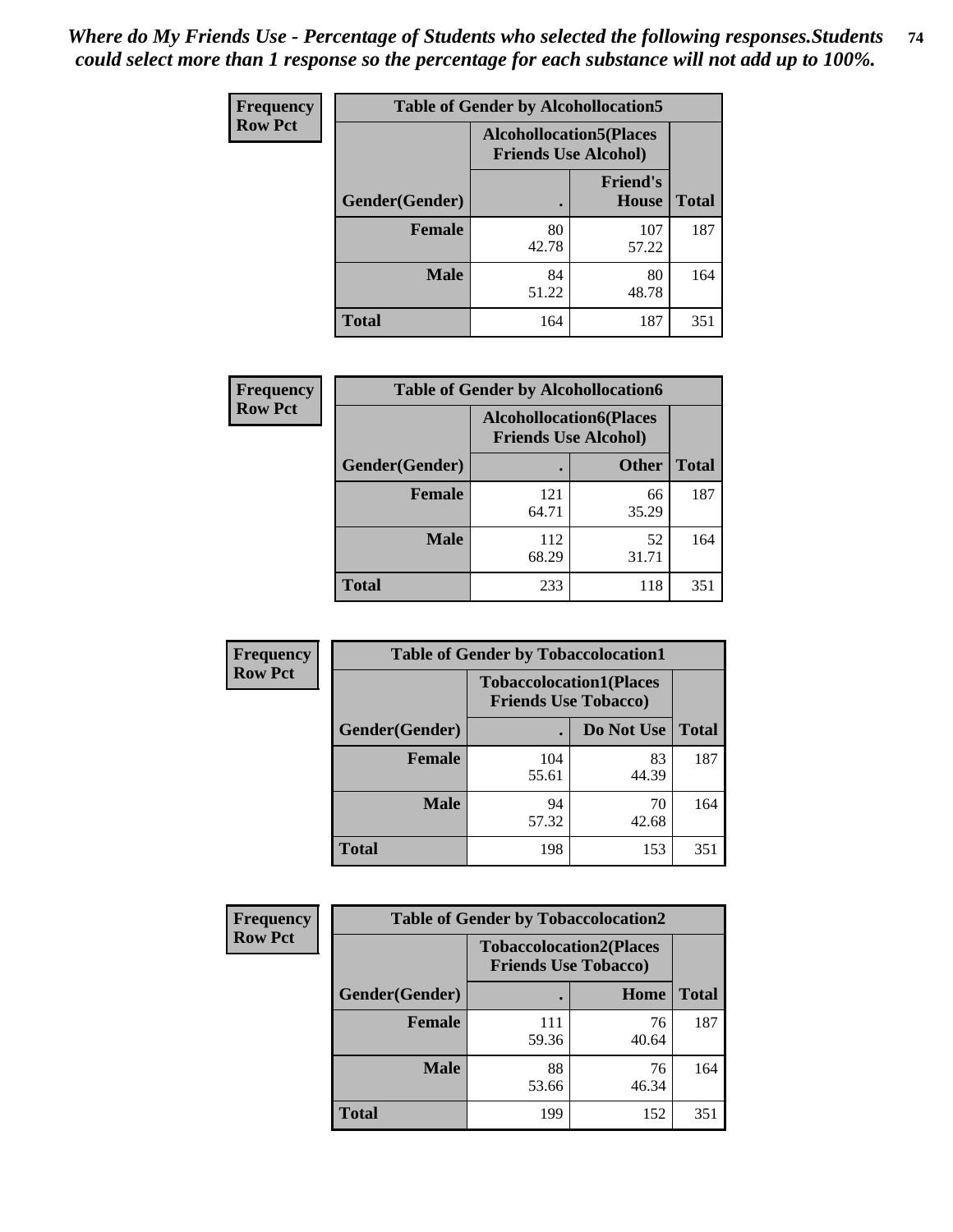*Where do My Friends Use - Percentage of Students who selected the following responses.Students could select more than 1 response so the percentage for each substance will not add up to 100%.*

**Frequency**
**Row Pct**

| Table of Gender by Alcohollocation5 | | | |
|---|---|---|---|
| | Alcohollocation5(Places Friends Use Alcohol) | | |
| Gender(Gender) | . | Friend's House | Total |
| Female | 80<br>42.78 | 107<br>57.22 | 187 |
| Male | 84<br>51.22 | 80<br>48.78 | 164 |
| Total | 164 | 187 | 351 |

**Frequency**
**Row Pct**

| Table of Gender by Alcohollocation6 | | | |
|---|---|---|---|
| | Alcohollocation6(Places Friends Use Alcohol) | | |
| Gender(Gender) | . | Other | Total |
| Female | 121<br>64.71 | 66<br>35.29 | 187 |
| Male | 112<br>68.29 | 52<br>31.71 | 164 |
| Total | 233 | 118 | 351 |

**Frequency**
**Row Pct**

| Table of Gender by Tobaccolocation1 | | | |
|---|---|---|---|
| | Tobaccolocation1(Places Friends Use Tobacco) | | |
| Gender(Gender) | . | Do Not Use | Total |
| Female | 104<br>55.61 | 83<br>44.39 | 187 |
| Male | 94<br>57.32 | 70<br>42.68 | 164 |
| Total | 198 | 153 | 351 |

**Frequency**
**Row Pct**

| Table of Gender by Tobaccolocation2 | | | |
|---|---|---|---|
| | Tobaccolocation2(Places Friends Use Tobacco) | | |
| Gender(Gender) | . | Home | Total |
| Female | 111<br>59.36 | 76<br>40.64 | 187 |
| Male | 88<br>53.66 | 76<br>46.34 | 164 |
| Total | 199 | 152 | 351 |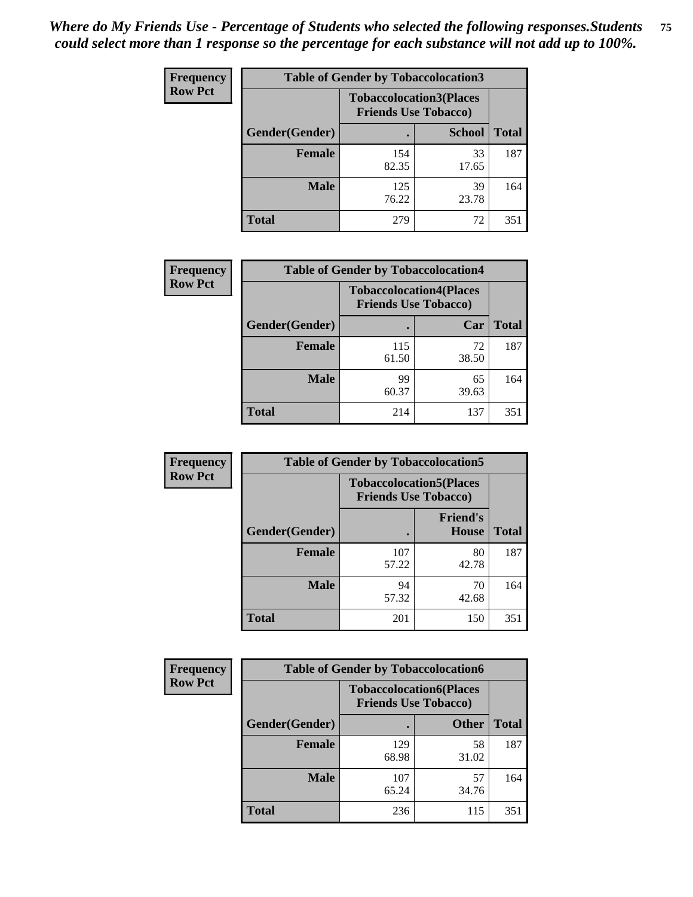*Where do My Friends Use - Percentage of Students who selected the following responses.Students could select more than 1 response so the percentage for each substance will not add up to 100%.*

**Frequency**
**Row Pct**

| Table of Gender by Tobaccolocation3 | | | |
|---|---|---|---|
| | Tobaccolocation3(Places Friends Use Tobacco) | | |
| Gender(Gender) | . | School | Total |
| Female | 154<br>82.35 | 33<br>17.65 | 187 |
| Male | 125<br>76.22 | 39<br>23.78 | 164 |
| Total | 279 | 72 | 351 |

**Frequency**
**Row Pct**

| Table of Gender by Tobaccolocation4 | | | |
|---|---|---|---|
| | Tobaccolocation4(Places Friends Use Tobacco) | | |
| Gender(Gender) | . | Car | Total |
| Female | 115<br>61.50 | 72<br>38.50 | 187 |
| Male | 99<br>60.37 | 65<br>39.63 | 164 |
| Total | 214 | 137 | 351 |

**Frequency**
**Row Pct**

| Table of Gender by Tobaccolocation5 | | | |
|---|---|---|---|
| | Tobaccolocation5(Places Friends Use Tobacco) | | |
| Gender(Gender) | . | Friend's House | Total |
| Female | 107<br>57.22 | 80<br>42.78 | 187 |
| Male | 94<br>57.32 | 70<br>42.68 | 164 |
| Total | 201 | 150 | 351 |

**Frequency**
**Row Pct**

| Table of Gender by Tobaccolocation6 | | | |
|---|---|---|---|
| | Tobaccolocation6(Places Friends Use Tobacco) | | |
| Gender(Gender) | . | Other | Total |
| Female | 129<br>68.98 | 58<br>31.02 | 187 |
| Male | 107<br>65.24 | 57<br>34.76 | 164 |
| Total | 236 | 115 | 351 |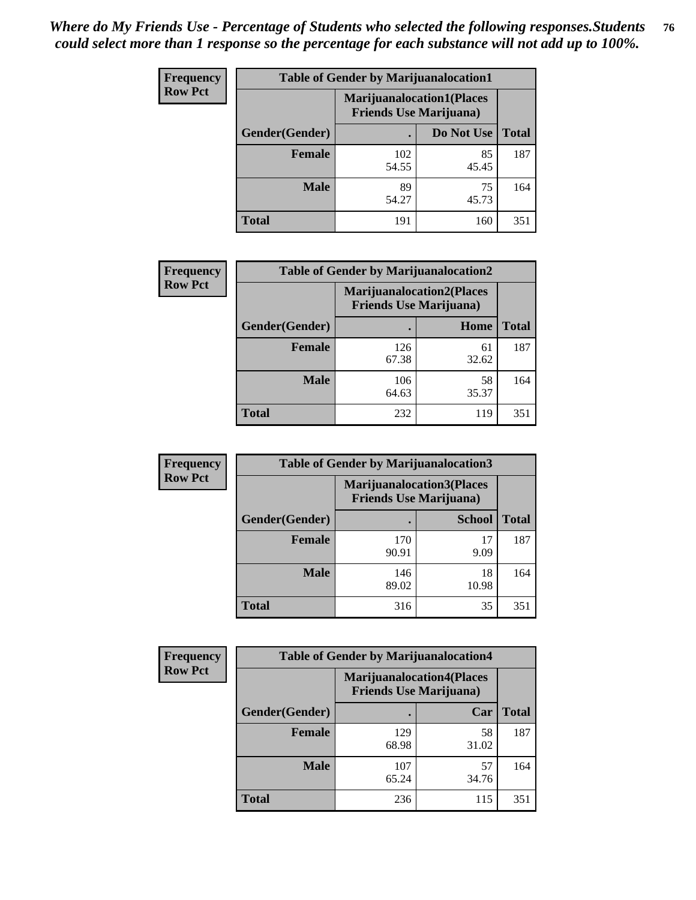*Where do My Friends Use - Percentage of Students who selected the following responses.Students could select more than 1 response so the percentage for each substance will not add up to 100%.*

**Frequency**
**Row Pct**

| Table of Gender by Marijuanalocation1 | | | |
|---|---|---|---|
| | Marijuanalocation1(Places Friends Use Marijuana) | | |
| Gender(Gender) | . | Do Not Use | Total |
| Female | 102<br>54.55 | 85<br>45.45 | 187 |
| Male | 89<br>54.27 | 75<br>45.73 | 164 |
| Total | 191 | 160 | 351 |

**Frequency**
**Row Pct**

| Table of Gender by Marijuanalocation2 | | | |
|---|---|---|---|
| | Marijuanalocation2(Places Friends Use Marijuana) | | |
| Gender(Gender) | . | Home | Total |
| Female | 126<br>67.38 | 61<br>32.62 | 187 |
| Male | 106<br>64.63 | 58<br>35.37 | 164 |
| Total | 232 | 119 | 351 |

**Frequency**
**Row Pct**

| Table of Gender by Marijuanalocation3 | | | |
|---|---|---|---|
| | Marijuanalocation3(Places Friends Use Marijuana) | | |
| Gender(Gender) | . | School | Total |
| Female | 170<br>90.91 | 17<br>9.09 | 187 |
| Male | 146<br>89.02 | 18<br>10.98 | 164 |
| Total | 316 | 35 | 351 |

**Frequency**
**Row Pct**

| Table of Gender by Marijuanalocation4 | | | |
|---|---|---|---|
| | Marijuanalocation4(Places Friends Use Marijuana) | | |
| Gender(Gender) | . | Car | Total |
| Female | 129<br>68.98 | 58<br>31.02 | 187 |
| Male | 107<br>65.24 | 57<br>34.76 | 164 |
| Total | 236 | 115 | 351 |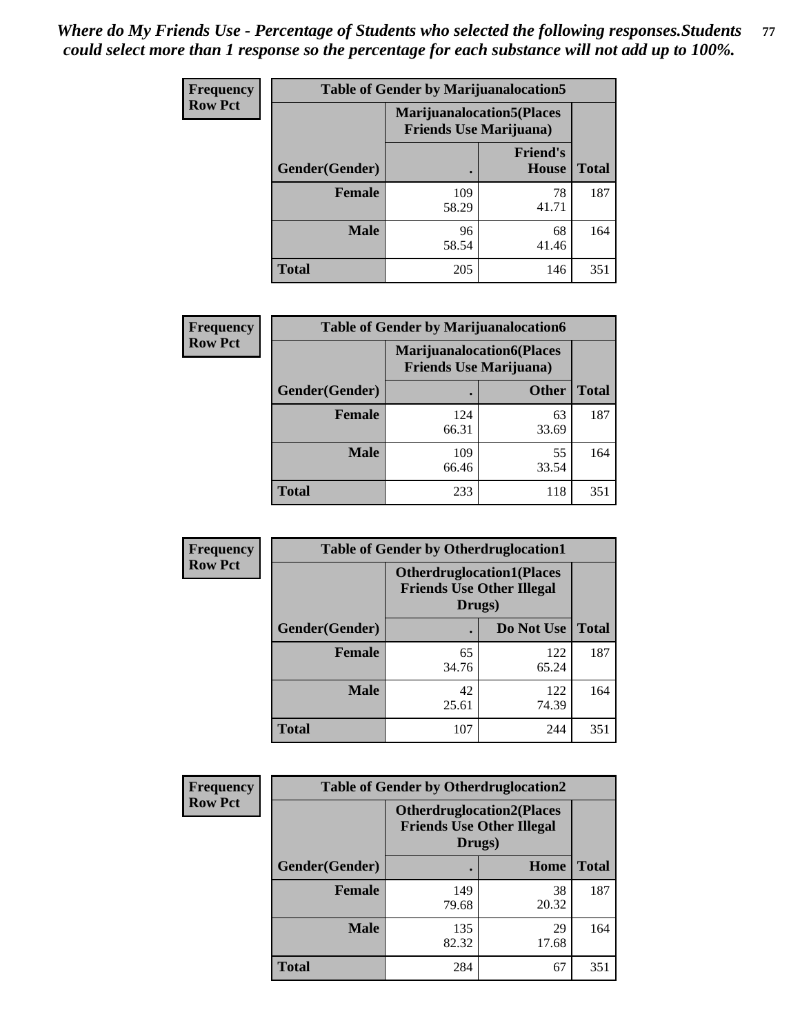*Where do My Friends Use - Percentage of Students who selected the following responses.Students could select more than 1 response so the percentage for each substance will not add up to 100%.*

**Frequency / Row Pct**

| Table of Gender by Marijuanalocation5 | | | |
|---|---|---|---|
| | Marijuanalocation5(Places Friends Use Marijuana) | | |
| Gender(Gender) | . | Friend's House | Total |
| **Female** | 109<br>58.29 | 78<br>41.71 | 187 |
| **Male** | 96<br>58.54 | 68<br>41.46 | 164 |
| **Total** | 205 | 146 | 351 |

**Frequency / Row Pct**

| Table of Gender by Marijuanalocation6 | | | |
|---|---|---|---|
| | Marijuanalocation6(Places Friends Use Marijuana) | | |
| Gender(Gender) | . | Other | Total |
| **Female** | 124<br>66.31 | 63<br>33.69 | 187 |
| **Male** | 109<br>66.46 | 55<br>33.54 | 164 |
| **Total** | 233 | 118 | 351 |

**Frequency / Row Pct**

| Table of Gender by Otherdruglocation1 | | | |
|---|---|---|---|
| | Otherdruglocation1(Places Friends Use Other Illegal Drugs) | | |
| Gender(Gender) | . | Do Not Use | Total |
| **Female** | 65<br>34.76 | 122<br>65.24 | 187 |
| **Male** | 42<br>25.61 | 122<br>74.39 | 164 |
| **Total** | 107 | 244 | 351 |

**Frequency / Row Pct**

| Table of Gender by Otherdruglocation2 | | | |
|---|---|---|---|
| | Otherdruglocation2(Places Friends Use Other Illegal Drugs) | | |
| Gender(Gender) | . | Home | Total |
| **Female** | 149<br>79.68 | 38<br>20.32 | 187 |
| **Male** | 135<br>82.32 | 29<br>17.68 | 164 |
| **Total** | 284 | 67 | 351 |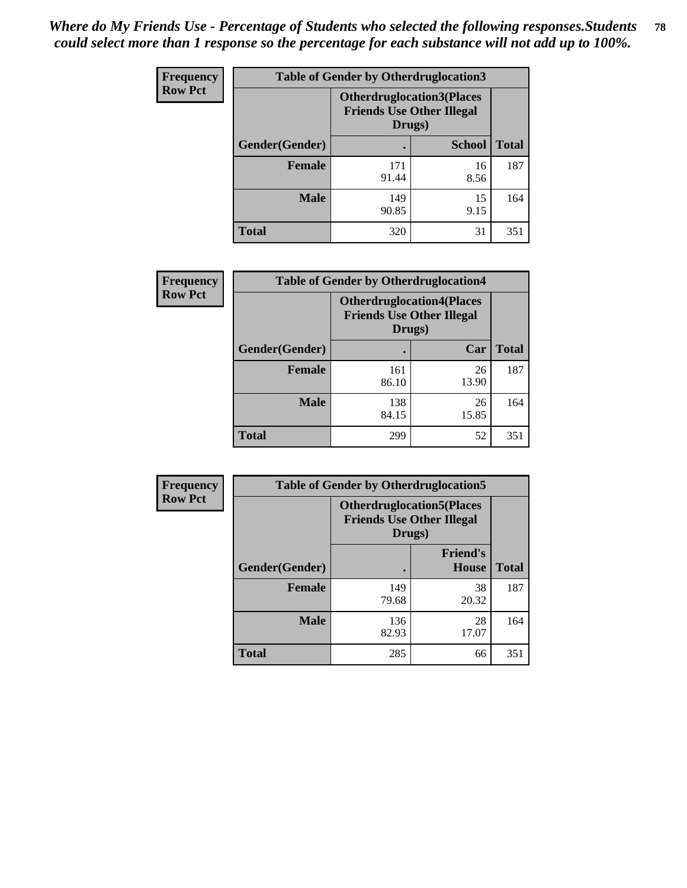*Where do My Friends Use - Percentage of Students who selected the following responses.Students could select more than 1 response so the percentage for each substance will not add up to 100%.*

**Frequency**
**Row Pct**

| Table of Gender by Otherdruglocation3 | | | |
|---|---|---|---|
| | Otherdruglocation3(Places Friends Use Other Illegal Drugs) | | |
| Gender(Gender) | . | School | Total |
| Female | 171<br>91.44 | 16<br>8.56 | 187 |
| Male | 149<br>90.85 | 15<br>9.15 | 164 |
| Total | 320 | 31 | 351 |

**Frequency**
**Row Pct**

| Table of Gender by Otherdruglocation4 | | | |
|---|---|---|---|
| | Otherdruglocation4(Places Friends Use Other Illegal Drugs) | | |
| Gender(Gender) | . | Car | Total |
| Female | 161<br>86.10 | 26<br>13.90 | 187 |
| Male | 138<br>84.15 | 26<br>15.85 | 164 |
| Total | 299 | 52 | 351 |

**Frequency**
**Row Pct**

| Table of Gender by Otherdruglocation5 | | | |
|---|---|---|---|
| | Otherdruglocation5(Places Friends Use Other Illegal Drugs) | | |
| Gender(Gender) | . | Friend's House | Total |
| Female | 149<br>79.68 | 38<br>20.32 | 187 |
| Male | 136<br>82.93 | 28<br>17.07 | 164 |
| Total | 285 | 66 | 351 |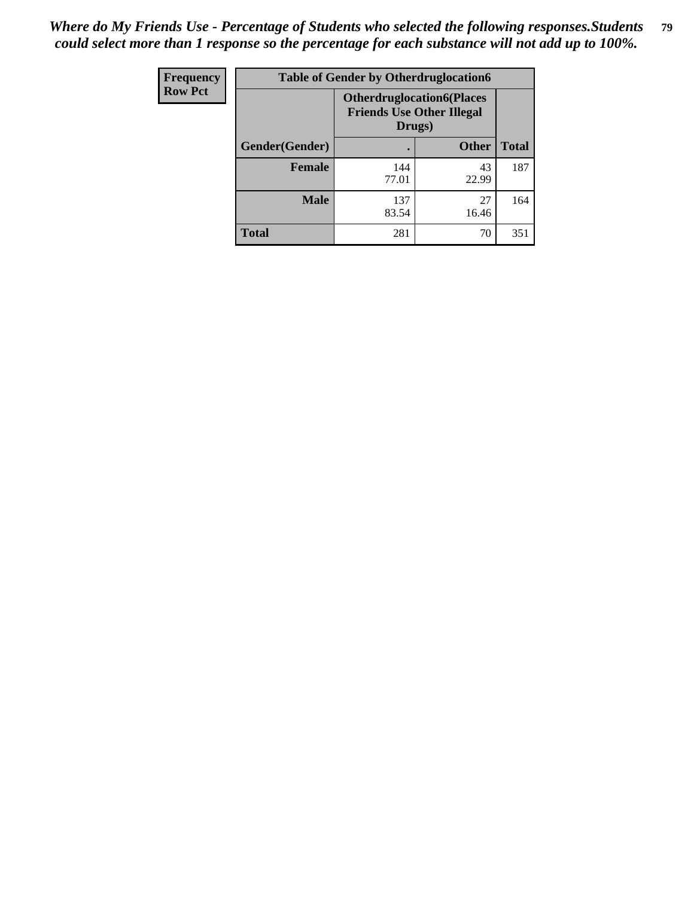*Where do My Friends Use - Percentage of Students who selected the following responses.Students could select more than 1 response so the percentage for each substance will not add up to 100%.*

**Frequency**
**Row Pct**

| Table of Gender by Otherdruglocation6 | | | |
|---|---|---|---|
| | Otherdruglocation6(Places Friends Use Other Illegal Drugs) | | |
| Gender(Gender) | . | Other | Total |
| **Female** | 144<br>77.01 | 43<br>22.99 | 187 |
| **Male** | 137<br>83.54 | 27<br>16.46 | 164 |
| **Total** | 281 | 70 | 351 |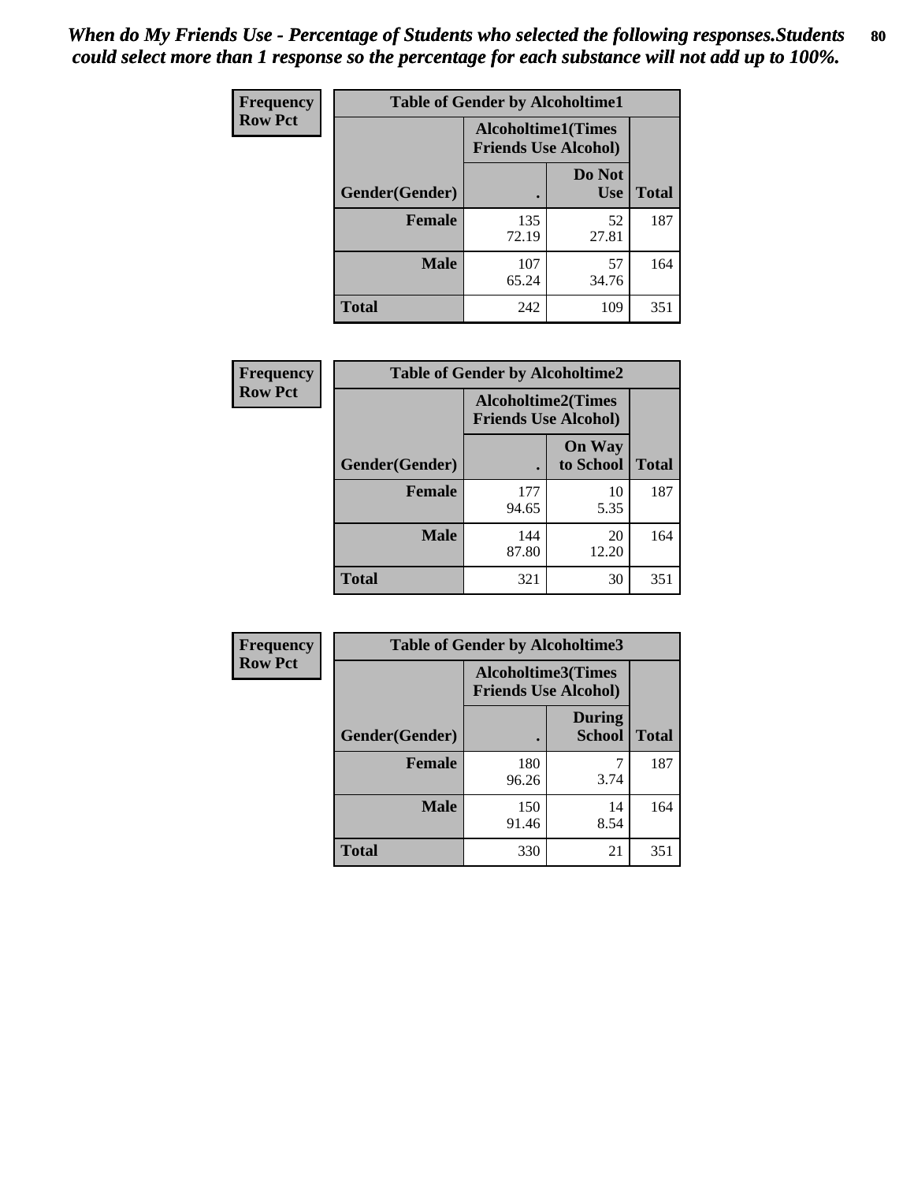# *When do My Friends Use - Percentage of Students who selected the following responses.Students could select more than 1 response so the percentage for each substance will not add up to 100%.*

**Frequency**
**Row Pct**

| Table of Gender by Alcoholtime1 | | | |
|---|---|---|---|
| | Alcoholtime1(Times Friends Use Alcohol) | | |
| Gender(Gender) | . | Do Not Use | Total |
| **Female** | 135<br>72.19 | 52<br>27.81 | 187 |
| **Male** | 107<br>65.24 | 57<br>34.76 | 164 |
| **Total** | 242 | 109 | 351 |

**Frequency**
**Row Pct**

| Table of Gender by Alcoholtime2 | | | |
|---|---|---|---|
| | Alcoholtime2(Times Friends Use Alcohol) | | |
| Gender(Gender) | . | On Way to School | Total |
| **Female** | 177<br>94.65 | 10<br>5.35 | 187 |
| **Male** | 144<br>87.80 | 20<br>12.20 | 164 |
| **Total** | 321 | 30 | 351 |

**Frequency**
**Row Pct**

| Table of Gender by Alcoholtime3 | | | |
|---|---|---|---|
| | Alcoholtime3(Times Friends Use Alcohol) | | |
| Gender(Gender) | . | During School | Total |
| **Female** | 180<br>96.26 | 7<br>3.74 | 187 |
| **Male** | 150<br>91.46 | 14<br>8.54 | 164 |
| **Total** | 330 | 21 | 351 |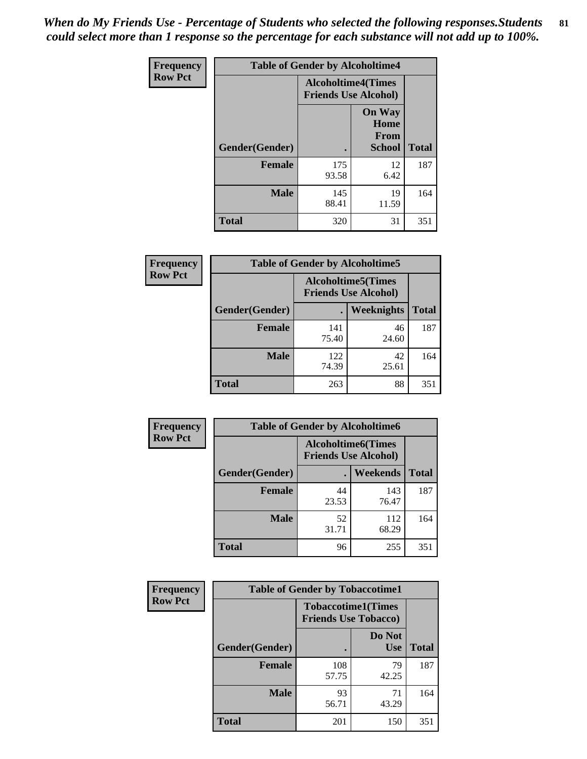*When do My Friends Use - Percentage of Students who selected the following responses.Students could select more than 1 response so the percentage for each substance will not add up to 100%.*

| Frequency Row Pct | Table of Gender by Alcoholtime4 | | |
|---|---|---|---|
| | Alcoholtime4(Times Friends Use Alcohol) | | |
| Gender(Gender) | . | On Way Home From School | Total |
| Female | 175<br>93.58 | 12<br>6.42 | 187 |
| Male | 145<br>88.41 | 19<br>11.59 | 164 |
| Total | 320 | 31 | 351 |

| Frequency Row Pct | Table of Gender by Alcoholtime5 | | |
|---|---|---|---|
| | Alcoholtime5(Times Friends Use Alcohol) | | |
| Gender(Gender) | . | Weeknights | Total |
| Female | 141<br>75.40 | 46<br>24.60 | 187 |
| Male | 122<br>74.39 | 42<br>25.61 | 164 |
| Total | 263 | 88 | 351 |

| Frequency Row Pct | Table of Gender by Alcoholtime6 | | |
|---|---|---|---|
| | Alcoholtime6(Times Friends Use Alcohol) | | |
| Gender(Gender) | . | Weekends | Total |
| Female | 44<br>23.53 | 143<br>76.47 | 187 |
| Male | 52<br>31.71 | 112<br>68.29 | 164 |
| Total | 96 | 255 | 351 |

| Frequency Row Pct | Table of Gender by Tobaccotime1 | | |
|---|---|---|---|
| | Tobaccotime1(Times Friends Use Tobacco) | | |
| Gender(Gender) | . | Do Not Use | Total |
| Female | 108<br>57.75 | 79<br>42.25 | 187 |
| Male | 93<br>56.71 | 71<br>43.29 | 164 |
| Total | 201 | 150 | 351 |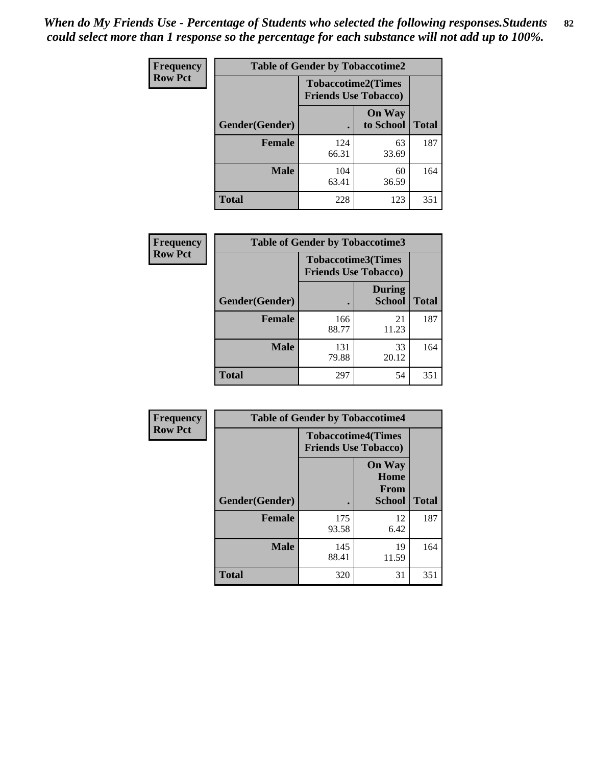*When do My Friends Use - Percentage of Students who selected the following responses.Students could select more than 1 response so the percentage for each substance will not add up to 100%.*

**Frequency**
**Row Pct**

| Table of Gender by Tobaccotime2 | | | |
|---|---|---|---|
| | Tobaccotime2(Times Friends Use Tobacco) | | |
| Gender(Gender) | . | On Way to School | Total |
| **Female** | 124<br>66.31 | 63<br>33.69 | 187 |
| **Male** | 104<br>63.41 | 60<br>36.59 | 164 |
| **Total** | 228 | 123 | 351 |

**Frequency**
**Row Pct**

| Table of Gender by Tobaccotime3 | | | |
|---|---|---|---|
| | Tobaccotime3(Times Friends Use Tobacco) | | |
| Gender(Gender) | . | During School | Total |
| **Female** | 166<br>88.77 | 21<br>11.23 | 187 |
| **Male** | 131<br>79.88 | 33<br>20.12 | 164 |
| **Total** | 297 | 54 | 351 |

**Frequency**
**Row Pct**

| Table of Gender by Tobaccotime4 | | | |
|---|---|---|---|
| | Tobaccotime4(Times Friends Use Tobacco) | | |
| Gender(Gender) | . | On Way Home From School | Total |
| **Female** | 175<br>93.58 | 12<br>6.42 | 187 |
| **Male** | 145<br>88.41 | 19<br>11.59 | 164 |
| **Total** | 320 | 31 | 351 |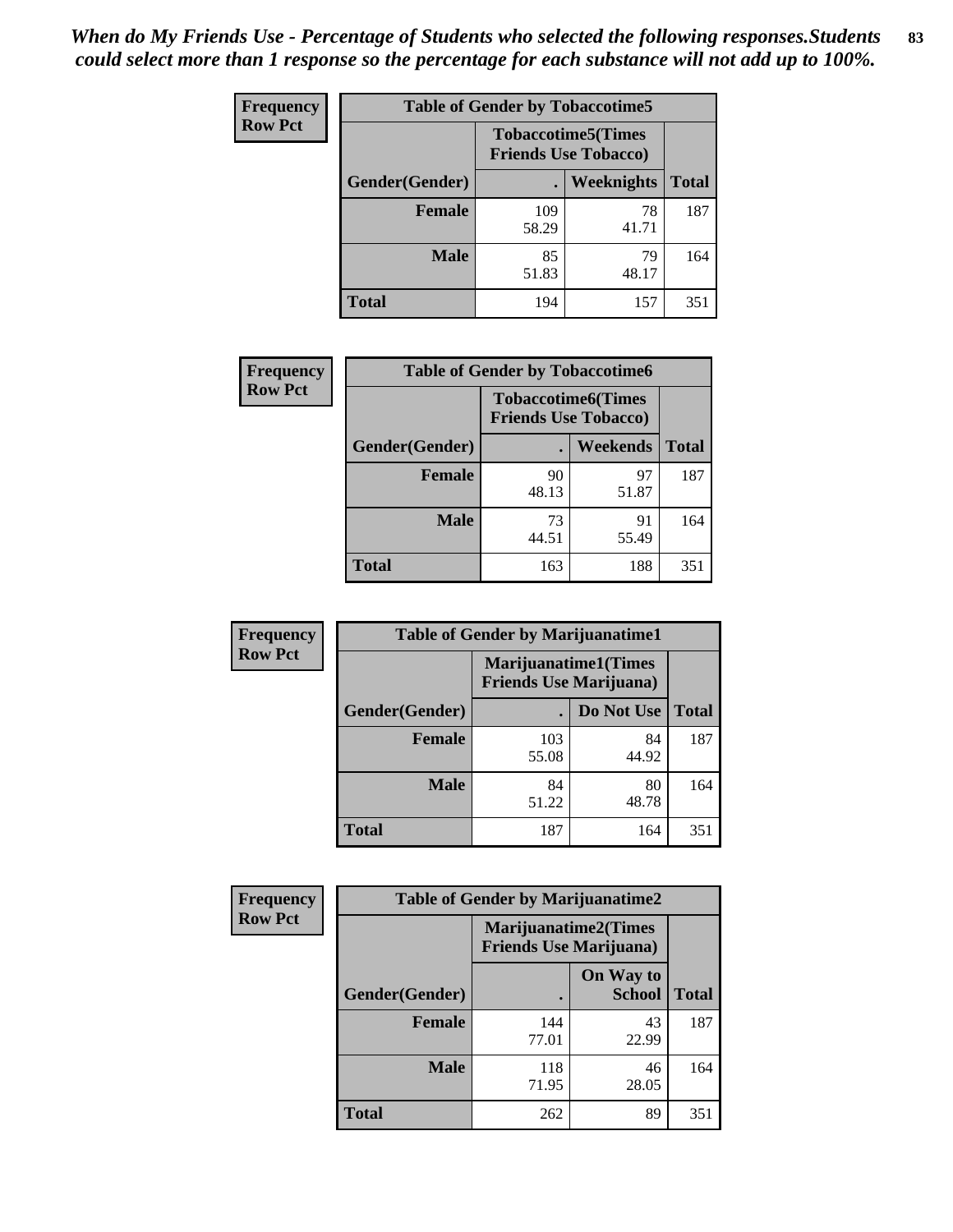*When do My Friends Use - Percentage of Students who selected the following responses.Students could select more than 1 response so the percentage for each substance will not add up to 100%.*

| Frequency Row Pct | Table of Gender by Tobaccotime5 | | |
|---|---|---|---|
| | Tobaccotime5(Times Friends Use Tobacco) | | |
| Gender(Gender) | . | Weeknights | Total |
| Female | 109<br>58.29 | 78<br>41.71 | 187 |
| Male | 85<br>51.83 | 79<br>48.17 | 164 |
| Total | 194 | 157 | 351 |

| Frequency Row Pct | Table of Gender by Tobaccotime6 | | |
|---|---|---|---|
| | Tobaccotime6(Times Friends Use Tobacco) | | |
| Gender(Gender) | . | Weekends | Total |
| Female | 90<br>48.13 | 97<br>51.87 | 187 |
| Male | 73<br>44.51 | 91<br>55.49 | 164 |
| Total | 163 | 188 | 351 |

| Frequency Row Pct | Table of Gender by Marijuanatime1 | | |
|---|---|---|---|
| | Marijuanatime1(Times Friends Use Marijuana) | | |
| Gender(Gender) | . | Do Not Use | Total |
| Female | 103<br>55.08 | 84<br>44.92 | 187 |
| Male | 84<br>51.22 | 80<br>48.78 | 164 |
| Total | 187 | 164 | 351 |

| Frequency Row Pct | Table of Gender by Marijuanatime2 | | |
|---|---|---|---|
| | Marijuanatime2(Times Friends Use Marijuana) | | |
| Gender(Gender) | . | On Way to School | Total |
| Female | 144<br>77.01 | 43<br>22.99 | 187 |
| Male | 118<br>71.95 | 46<br>28.05 | 164 |
| Total | 262 | 89 | 351 |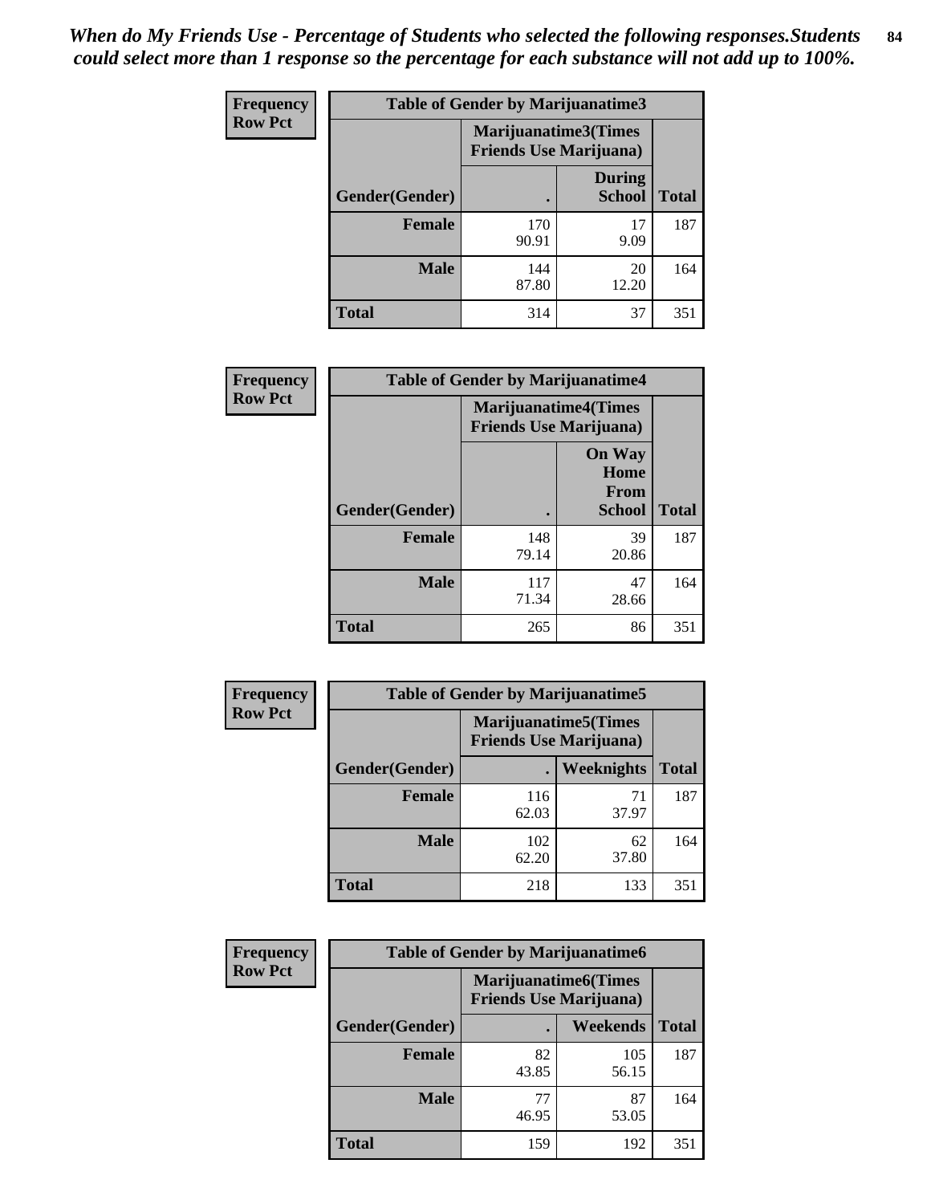*When do My Friends Use - Percentage of Students who selected the following responses.Students could select more than 1 response so the percentage for each substance will not add up to 100%.*

| Frequency<br>Row Pct | Table of Gender by Marijuanatime3 | | |
|---|---|---|---|
| | Marijuanatime3(Times Friends Use Marijuana) | | |
| Gender(Gender) | . | During School | Total |
| Female | 170<br>90.91 | 17<br>9.09 | 187 |
| Male | 144<br>87.80 | 20<br>12.20 | 164 |
| Total | 314 | 37 | 351 |

| Frequency<br>Row Pct | Table of Gender by Marijuanatime4 | | |
|---|---|---|---|
| | Marijuanatime4(Times Friends Use Marijuana) | | |
| Gender(Gender) | . | On Way Home From School | Total |
| Female | 148<br>79.14 | 39<br>20.86 | 187 |
| Male | 117<br>71.34 | 47<br>28.66 | 164 |
| Total | 265 | 86 | 351 |

| Frequency<br>Row Pct | Table of Gender by Marijuanatime5 | | |
|---|---|---|---|
| | Marijuanatime5(Times Friends Use Marijuana) | | |
| Gender(Gender) | . | Weeknights | Total |
| Female | 116<br>62.03 | 71<br>37.97 | 187 |
| Male | 102<br>62.20 | 62<br>37.80 | 164 |
| Total | 218 | 133 | 351 |

| Frequency<br>Row Pct | Table of Gender by Marijuanatime6 | | |
|---|---|---|---|
| | Marijuanatime6(Times Friends Use Marijuana) | | |
| Gender(Gender) | . | Weekends | Total |
| Female | 82<br>43.85 | 105<br>56.15 | 187 |
| Male | 77<br>46.95 | 87<br>53.05 | 164 |
| Total | 159 | 192 | 351 |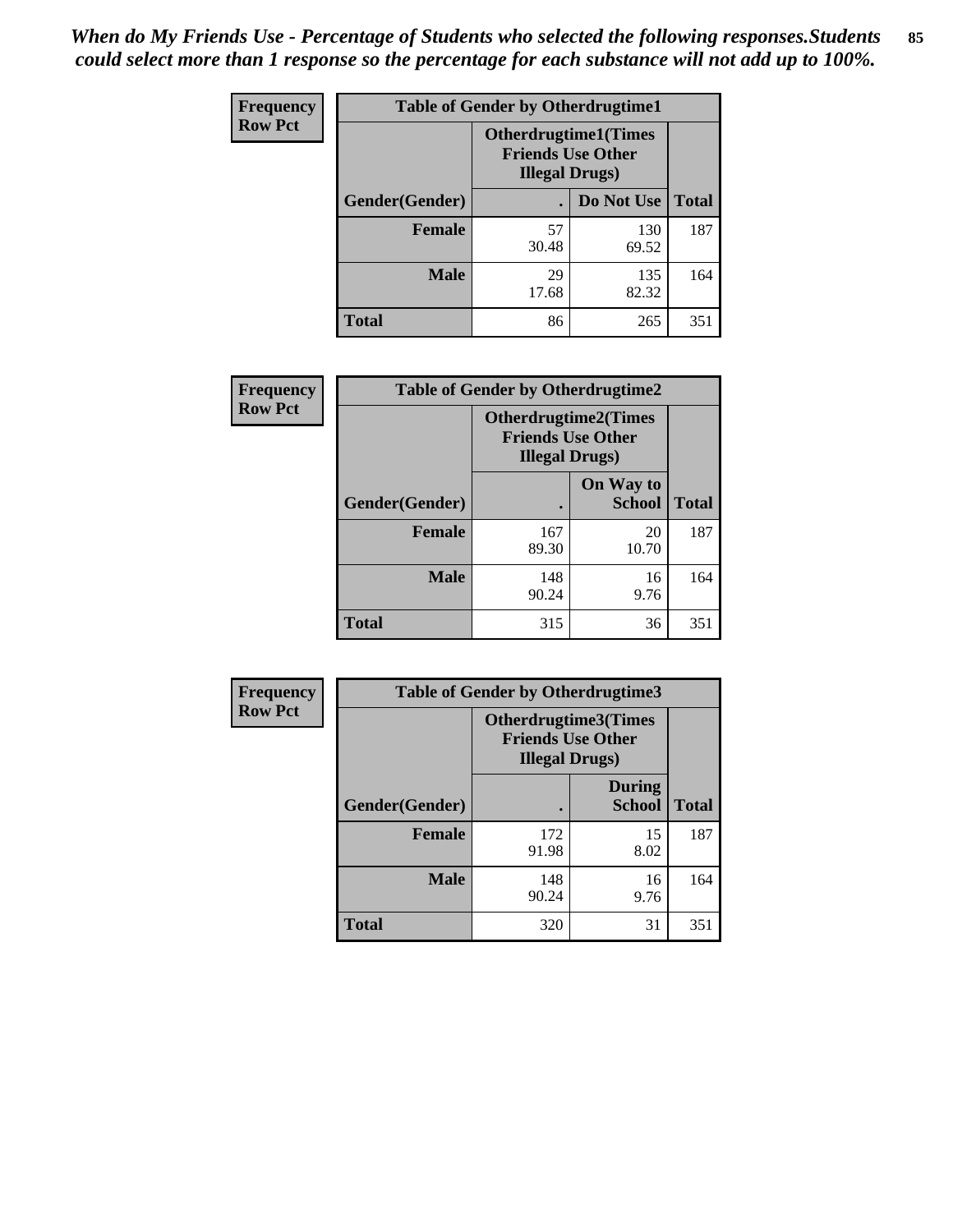*When do My Friends Use - Percentage of Students who selected the following responses.Students could select more than 1 response so the percentage for each substance will not add up to 100%.*

**Frequency**
**Row Pct**

| Table of Gender by Otherdrugtime1 | | | |
|---|---|---|---|
| | Otherdrugtime1(Times Friends Use Other Illegal Drugs) | | |
| Gender(Gender) | . | Do Not Use | Total |
| **Female** | 57<br>30.48 | 130<br>69.52 | 187 |
| **Male** | 29<br>17.68 | 135<br>82.32 | 164 |
| **Total** | 86 | 265 | 351 |

**Frequency**
**Row Pct**

| Table of Gender by Otherdrugtime2 | | | |
|---|---|---|---|
| | Otherdrugtime2(Times Friends Use Other Illegal Drugs) | | |
| Gender(Gender) | . | On Way to School | Total |
| **Female** | 167<br>89.30 | 20<br>10.70 | 187 |
| **Male** | 148<br>90.24 | 16<br>9.76 | 164 |
| **Total** | 315 | 36 | 351 |

**Frequency**
**Row Pct**

| Table of Gender by Otherdrugtime3 | | | |
|---|---|---|---|
| | Otherdrugtime3(Times Friends Use Other Illegal Drugs) | | |
| Gender(Gender) | . | During School | Total |
| **Female** | 172<br>91.98 | 15<br>8.02 | 187 |
| **Male** | 148<br>90.24 | 16<br>9.76 | 164 |
| **Total** | 320 | 31 | 351 |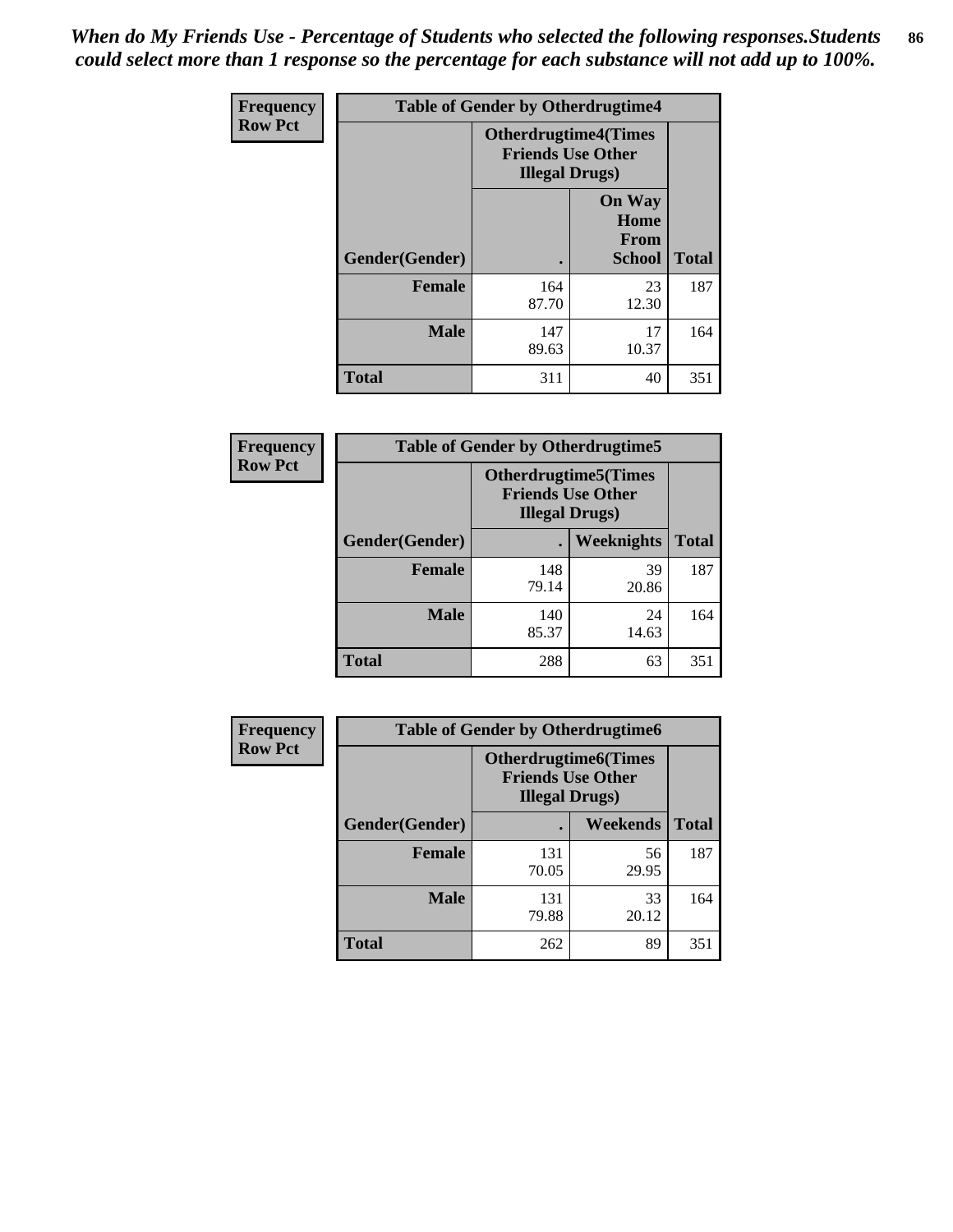*When do My Friends Use - Percentage of Students who selected the following responses.Students could select more than 1 response so the percentage for each substance will not add up to 100%.*

**Frequency**
**Row Pct**

| Table of Gender by Otherdrugtime4 | | | |
|---|---|---|---|
| | Otherdrugtime4(Times Friends Use Other Illegal Drugs) | | |
| Gender(Gender) | . | On Way Home From School | Total |
| **Female** | 164<br>87.70 | 23<br>12.30 | 187 |
| **Male** | 147<br>89.63 | 17<br>10.37 | 164 |
| **Total** | 311 | 40 | 351 |

**Frequency**
**Row Pct**

| Table of Gender by Otherdrugtime5 | | | |
|---|---|---|---|
| | Otherdrugtime5(Times Friends Use Other Illegal Drugs) | | |
| Gender(Gender) | . | Weeknights | Total |
| **Female** | 148<br>79.14 | 39<br>20.86 | 187 |
| **Male** | 140<br>85.37 | 24<br>14.63 | 164 |
| **Total** | 288 | 63 | 351 |

**Frequency**
**Row Pct**

| Table of Gender by Otherdrugtime6 | | | |
|---|---|---|---|
| | Otherdrugtime6(Times Friends Use Other Illegal Drugs) | | |
| Gender(Gender) | . | Weekends | Total |
| **Female** | 131<br>70.05 | 56<br>29.95 | 187 |
| **Male** | 131<br>79.88 | 33<br>20.12 | 164 |
| **Total** | 262 | 89 | 351 |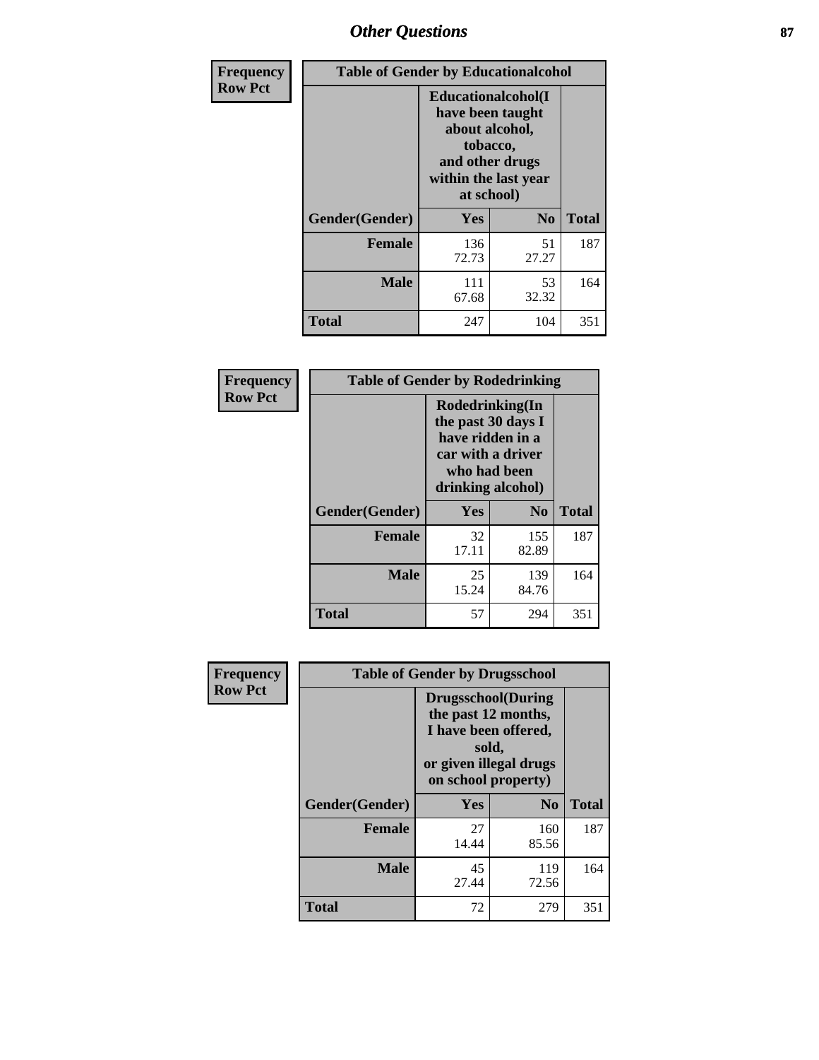| Frequency Row Pct | Table of Gender by Educationalcohol | | |
|---|---|---|---|
| | Educationalcohol(I have been taught about alcohol, tobacco, and other drugs within the last year at school) | | |
| Gender(Gender) | Yes | No | Total |
| Female | 136<br>72.73 | 51<br>27.27 | 187 |
| Male | 111<br>67.68 | 53<br>32.32 | 164 |
| Total | 247 | 104 | 351 |

| Frequency Row Pct | Table of Gender by Rodedrinking | | |
|---|---|---|---|
| | Rodedrinking(In the past 30 days I have ridden in a car with a driver who had been drinking alcohol) | | |
| Gender(Gender) | Yes | No | Total |
| Female | 32<br>17.11 | 155<br>82.89 | 187 |
| Male | 25<br>15.24 | 139<br>84.76 | 164 |
| Total | 57 | 294 | 351 |

| Frequency Row Pct | Table of Gender by Drugsschool | | |
|---|---|---|---|
| | Drugsschool(During the past 12 months, I have been offered, sold, or given illegal drugs on school property) | | |
| Gender(Gender) | Yes | No | Total |
| Female | 27<br>14.44 | 160<br>85.56 | 187 |
| Male | 45<br>27.44 | 119<br>72.56 | 164 |
| Total | 72 | 279 | 351 |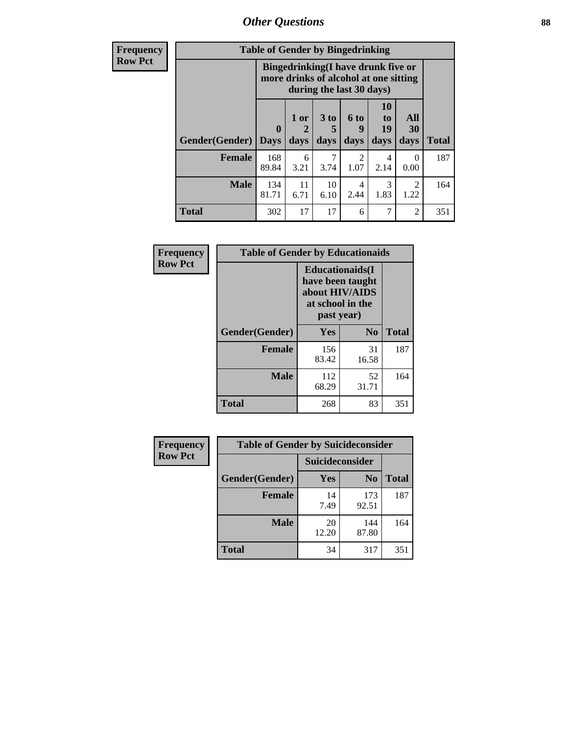## Other Questions

**Frequency**
**Row Pct**

| Table of Gender by Bingedrinking | | | | | | | |
|---|---|---|---|---|---|---|---|
| | Bingedrinking(I have drunk five or more drinks of alcohol at one sitting during the last 30 days) | | | | | | |
| Gender(Gender) | 0 Days | 1 or 2 days | 3 to 5 days | 6 to 9 days | 10 to 19 days | All 30 days | Total |
| **Female** | 168<br>89.84 | 6<br>3.21 | 7<br>3.74 | 2<br>1.07 | 4<br>2.14 | 0<br>0.00 | 187 |
| **Male** | 134<br>81.71 | 11<br>6.71 | 10<br>6.10 | 4<br>2.44 | 3<br>1.83 | 2<br>1.22 | 164 |
| **Total** | 302 | 17 | 17 | 6 | 7 | 2 | 351 |

**Frequency**
**Row Pct**

| Table of Gender by Educationaids | | | |
|---|---|---|---|
| | Educationaids(I have been taught about HIV/AIDS at school in the past year) | | |
| Gender(Gender) | Yes | No | Total |
| **Female** | 156<br>83.42 | 31<br>16.58 | 187 |
| **Male** | 112<br>68.29 | 52<br>31.71 | 164 |
| **Total** | 268 | 83 | 351 |

**Frequency**
**Row Pct**

| Table of Gender by Suicideconsider | | | |
|---|---|---|---|
| | Suicideconsider | | |
| Gender(Gender) | Yes | No | Total |
| **Female** | 14<br>7.49 | 173<br>92.51 | 187 |
| **Male** | 20<br>12.20 | 144<br>87.80 | 164 |
| **Total** | 34 | 317 | 351 |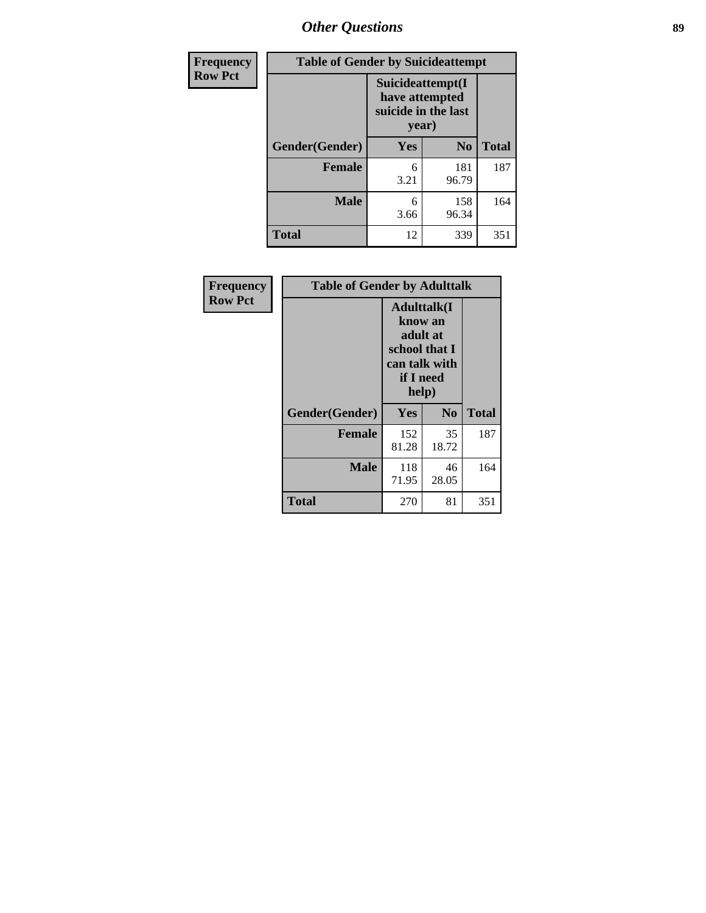| Frequency<br>Row Pct |
|---|

| Table of Gender by Suicideattempt | | | |
|---|---|---|---|
| | Suicideattempt(I have attempted suicide in the last year) | | |
| Gender(Gender) | Yes | No | Total |
| Female | 6<br>3.21 | 181<br>96.79 | 187 |
| Male | 6<br>3.66 | 158<br>96.34 | 164 |
| Total | 12 | 339 | 351 |

| Frequency<br>Row Pct |
|---|

| Table of Gender by Adulttalk | | | |
|---|---|---|---|
| | Adulttalk(I know an adult at school that I can talk with if I need help) | | |
| Gender(Gender) | Yes | No | Total |
| Female | 152<br>81.28 | 35<br>18.72 | 187 |
| Male | 118<br>71.95 | 46<br>28.05 | 164 |
| Total | 270 | 81 | 351 |